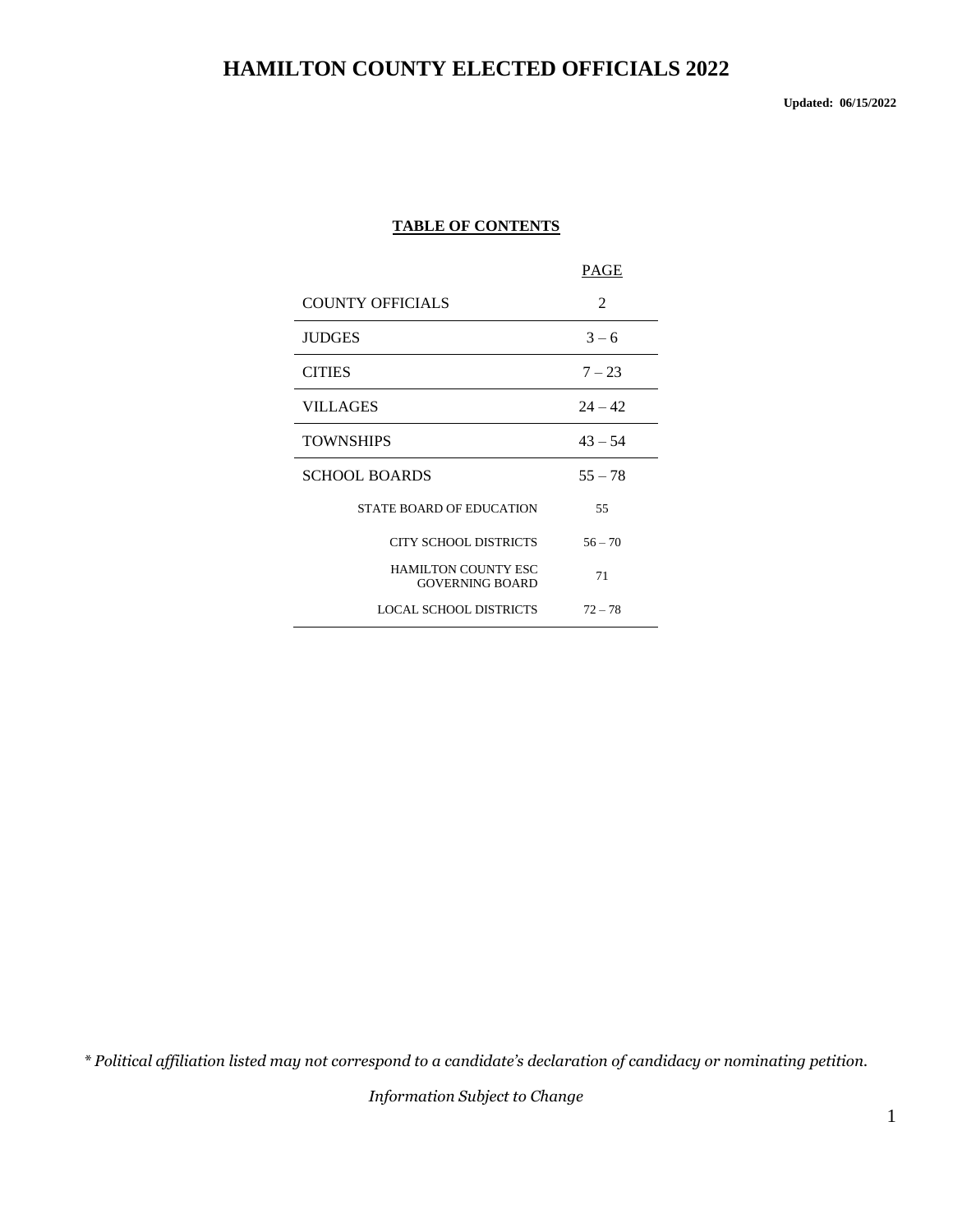# HAMILTON COUNTY ELECTED OFFICIALS 2022

**Updated: 06/15/2022**

**TABLE OF CONTENTS**

| | PAGE |
|---|---|
| COUNTY OFFICIALS | 2 |
| JUDGES | 3 – 6 |
| CITIES | 7 – 23 |
| VILLAGES | 24 – 42 |
| TOWNSHIPS | 43 – 54 |
| SCHOOL BOARDS | 55 – 78 |
| STATE BOARD OF EDUCATION | 55 |
| CITY SCHOOL DISTRICTS | 56 – 70 |
| HAMILTON COUNTY ESC GOVERNING BOARD | 71 |
| LOCAL SCHOOL DISTRICTS | 72 – 78 |

*\* Political affiliation listed may not correspond to a candidate's declaration of candidacy or nominating petition.*

*Information Subject to Change*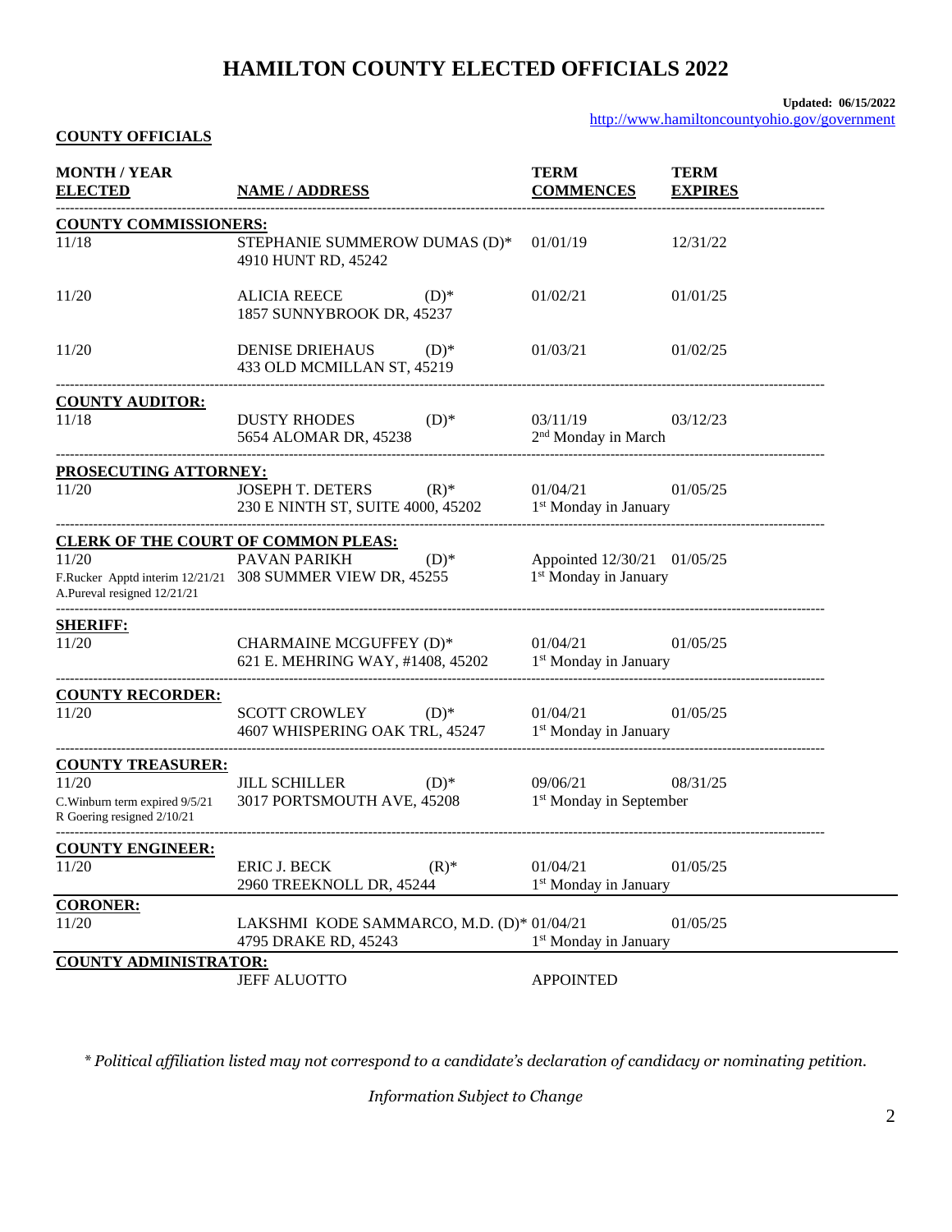# HAMILTON COUNTY ELECTED OFFICIALS 2022

**Updated: 06/15/2022**
http://www.hamiltoncountyohio.gov/government

**COUNTY OFFICIALS**

| MONTH / YEAR ELECTED | NAME / ADDRESS | TERM COMMENCES | TERM EXPIRES |
|---|---|---|---|
| **COUNTY COMMISSIONERS:** | | | |
| 11/18 | STEPHANIE SUMMEROW DUMAS (D)*<br>4910 HUNT RD, 45242 | 01/01/19 | 12/31/22 |
| 11/20 | ALICIA REECE (D)*<br>1857 SUNNYBROOK DR, 45237 | 01/02/21 | 01/01/25 |
| 11/20 | DENISE DRIEHAUS (D)*<br>433 OLD MCMILLAN ST, 45219 | 01/03/21 | 01/02/25 |
| **COUNTY AUDITOR:** | | | |
| 11/18 | DUSTY RHODES (D)*<br>5654 ALOMAR DR, 45238 | 03/11/19<br>2nd Monday in March | 03/12/23 |
| **PROSECUTING ATTORNEY:** | | | |
| 11/20 | JOSEPH T. DETERS (R)*<br>230 E NINTH ST, SUITE 4000, 45202 | 01/04/21<br>1st Monday in January | 01/05/25 |
| **CLERK OF THE COURT OF COMMON PLEAS:** | | | |
| 11/20<br>F.Rucker Apptd interim 12/21/21<br>A.Pureval resigned 12/21/21 | PAVAN PARIKH (D)*<br>308 SUMMER VIEW DR, 45255 | Appointed 12/30/21<br>1st Monday in January | 01/05/25 |
| **SHERIFF:** | | | |
| 11/20 | CHARMAINE MCGUFFEY (D)*<br>621 E. MEHRING WAY, #1408, 45202 | 01/04/21<br>1st Monday in January | 01/05/25 |
| **COUNTY RECORDER:** | | | |
| 11/20 | SCOTT CROWLEY (D)*<br>4607 WHISPERING OAK TRL, 45247 | 01/04/21<br>1st Monday in January | 01/05/25 |
| **COUNTY TREASURER:** | | | |
| 11/20<br>C.Winburn term expired 9/5/21<br>R Goering resigned 2/10/21 | JILL SCHILLER (D)*<br>3017 PORTSMOUTH AVE, 45208 | 09/06/21<br>1st Monday in September | 08/31/25 |
| **COUNTY ENGINEER:** | | | |
| 11/20 | ERIC J. BECK (R)*<br>2960 TREEKNOLL DR, 45244 | 01/04/21<br>1st Monday in January | 01/05/25 |
| **CORONER:** | | | |
| 11/20 | LAKSHMI KODE SAMMARCO, M.D. (D)*<br>4795 DRAKE RD, 45243 | 01/04/21<br>1st Monday in January | 01/05/25 |
| **COUNTY ADMINISTRATOR:** | | | |
| | JEFF ALUOTTO | APPOINTED | |

*\* Political affiliation listed may not correspond to a candidate's declaration of candidacy or nominating petition.*

*Information Subject to Change*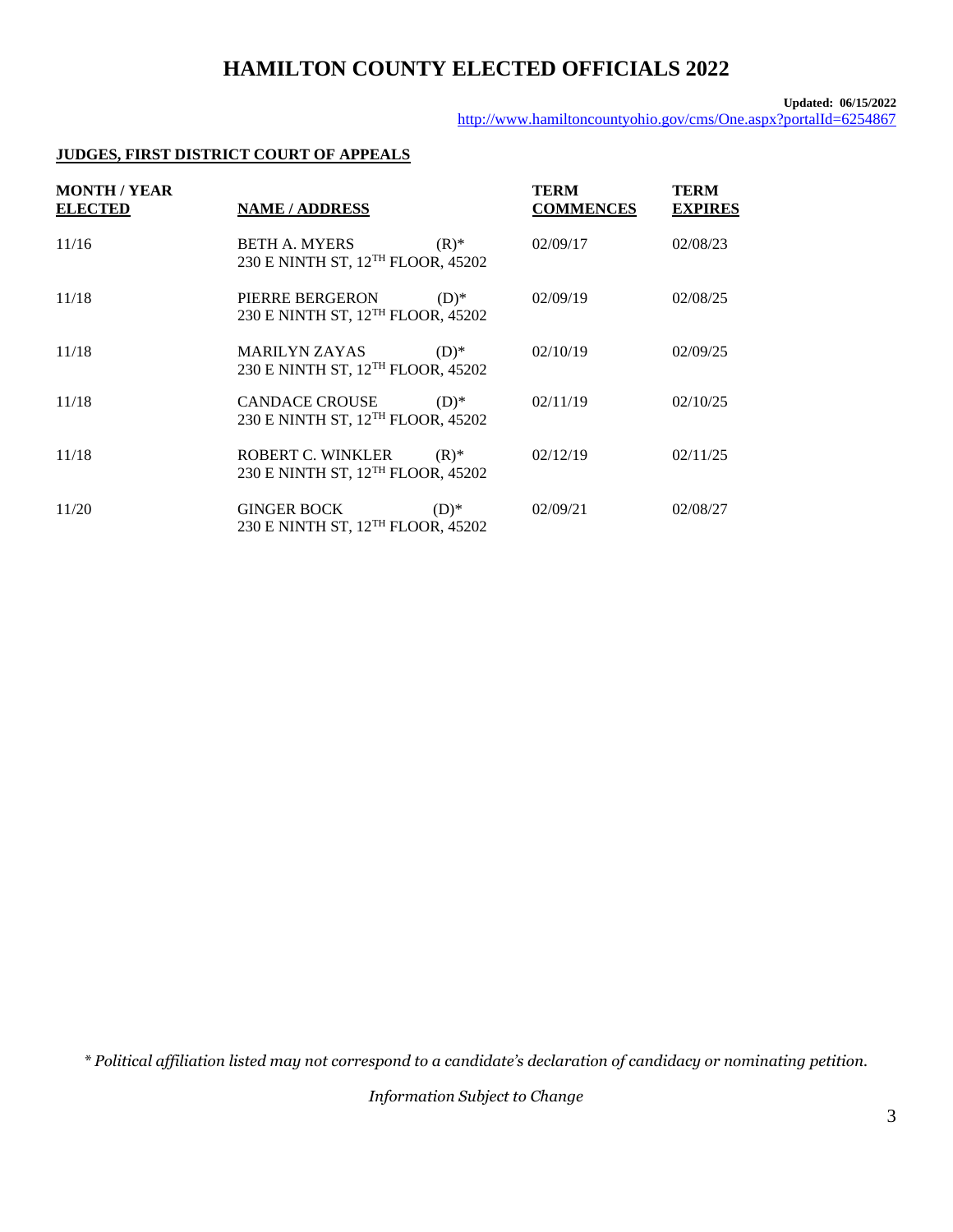# HAMILTON COUNTY ELECTED OFFICIALS 2022

**Updated: 06/15/2022**
http://www.hamiltoncountyohio.gov/cms/One.aspx?portalId=6254867

**JUDGES, FIRST DISTRICT COURT OF APPEALS**

| MONTH / YEAR ELECTED | NAME / ADDRESS | | TERM COMMENCES | TERM EXPIRES |
|---|---|---|---|---|
| 11/16 | BETH A. MYERS<br>230 E NINTH ST, 12TH FLOOR, 45202 | (R)* | 02/09/17 | 02/08/23 |
| 11/18 | PIERRE BERGERON<br>230 E NINTH ST, 12TH FLOOR, 45202 | (D)* | 02/09/19 | 02/08/25 |
| 11/18 | MARILYN ZAYAS<br>230 E NINTH ST, 12TH FLOOR, 45202 | (D)* | 02/10/19 | 02/09/25 |
| 11/18 | CANDACE CROUSE<br>230 E NINTH ST, 12TH FLOOR, 45202 | (D)* | 02/11/19 | 02/10/25 |
| 11/18 | ROBERT C. WINKLER<br>230 E NINTH ST, 12TH FLOOR, 45202 | (R)* | 02/12/19 | 02/11/25 |
| 11/20 | GINGER BOCK<br>230 E NINTH ST, 12TH FLOOR, 45202 | (D)* | 02/09/21 | 02/08/27 |

*\* Political affiliation listed may not correspond to a candidate's declaration of candidacy or nominating petition.*

*Information Subject to Change*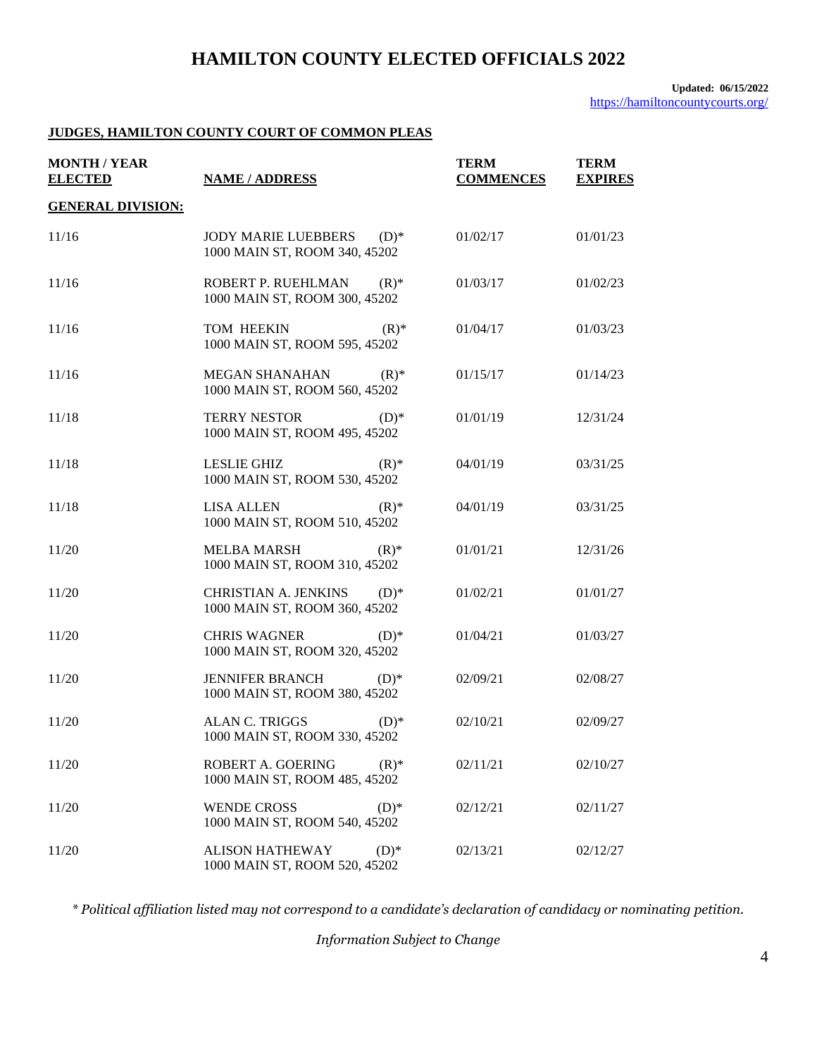# HAMILTON COUNTY ELECTED OFFICIALS 2022

**Updated: 06/15/2022**
https://hamiltoncountycourts.org/

## JUDGES, HAMILTON COUNTY COURT OF COMMON PLEAS

| MONTH / YEAR ELECTED | NAME / ADDRESS | TERM COMMENCES | TERM EXPIRES |
|---|---|---|---|
| **GENERAL DIVISION:** | | | |
| 11/16 | JODY MARIE LUEBBERS (D)*<br>1000 MAIN ST, ROOM 340, 45202 | 01/02/17 | 01/01/23 |
| 11/16 | ROBERT P. RUEHLMAN (R)*<br>1000 MAIN ST, ROOM 300, 45202 | 01/03/17 | 01/02/23 |
| 11/16 | TOM HEEKIN (R)*<br>1000 MAIN ST, ROOM 595, 45202 | 01/04/17 | 01/03/23 |
| 11/16 | MEGAN SHANAHAN (R)*<br>1000 MAIN ST, ROOM 560, 45202 | 01/15/17 | 01/14/23 |
| 11/18 | TERRY NESTOR (D)*<br>1000 MAIN ST, ROOM 495, 45202 | 01/01/19 | 12/31/24 |
| 11/18 | LESLIE GHIZ (R)*<br>1000 MAIN ST, ROOM 530, 45202 | 04/01/19 | 03/31/25 |
| 11/18 | LISA ALLEN (R)*<br>1000 MAIN ST, ROOM 510, 45202 | 04/01/19 | 03/31/25 |
| 11/20 | MELBA MARSH (R)*<br>1000 MAIN ST, ROOM 310, 45202 | 01/01/21 | 12/31/26 |
| 11/20 | CHRISTIAN A. JENKINS (D)*<br>1000 MAIN ST, ROOM 360, 45202 | 01/02/21 | 01/01/27 |
| 11/20 | CHRIS WAGNER (D)*<br>1000 MAIN ST, ROOM 320, 45202 | 01/04/21 | 01/03/27 |
| 11/20 | JENNIFER BRANCH (D)*<br>1000 MAIN ST, ROOM 380, 45202 | 02/09/21 | 02/08/27 |
| 11/20 | ALAN C. TRIGGS (D)*<br>1000 MAIN ST, ROOM 330, 45202 | 02/10/21 | 02/09/27 |
| 11/20 | ROBERT A. GOERING (R)*<br>1000 MAIN ST, ROOM 485, 45202 | 02/11/21 | 02/10/27 |
| 11/20 | WENDE CROSS (D)*<br>1000 MAIN ST, ROOM 540, 45202 | 02/12/21 | 02/11/27 |
| 11/20 | ALISON HATHEWAY (D)*<br>1000 MAIN ST, ROOM 520, 45202 | 02/13/21 | 02/12/27 |

*\* Political affiliation listed may not correspond to a candidate's declaration of candidacy or nominating petition.*

*Information Subject to Change*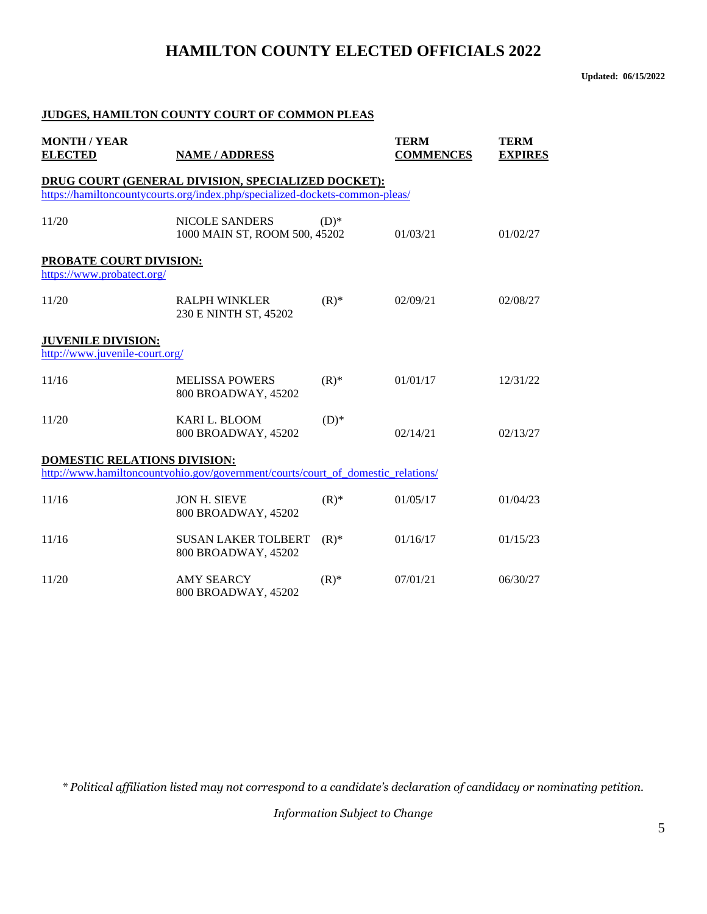# HAMILTON COUNTY ELECTED OFFICIALS 2022

**Updated: 06/15/2022**

## JUDGES, HAMILTON COUNTY COURT OF COMMON PLEAS

| MONTH / YEAR ELECTED | NAME / ADDRESS | | TERM COMMENCES | TERM EXPIRES |
|---|---|---|---|---|
| **DRUG COURT (GENERAL DIVISION, SPECIALIZED DOCKET):** https://hamiltoncountycourts.org/index.php/specialized-dockets-common-pleas/ | | | | |
| 11/20 | NICOLE SANDERS<br>1000 MAIN ST, ROOM 500, 45202 | (D)* | 01/03/21 | 01/02/27 |
| **PROBATE COURT DIVISION:** https://www.probatect.org/ | | | | |
| 11/20 | RALPH WINKLER<br>230 E NINTH ST, 45202 | (R)* | 02/09/21 | 02/08/27 |
| **JUVENILE DIVISION:** http://www.juvenile-court.org/ | | | | |
| 11/16 | MELISSA POWERS<br>800 BROADWAY, 45202 | (R)* | 01/01/17 | 12/31/22 |
| 11/20 | KARI L. BLOOM<br>800 BROADWAY, 45202 | (D)* | 02/14/21 | 02/13/27 |
| **DOMESTIC RELATIONS DIVISION:** http://www.hamiltoncountyohio.gov/government/courts/court_of_domestic_relations/ | | | | |
| 11/16 | JON H. SIEVE<br>800 BROADWAY, 45202 | (R)* | 01/05/17 | 01/04/23 |
| 11/16 | SUSAN LAKER TOLBERT<br>800 BROADWAY, 45202 | (R)* | 01/16/17 | 01/15/23 |
| 11/20 | AMY SEARCY<br>800 BROADWAY, 45202 | (R)* | 07/01/21 | 06/30/27 |

*\* Political affiliation listed may not correspond to a candidate's declaration of candidacy or nominating petition.*

*Information Subject to Change*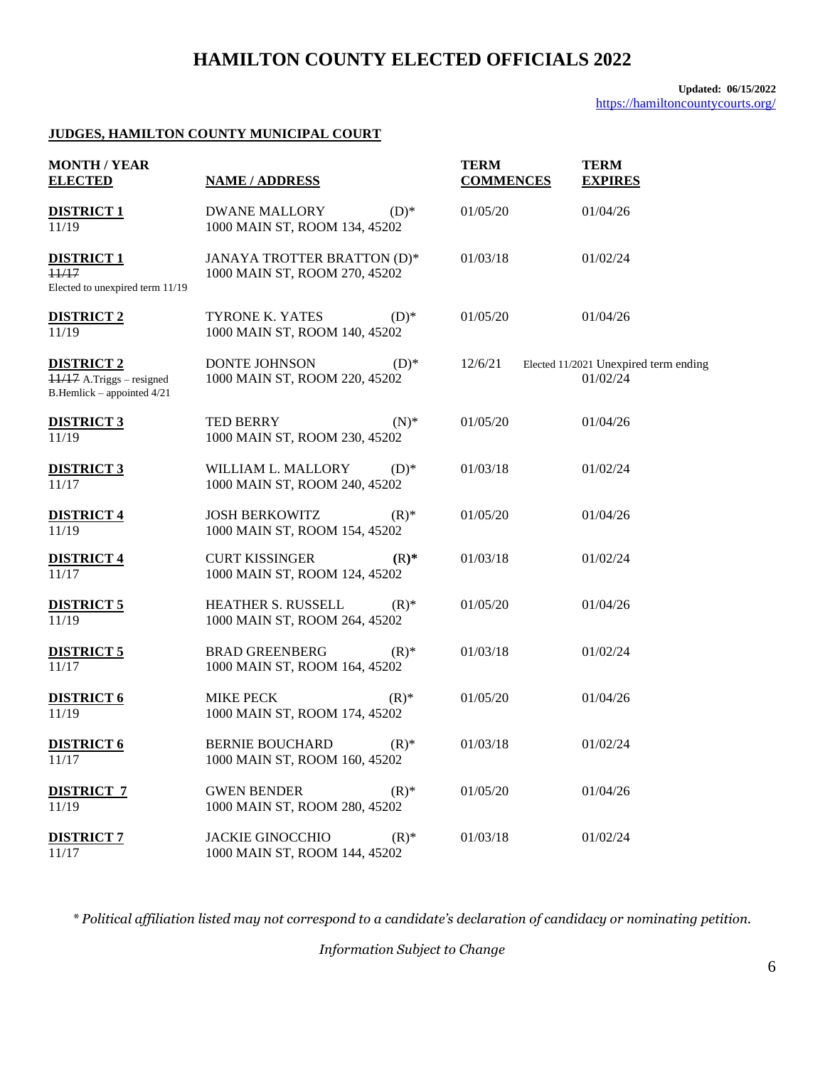# HAMILTON COUNTY ELECTED OFFICIALS 2022

**Updated: 06/15/2022**
https://hamiltoncountycourts.org/

## JUDGES, HAMILTON COUNTY MUNICIPAL COURT

| MONTH / YEAR ELECTED | NAME / ADDRESS | TERM COMMENCES | TERM EXPIRES |
|---|---|---|---|
| **DISTRICT 1** 11/19 | DWANE MALLORY (D)* 1000 MAIN ST, ROOM 134, 45202 | 01/05/20 | 01/04/26 |
| **DISTRICT 1** ~~11/17~~ Elected to unexpired term 11/19 | JANAYA TROTTER BRATTON (D)* 1000 MAIN ST, ROOM 270, 45202 | 01/03/18 | 01/02/24 |
| **DISTRICT 2** 11/19 | TYRONE K. YATES (D)* 1000 MAIN ST, ROOM 140, 45202 | 01/05/20 | 01/04/26 |
| **DISTRICT 2** ~~11/17~~ A.Triggs – resigned B.Hemlick – appointed 4/21 | DONTE JOHNSON (D)* 1000 MAIN ST, ROOM 220, 45202 | 12/6/21 | Elected 11/2021 Unexpired term ending 01/02/24 |
| **DISTRICT 3** 11/19 | TED BERRY (N)* 1000 MAIN ST, ROOM 230, 45202 | 01/05/20 | 01/04/26 |
| **DISTRICT 3** 11/17 | WILLIAM L. MALLORY (D)* 1000 MAIN ST, ROOM 240, 45202 | 01/03/18 | 01/02/24 |
| **DISTRICT 4** 11/19 | JOSH BERKOWITZ (R)* 1000 MAIN ST, ROOM 154, 45202 | 01/05/20 | 01/04/26 |
| **DISTRICT 4** 11/17 | CURT KISSINGER **(R)*** 1000 MAIN ST, ROOM 124, 45202 | 01/03/18 | 01/02/24 |
| **DISTRICT 5** 11/19 | HEATHER S. RUSSELL (R)* 1000 MAIN ST, ROOM 264, 45202 | 01/05/20 | 01/04/26 |
| **DISTRICT 5** 11/17 | BRAD GREENBERG (R)* 1000 MAIN ST, ROOM 164, 45202 | 01/03/18 | 01/02/24 |
| **DISTRICT 6** 11/19 | MIKE PECK (R)* 1000 MAIN ST, ROOM 174, 45202 | 01/05/20 | 01/04/26 |
| **DISTRICT 6** 11/17 | BERNIE BOUCHARD (R)* 1000 MAIN ST, ROOM 160, 45202 | 01/03/18 | 01/02/24 |
| **DISTRICT 7** 11/19 | GWEN BENDER (R)* 1000 MAIN ST, ROOM 280, 45202 | 01/05/20 | 01/04/26 |
| **DISTRICT 7** 11/17 | JACKIE GINOCCHIO (R)* 1000 MAIN ST, ROOM 144, 45202 | 01/03/18 | 01/02/24 |

*\* Political affiliation listed may not correspond to a candidate's declaration of candidacy or nominating petition.*

*Information Subject to Change*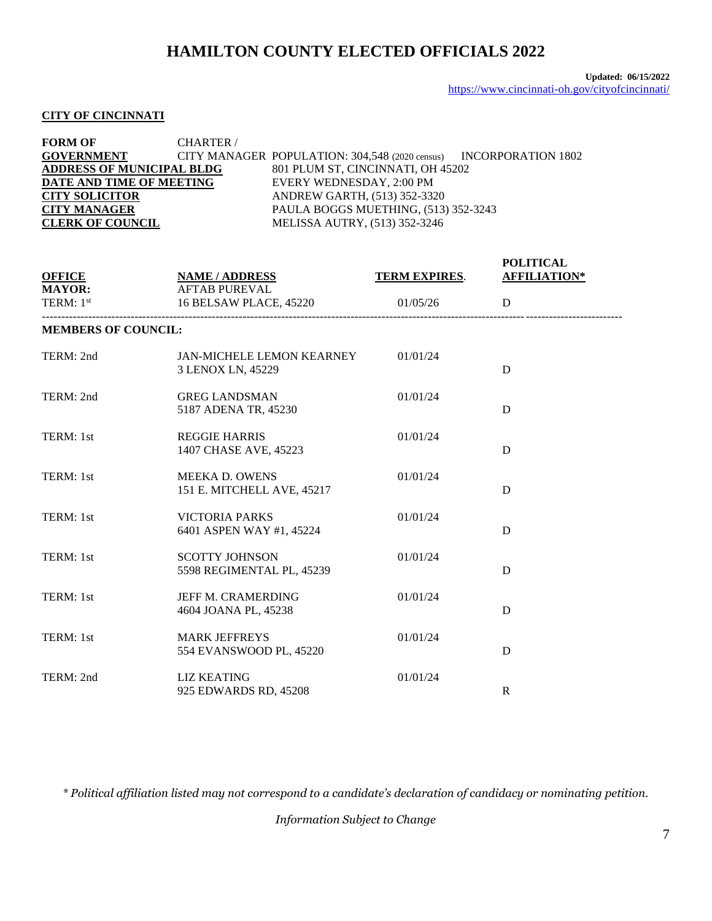# HAMILTON COUNTY ELECTED OFFICIALS 2022

**Updated: 06/15/2022**
https://www.cincinnati-oh.gov/cityofcincinnati/

**CITY OF CINCINNATI**

| | |
|---|---|
| **FORM OF GOVERNMENT** | CHARTER / CITY MANAGER POPULATION: 304,548 (2020 census) INCORPORATION 1802 |
| **ADDRESS OF MUNICIPAL BLDG** | 801 PLUM ST, CINCINNATI, OH 45202 |
| **DATE AND TIME OF MEETING** | EVERY WEDNESDAY, 2:00 PM |
| **CITY SOLICITOR** | ANDREW GARTH, (513) 352-3320 |
| **CITY MANAGER** | PAULA BOGGS MUETHING, (513) 352-3243 |
| **CLERK OF COUNCIL** | MELISSA AUTRY, (513) 352-3246 |

| OFFICE | NAME / ADDRESS | TERM EXPIRES. | POLITICAL AFFILIATION* |
|---|---|---|---|
| **MAYOR:** TERM: 1st | AFTAB PUREVAL 16 BELSAW PLACE, 45220 | 01/05/26 | D |
| **MEMBERS OF COUNCIL:** | | | |
| TERM: 2nd | JAN-MICHELE LEMON KEARNEY 3 LENOX LN, 45229 | 01/01/24 | D |
| TERM: 2nd | GREG LANDSMAN 5187 ADENA TR, 45230 | 01/01/24 | D |
| TERM: 1st | REGGIE HARRIS 1407 CHASE AVE, 45223 | 01/01/24 | D |
| TERM: 1st | MEEKA D. OWENS 151 E. MITCHELL AVE, 45217 | 01/01/24 | D |
| TERM: 1st | VICTORIA PARKS 6401 ASPEN WAY #1, 45224 | 01/01/24 | D |
| TERM: 1st | SCOTTY JOHNSON 5598 REGIMENTAL PL, 45239 | 01/01/24 | D |
| TERM: 1st | JEFF M. CRAMERDING 4604 JOANA PL, 45238 | 01/01/24 | D |
| TERM: 1st | MARK JEFFREYS 554 EVANSWOOD PL, 45220 | 01/01/24 | D |
| TERM: 2nd | LIZ KEATING 925 EDWARDS RD, 45208 | 01/01/24 | R |

*\* Political affiliation listed may not correspond to a candidate's declaration of candidacy or nominating petition.*

*Information Subject to Change*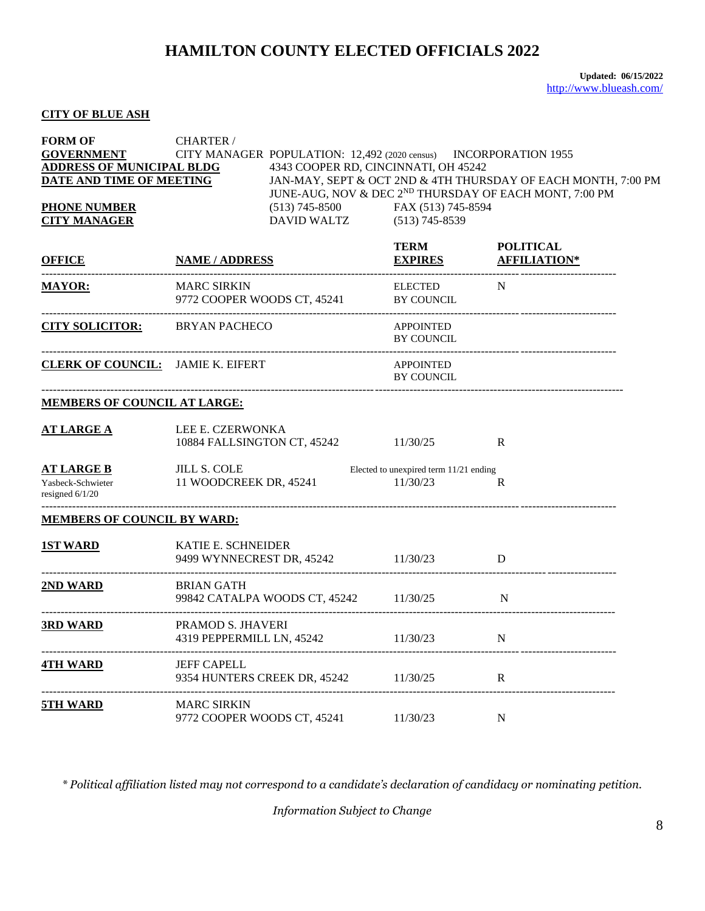# HAMILTON COUNTY ELECTED OFFICIALS 2022

**Updated: 06/15/2022**
http://www.blueash.com/

**CITY OF BLUE ASH**

**FORM OF GOVERNMENT** CHARTER / CITY MANAGER POPULATION: 12,492 (2020 census) INCORPORATION 1955
**ADDRESS OF MUNICIPAL BLDG** 4343 COOPER RD, CINCINNATI, OH 45242
**DATE AND TIME OF MEETING** JAN-MAY, SEPT & OCT 2ND & 4TH THURSDAY OF EACH MONTH, 7:00 PM
JUNE-AUG, NOV & DEC 2ND THURSDAY OF EACH MONT, 7:00 PM
**PHONE NUMBER** (513) 745-8500 FAX (513) 745-8594
**CITY MANAGER** DAVID WALTZ (513) 745-8539

| OFFICE | NAME / ADDRESS | TERM EXPIRES | POLITICAL AFFILIATION* |
|---|---|---|---|
| **MAYOR:** | MARC SIRKIN<br>9772 COOPER WOODS CT, 45241 | ELECTED BY COUNCIL | N |
| **CITY SOLICITOR:** | BRYAN PACHECO | APPOINTED BY COUNCIL | |
| **CLERK OF COUNCIL:** | JAMIE K. EIFERT | APPOINTED BY COUNCIL | |
| **MEMBERS OF COUNCIL AT LARGE:** | | | |
| **AT LARGE A** | LEE E. CZERWONKA<br>10884 FALLSINGTON CT, 45242 | 11/30/25 | R |
| **AT LARGE B**<br>Yasbeck-Schwieter resigned 6/1/20 | JILL S. COLE<br>11 WOODCREEK DR, 45241 | Elected to unexpired term 11/21 ending 11/30/23 | R |
| **MEMBERS OF COUNCIL BY WARD:** | | | |
| **1ST WARD** | KATIE E. SCHNEIDER<br>9499 WYNNECREST DR, 45242 | 11/30/23 | D |
| **2ND WARD** | BRIAN GATH<br>99842 CATALPA WOODS CT, 45242 | 11/30/25 | N |
| **3RD WARD** | PRAMOD S. JHAVERI<br>4319 PEPPERMILL LN, 45242 | 11/30/23 | N |
| **4TH WARD** | JEFF CAPELL<br>9354 HUNTERS CREEK DR, 45242 | 11/30/25 | R |
| **5TH WARD** | MARC SIRKIN<br>9772 COOPER WOODS CT, 45241 | 11/30/23 | N |

*\* Political affiliation listed may not correspond to a candidate's declaration of candidacy or nominating petition.*

*Information Subject to Change*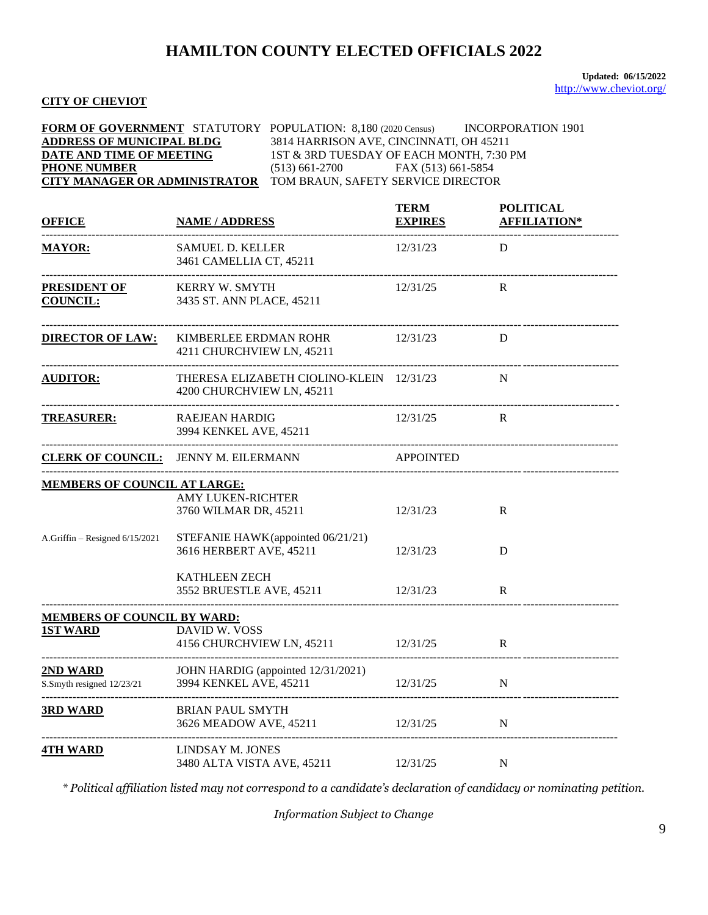# HAMILTON COUNTY ELECTED OFFICIALS 2022

**Updated: 06/15/2022**
http://www.cheviot.org/

**CITY OF CHEVIOT**

**FORM OF GOVERNMENT** STATUTORY POPULATION: 8,180 (2020 Census) INCORPORATION 1901
**ADDRESS OF MUNICIPAL BLDG** 3814 HARRISON AVE, CINCINNATI, OH 45211
**DATE AND TIME OF MEETING** 1ST & 3RD TUESDAY OF EACH MONTH, 7:30 PM
**PHONE NUMBER** (513) 661-2700 FAX (513) 661-5854
**CITY MANAGER OR ADMINISTRATOR** TOM BRAUN, SAFETY SERVICE DIRECTOR

| OFFICE | NAME / ADDRESS | TERM EXPIRES | POLITICAL AFFILIATION* |
|---|---|---|---|
| **MAYOR:** | SAMUEL D. KELLER<br>3461 CAMELLIA CT, 45211 | 12/31/23 | D |
| **PRESIDENT OF COUNCIL:** | KERRY W. SMYTH<br>3435 ST. ANN PLACE, 45211 | 12/31/25 | R |
| **DIRECTOR OF LAW:** | KIMBERLEE ERDMAN ROHR<br>4211 CHURCHVIEW LN, 45211 | 12/31/23 | D |
| **AUDITOR:** | THERESA ELIZABETH CIOLINO-KLEIN<br>4200 CHURCHVIEW LN, 45211 | 12/31/23 | N |
| **TREASURER:** | RAEJEAN HARDIG<br>3994 KENKEL AVE, 45211 | 12/31/25 | R |
| **CLERK OF COUNCIL:** | JENNY M. EILERMANN | APPOINTED | |
| **MEMBERS OF COUNCIL AT LARGE:** | | | |
| | AMY LUKEN-RICHTER<br>3760 WILMAR DR, 45211 | 12/31/23 | R |
| A.Griffin – Resigned 6/15/2021 | STEFANIE HAWK (appointed 06/21/21)<br>3616 HERBERT AVE, 45211 | 12/31/23 | D |
| | KATHLEEN ZECH<br>3552 BRUESTLE AVE, 45211 | 12/31/23 | R |
| **MEMBERS OF COUNCIL BY WARD:** | | | |
| **1ST WARD** | DAVID W. VOSS<br>4156 CHURCHVIEW LN, 45211 | 12/31/25 | R |
| **2ND WARD**<br>S.Smyth resigned 12/23/21 | JOHN HARDIG (appointed 12/31/2021)<br>3994 KENKEL AVE, 45211 | 12/31/25 | N |
| **3RD WARD** | BRIAN PAUL SMYTH<br>3626 MEADOW AVE, 45211 | 12/31/25 | N |
| **4TH WARD** | LINDSAY M. JONES<br>3480 ALTA VISTA AVE, 45211 | 12/31/25 | N |

*\* Political affiliation listed may not correspond to a candidate's declaration of candidacy or nominating petition.*

*Information Subject to Change*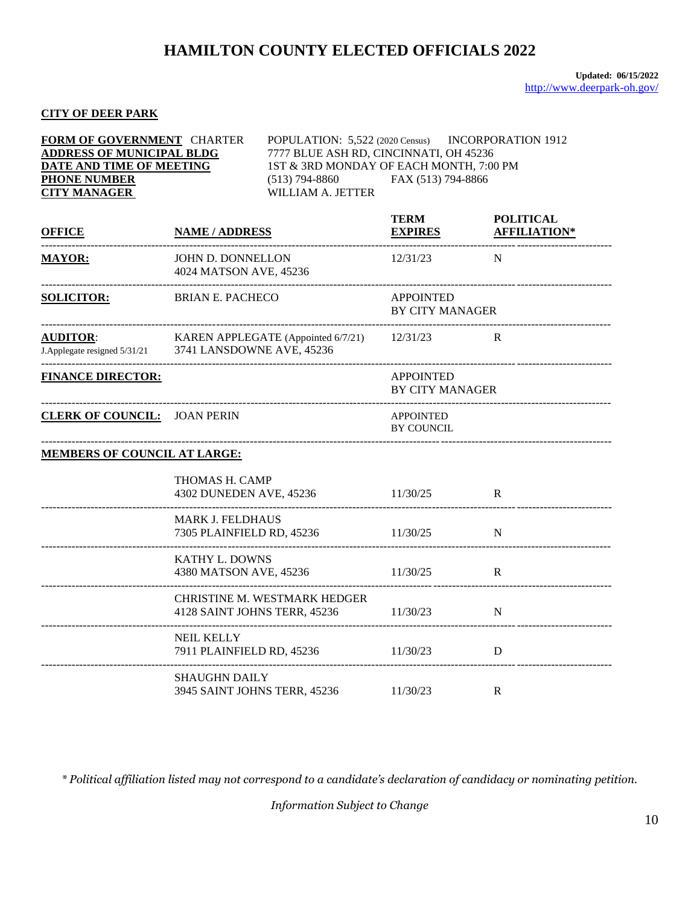# HAMILTON COUNTY ELECTED OFFICIALS 2022

**Updated: 06/15/2022**
http://www.deerpark-oh.gov/

**CITY OF DEER PARK**

| | | | |
|---|---|---|---|
| **FORM OF GOVERNMENT** CHARTER | POPULATION: 5,522 (2020 Census) | INCORPORATION 1912 | |
| **ADDRESS OF MUNICIPAL BLDG** | 7777 BLUE ASH RD, CINCINNATI, OH 45236 | | |
| **DATE AND TIME OF MEETING** | 1ST & 3RD MONDAY OF EACH MONTH, 7:00 PM | | |
| **PHONE NUMBER** | (513) 794-8860 | FAX (513) 794-8866 | |
| **CITY MANAGER** | WILLIAM A. JETTER | | |

| OFFICE | NAME / ADDRESS | TERM EXPIRES | POLITICAL AFFILIATION* |
|---|---|---|---|
| **MAYOR:** | JOHN D. DONNELLON<br>4024 MATSON AVE, 45236 | 12/31/23 | N |
| **SOLICITOR:** | BRIAN E. PACHECO | APPOINTED BY CITY MANAGER | |
| **AUDITOR**:<br>J.Applegate resigned 5/31/21 | KAREN APPLEGATE (Appointed 6/7/21)<br>3741 LANSDOWNE AVE, 45236 | 12/31/23 | R |
| **FINANCE DIRECTOR:** | | APPOINTED BY CITY MANAGER | |
| **CLERK OF COUNCIL:** | JOAN PERIN | APPOINTED BY COUNCIL | |
| **MEMBERS OF COUNCIL AT LARGE:** | | | |
| | THOMAS H. CAMP<br>4302 DUNEDEN AVE, 45236 | 11/30/25 | R |
| | MARK J. FELDHAUS<br>7305 PLAINFIELD RD, 45236 | 11/30/25 | N |
| | KATHY L. DOWNS<br>4380 MATSON AVE, 45236 | 11/30/25 | R |
| | CHRISTINE M. WESTMARK HEDGER<br>4128 SAINT JOHNS TERR, 45236 | 11/30/23 | N |
| | NEIL KELLY<br>7911 PLAINFIELD RD, 45236 | 11/30/23 | D |
| | SHAUGHN DAILY<br>3945 SAINT JOHNS TERR, 45236 | 11/30/23 | R |

*\* Political affiliation listed may not correspond to a candidate's declaration of candidacy or nominating petition.*

*Information Subject to Change*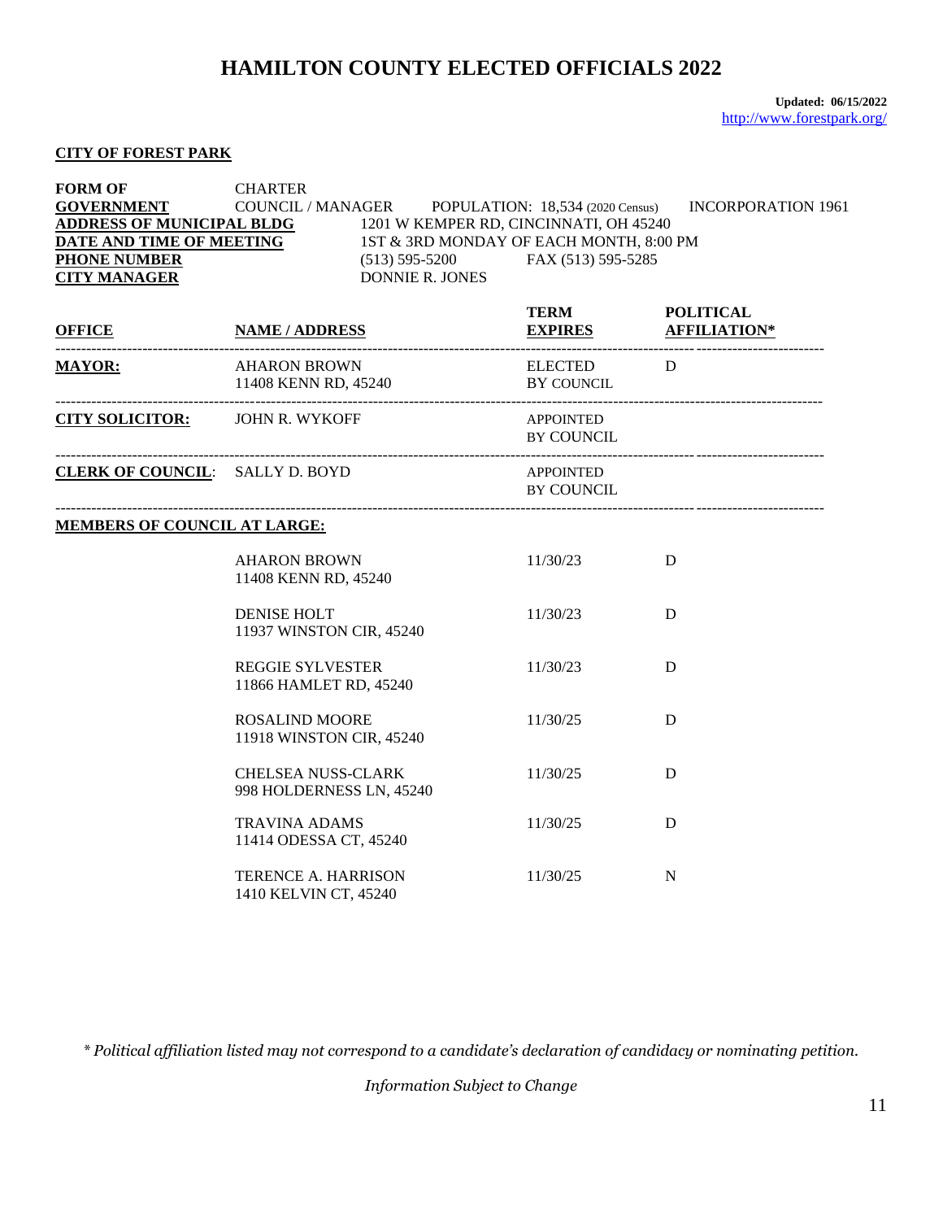# HAMILTON COUNTY ELECTED OFFICIALS 2022

**Updated: 06/15/2022**
http://www.forestpark.org/

**CITY OF FOREST PARK**

**FORM OF GOVERNMENT** CHARTER COUNCIL / MANAGER POPULATION: 18,534 (2020 Census) INCORPORATION 1961
**ADDRESS OF MUNICIPAL BLDG** 1201 W KEMPER RD, CINCINNATI, OH 45240
**DATE AND TIME OF MEETING** 1ST & 3RD MONDAY OF EACH MONTH, 8:00 PM
**PHONE NUMBER** (513) 595-5200 FAX (513) 595-5285
**CITY MANAGER** DONNIE R. JONES

| OFFICE | NAME / ADDRESS | TERM EXPIRES | POLITICAL AFFILIATION* |
|---|---|---|---|
| **MAYOR:** | AHARON BROWN<br>11408 KENN RD, 45240 | ELECTED BY COUNCIL | D |
| **CITY SOLICITOR:** | JOHN R. WYKOFF | APPOINTED BY COUNCIL | |
| **CLERK OF COUNCIL:** | SALLY D. BOYD | APPOINTED BY COUNCIL | |
| **MEMBERS OF COUNCIL AT LARGE:** | | | |
| | AHARON BROWN<br>11408 KENN RD, 45240 | 11/30/23 | D |
| | DENISE HOLT<br>11937 WINSTON CIR, 45240 | 11/30/23 | D |
| | REGGIE SYLVESTER<br>11866 HAMLET RD, 45240 | 11/30/23 | D |
| | ROSALIND MOORE<br>11918 WINSTON CIR, 45240 | 11/30/25 | D |
| | CHELSEA NUSS-CLARK<br>998 HOLDERNESS LN, 45240 | 11/30/25 | D |
| | TRAVINA ADAMS<br>11414 ODESSA CT, 45240 | 11/30/25 | D |
| | TERENCE A. HARRISON<br>1410 KELVIN CT, 45240 | 11/30/25 | N |

*\* Political affiliation listed may not correspond to a candidate's declaration of candidacy or nominating petition.*

*Information Subject to Change*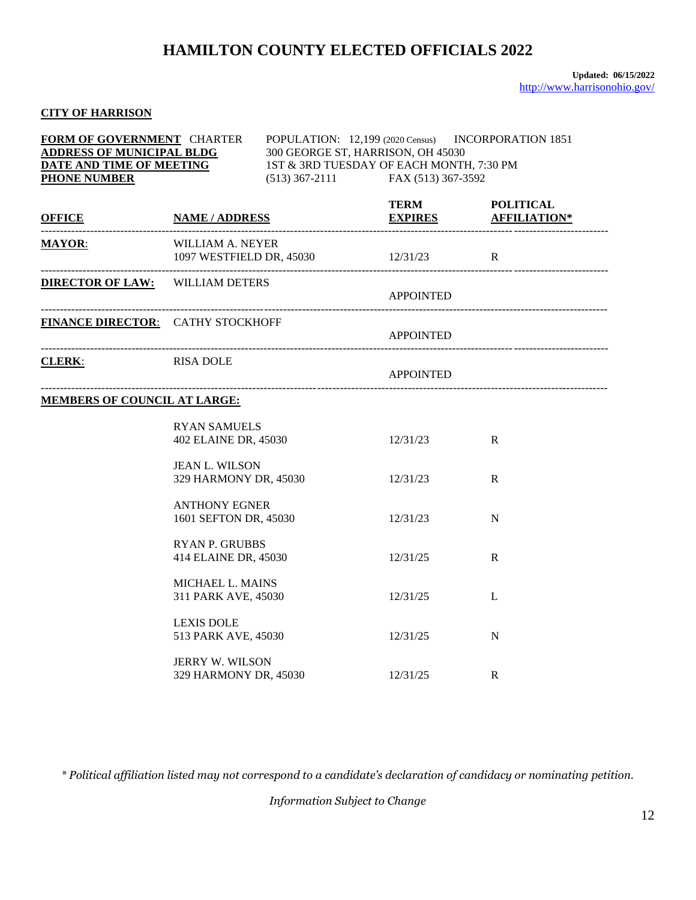# HAMILTON COUNTY ELECTED OFFICIALS 2022

**Updated: 06/15/2022**
http://www.harrisonohio.gov/

**CITY OF HARRISON**

**FORM OF GOVERNMENT** CHARTER POPULATION: 12,199 (2020 Census) INCORPORATION 1851
**ADDRESS OF MUNICIPAL BLDG** 300 GEORGE ST, HARRISON, OH 45030
**DATE AND TIME OF MEETING** 1ST & 3RD TUESDAY OF EACH MONTH, 7:30 PM
**PHONE NUMBER** (513) 367-2111 FAX (513) 367-3592

| OFFICE | NAME / ADDRESS | TERM EXPIRES | POLITICAL AFFILIATION* |
|---|---|---|---|
| **MAYOR**: | WILLIAM A. NEYER<br>1097 WESTFIELD DR, 45030 | 12/31/23 | R |
| **DIRECTOR OF LAW:** | WILLIAM DETERS | APPOINTED | |
| **FINANCE DIRECTOR**: | CATHY STOCKHOFF | APPOINTED | |
| **CLERK**: | RISA DOLE | APPOINTED | |
| **MEMBERS OF COUNCIL AT LARGE:** | | | |
| | RYAN SAMUELS<br>402 ELAINE DR, 45030 | 12/31/23 | R |
| | JEAN L. WILSON<br>329 HARMONY DR, 45030 | 12/31/23 | R |
| | ANTHONY EGNER<br>1601 SEFTON DR, 45030 | 12/31/23 | N |
| | RYAN P. GRUBBS<br>414 ELAINE DR, 45030 | 12/31/25 | R |
| | MICHAEL L. MAINS<br>311 PARK AVE, 45030 | 12/31/25 | L |
| | LEXIS DOLE<br>513 PARK AVE, 45030 | 12/31/25 | N |
| | JERRY W. WILSON<br>329 HARMONY DR, 45030 | 12/31/25 | R |

*\* Political affiliation listed may not correspond to a candidate's declaration of candidacy or nominating petition.*

*Information Subject to Change*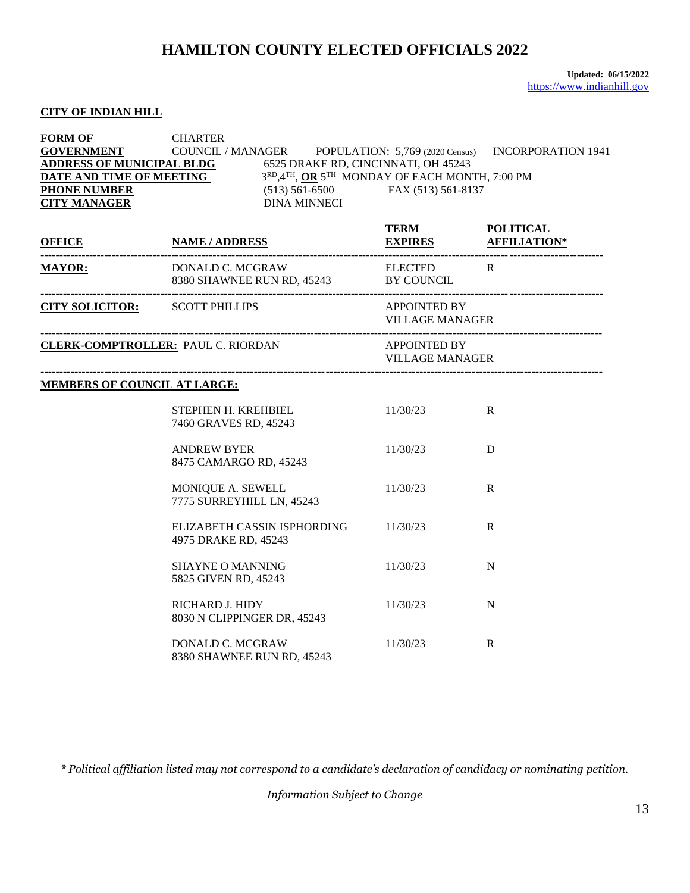# HAMILTON COUNTY ELECTED OFFICIALS 2022

**Updated: 06/15/2022**
https://www.indianhill.gov

**CITY OF INDIAN HILL**

**FORM OF GOVERNMENT** CHARTER COUNCIL / MANAGER POPULATION: 5,769 (2020 Census) INCORPORATION 1941
**ADDRESS OF MUNICIPAL BLDG** 6525 DRAKE RD, CINCINNATI, OH 45243
**DATE AND TIME OF MEETING** 3RD, 4TH, **OR** 5TH MONDAY OF EACH MONTH, 7:00 PM
**PHONE NUMBER** (513) 561-6500 FAX (513) 561-8137
**CITY MANAGER** DINA MINNECI

| OFFICE | NAME / ADDRESS | TERM EXPIRES | POLITICAL AFFILIATION* |
|---|---|---|---|
| **MAYOR:** | DONALD C. MCGRAW<br>8380 SHAWNEE RUN RD, 45243 | ELECTED BY COUNCIL | R |
| **CITY SOLICITOR:** | SCOTT PHILLIPS | APPOINTED BY VILLAGE MANAGER | |
| **CLERK-COMPTROLLER:** | PAUL C. RIORDAN | APPOINTED BY VILLAGE MANAGER | |
| **MEMBERS OF COUNCIL AT LARGE:** | | | |
| | STEPHEN H. KREHBIEL<br>7460 GRAVES RD, 45243 | 11/30/23 | R |
| | ANDREW BYER<br>8475 CAMARGO RD, 45243 | 11/30/23 | D |
| | MONIQUE A. SEWELL<br>7775 SURREYHILL LN, 45243 | 11/30/23 | R |
| | ELIZABETH CASSIN ISPHORDING<br>4975 DRAKE RD, 45243 | 11/30/23 | R |
| | SHAYNE O MANNING<br>5825 GIVEN RD, 45243 | 11/30/23 | N |
| | RICHARD J. HIDY<br>8030 N CLIPPINGER DR, 45243 | 11/30/23 | N |
| | DONALD C. MCGRAW<br>8380 SHAWNEE RUN RD, 45243 | 11/30/23 | R |

*\* Political affiliation listed may not correspond to a candidate's declaration of candidacy or nominating petition.*

*Information Subject to Change*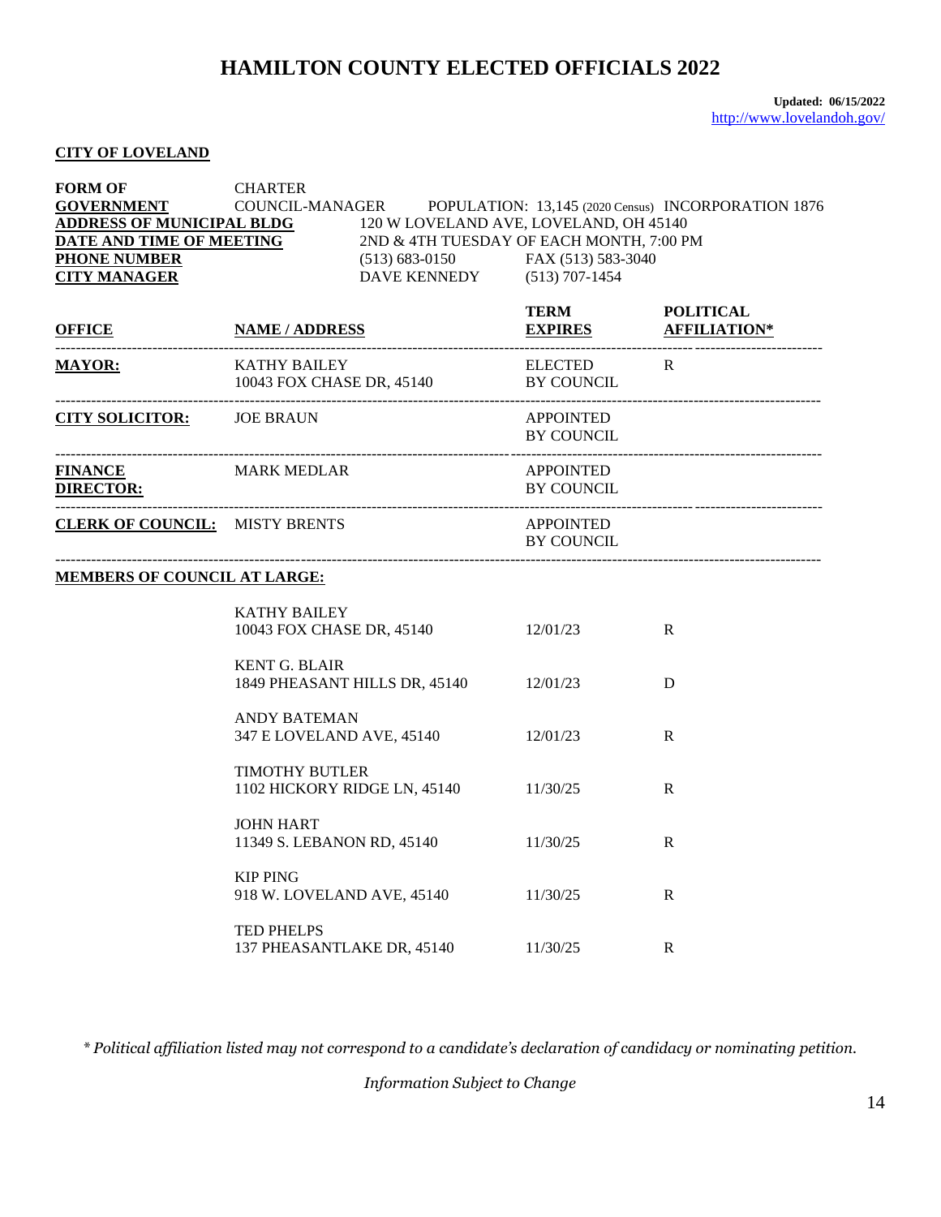# HAMILTON COUNTY ELECTED OFFICIALS 2022

**Updated: 06/15/2022**
http://www.lovelandoh.gov/

**CITY OF LOVELAND**

**FORM OF GOVERNMENT** CHARTER COUNCIL-MANAGER POPULATION: 13,145 (2020 Census) INCORPORATION 1876
**ADDRESS OF MUNICIPAL BLDG** 120 W LOVELAND AVE, LOVELAND, OH 45140
**DATE AND TIME OF MEETING** 2ND & 4TH TUESDAY OF EACH MONTH, 7:00 PM
**PHONE NUMBER** (513) 683-0150 FAX (513) 583-3040
**CITY MANAGER** DAVE KENNEDY (513) 707-1454

| OFFICE | NAME / ADDRESS | TERM EXPIRES | POLITICAL AFFILIATION* |
|---|---|---|---|
| **MAYOR:** | KATHY BAILEY<br>10043 FOX CHASE DR, 45140 | ELECTED BY COUNCIL | R |
| **CITY SOLICITOR:** | JOE BRAUN | APPOINTED BY COUNCIL | |
| **FINANCE DIRECTOR:** | MARK MEDLAR | APPOINTED BY COUNCIL | |
| **CLERK OF COUNCIL:** | MISTY BRENTS | APPOINTED BY COUNCIL | |
| **MEMBERS OF COUNCIL AT LARGE:** | | | |
| | KATHY BAILEY<br>10043 FOX CHASE DR, 45140 | 12/01/23 | R |
| | KENT G. BLAIR<br>1849 PHEASANT HILLS DR, 45140 | 12/01/23 | D |
| | ANDY BATEMAN<br>347 E LOVELAND AVE, 45140 | 12/01/23 | R |
| | TIMOTHY BUTLER<br>1102 HICKORY RIDGE LN, 45140 | 11/30/25 | R |
| | JOHN HART<br>11349 S. LEBANON RD, 45140 | 11/30/25 | R |
| | KIP PING<br>918 W. LOVELAND AVE, 45140 | 11/30/25 | R |
| | TED PHELPS<br>137 PHEASANTLAKE DR, 45140 | 11/30/25 | R |

*\* Political affiliation listed may not correspond to a candidate's declaration of candidacy or nominating petition.*

*Information Subject to Change*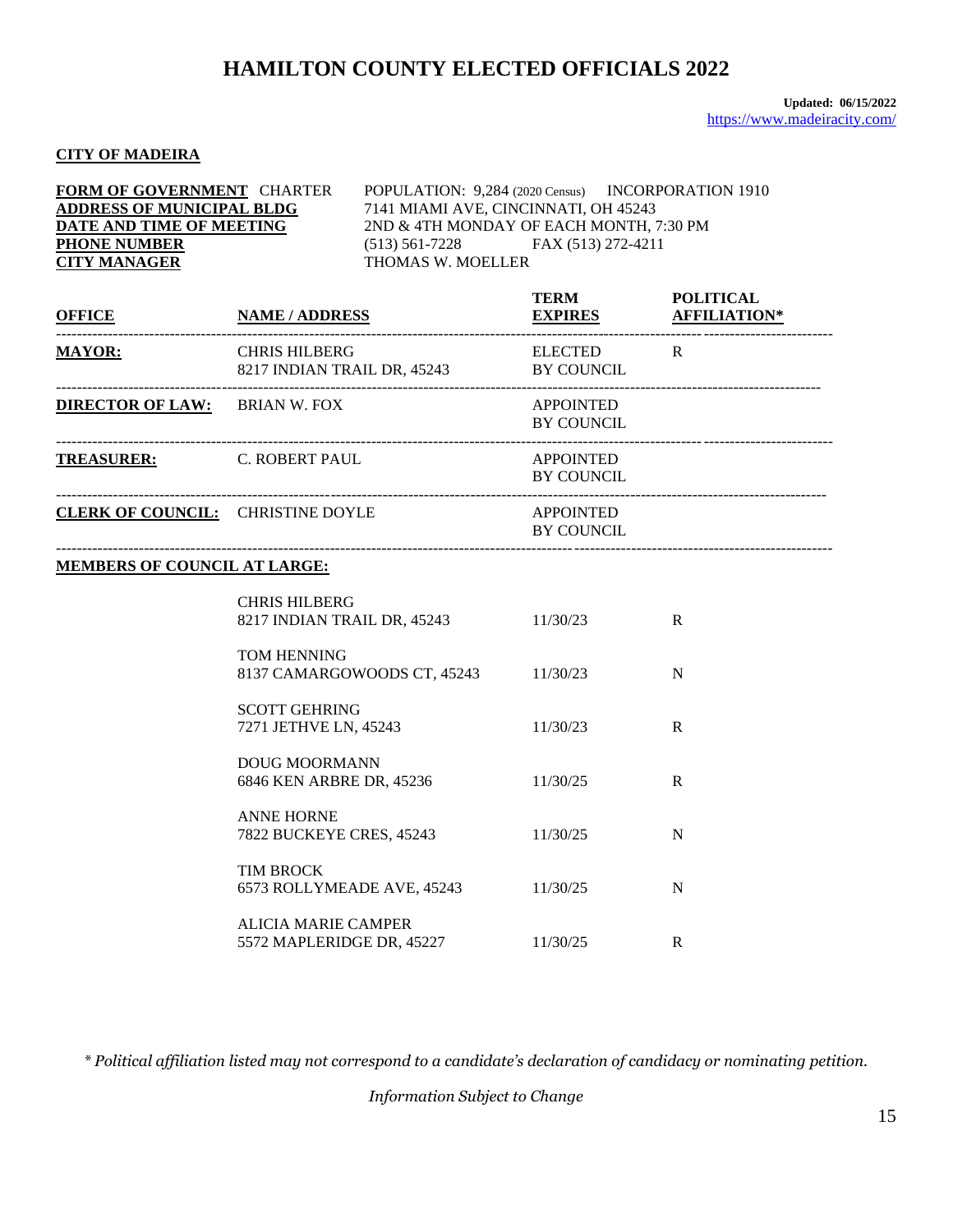# HAMILTON COUNTY ELECTED OFFICIALS 2022

**Updated: 06/15/2022**
https://www.madeiracity.com/

**CITY OF MADEIRA**

**FORM OF GOVERNMENT** CHARTER POPULATION: 9,284 (2020 Census) INCORPORATION 1910
**ADDRESS OF MUNICIPAL BLDG** 7141 MIAMI AVE, CINCINNATI, OH 45243
**DATE AND TIME OF MEETING** 2ND & 4TH MONDAY OF EACH MONTH, 7:30 PM
**PHONE NUMBER** (513) 561-7228 FAX (513) 272-4211
**CITY MANAGER** THOMAS W. MOELLER

| OFFICE | NAME / ADDRESS | TERM EXPIRES | POLITICAL AFFILIATION* |
|---|---|---|---|
| **MAYOR:** | CHRIS HILBERG<br>8217 INDIAN TRAIL DR, 45243 | ELECTED BY COUNCIL | R |
| **DIRECTOR OF LAW:** | BRIAN W. FOX | APPOINTED BY COUNCIL | |
| **TREASURER:** | C. ROBERT PAUL | APPOINTED BY COUNCIL | |
| **CLERK OF COUNCIL:** | CHRISTINE DOYLE | APPOINTED BY COUNCIL | |
| **MEMBERS OF COUNCIL AT LARGE:** | | | |
| | CHRIS HILBERG<br>8217 INDIAN TRAIL DR, 45243 | 11/30/23 | R |
| | TOM HENNING<br>8137 CAMARGOWOODS CT, 45243 | 11/30/23 | N |
| | SCOTT GEHRING<br>7271 JETHVE LN, 45243 | 11/30/23 | R |
| | DOUG MOORMANN<br>6846 KEN ARBRE DR, 45236 | 11/30/25 | R |
| | ANNE HORNE<br>7822 BUCKEYE CRES, 45243 | 11/30/25 | N |
| | TIM BROCK<br>6573 ROLLYMEADE AVE, 45243 | 11/30/25 | N |
| | ALICIA MARIE CAMPER<br>5572 MAPLERIDGE DR, 45227 | 11/30/25 | R |

*\* Political affiliation listed may not correspond to a candidate's declaration of candidacy or nominating petition.*

*Information Subject to Change*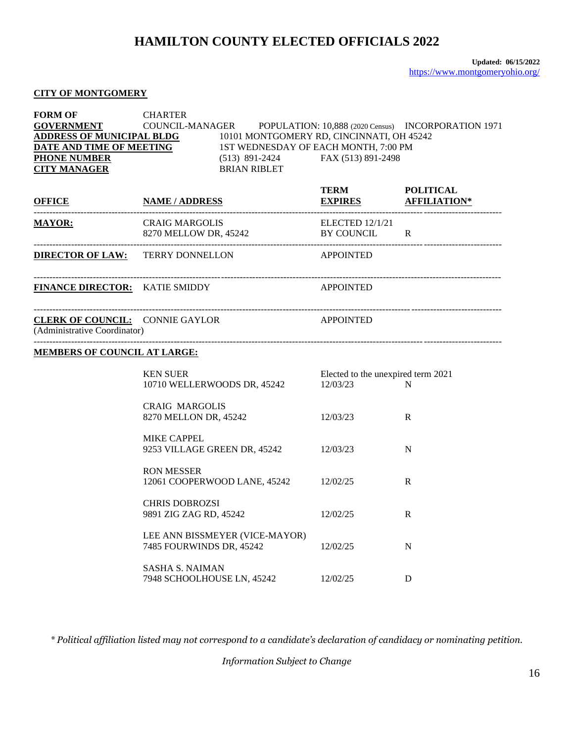# HAMILTON COUNTY ELECTED OFFICIALS 2022

**Updated: 06/15/2022**
https://www.montgomeryohio.org/

**CITY OF MONTGOMERY**

| | | | |
|---|---|---|---|
| **FORM OF GOVERNMENT** | CHARTER COUNCIL-MANAGER | POPULATION: 10,888 (2020 Census) | INCORPORATION 1971 |
| **ADDRESS OF MUNICIPAL BLDG** | 10101 MONTGOMERY RD, CINCINNATI, OH 45242 | | |
| **DATE AND TIME OF MEETING** | 1ST WEDNESDAY OF EACH MONTH, 7:00 PM | | |
| **PHONE NUMBER** | (513) 891-2424 | FAX (513) 891-2498 | |
| **CITY MANAGER** | BRIAN RIBLET | | |

| OFFICE | NAME / ADDRESS | TERM EXPIRES | POLITICAL AFFILIATION* |
|---|---|---|---|
| **MAYOR:** | CRAIG MARGOLIS<br>8270 MELLOW DR, 45242 | ELECTED 12/1/21<br>BY COUNCIL | R |
| **DIRECTOR OF LAW:** | TERRY DONNELLON | APPOINTED | |
| **FINANCE DIRECTOR:** | KATIE SMIDDY | APPOINTED | |
| **CLERK OF COUNCIL:** (Administrative Coordinator) | CONNIE GAYLOR | APPOINTED | |
| **MEMBERS OF COUNCIL AT LARGE:** | | | |
| | KEN SUER<br>10710 WELLERWOODS DR, 45242 | Elected to the unexpired term 2021<br>12/03/23 | N |
| | CRAIG MARGOLIS<br>8270 MELLON DR, 45242 | 12/03/23 | R |
| | MIKE CAPPEL<br>9253 VILLAGE GREEN DR, 45242 | 12/03/23 | N |
| | RON MESSER<br>12061 COOPERWOOD LANE, 45242 | 12/02/25 | R |
| | CHRIS DOBROZSI<br>9891 ZIG ZAG RD, 45242 | 12/02/25 | R |
| | LEE ANN BISSMEYER (VICE-MAYOR)<br>7485 FOURWINDS DR, 45242 | 12/02/25 | N |
| | SASHA S. NAIMAN<br>7948 SCHOOLHOUSE LN, 45242 | 12/02/25 | D |

*\* Political affiliation listed may not correspond to a candidate's declaration of candidacy or nominating petition.*

*Information Subject to Change*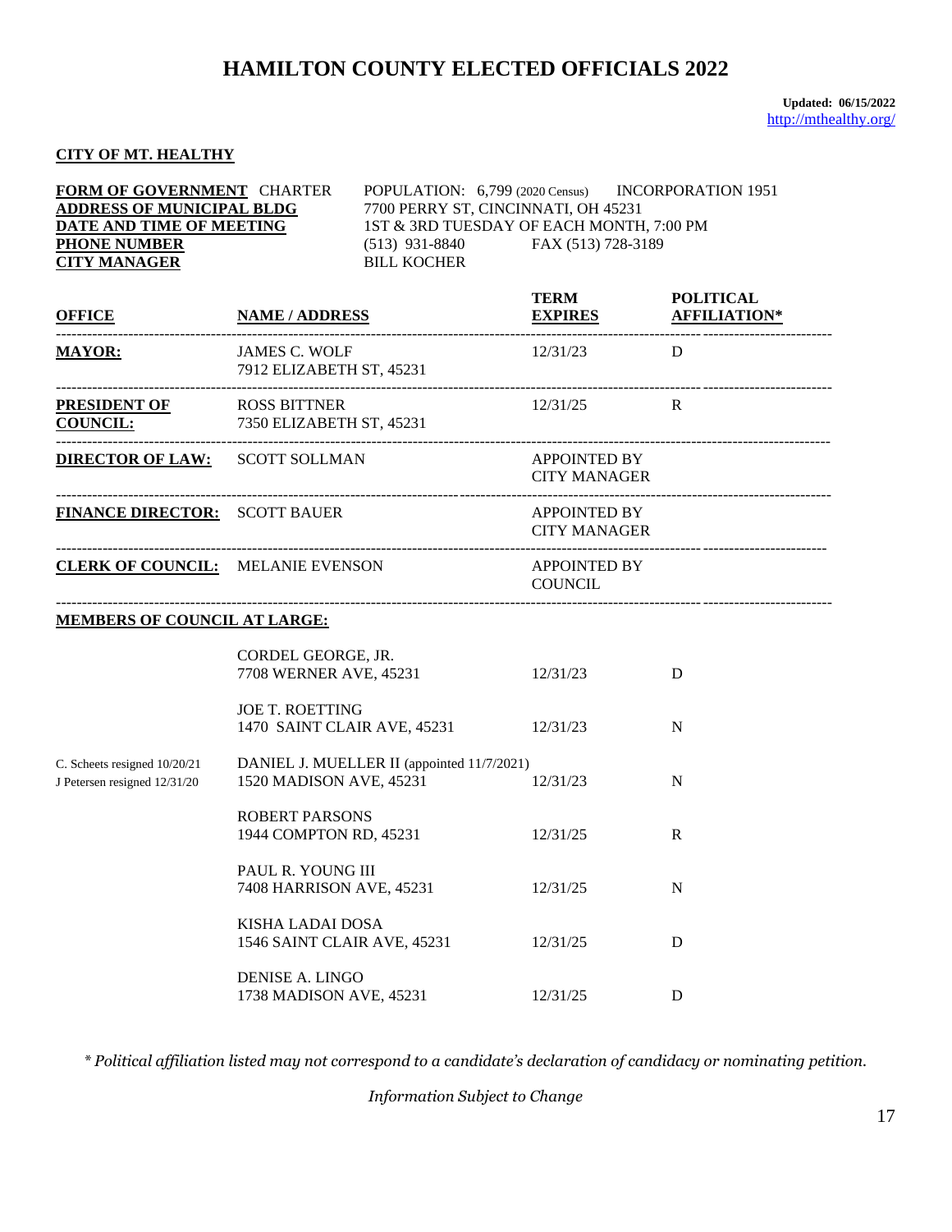# HAMILTON COUNTY ELECTED OFFICIALS 2022

**Updated: 06/15/2022**
http://mthealthy.org/

**CITY OF MT. HEALTHY**

| | |
|---|---|
| **FORM OF GOVERNMENT** CHARTER | POPULATION: 6,799 (2020 Census) INCORPORATION 1951 |
| **ADDRESS OF MUNICIPAL BLDG** | 7700 PERRY ST, CINCINNATI, OH 45231 |
| **DATE AND TIME OF MEETING** | 1ST & 3RD TUESDAY OF EACH MONTH, 7:00 PM |
| **PHONE NUMBER** | (513) 931-8840 FAX (513) 728-3189 |
| **CITY MANAGER** | BILL KOCHER |

| OFFICE | NAME / ADDRESS | TERM EXPIRES | POLITICAL AFFILIATION* |
|---|---|---|---|
| **MAYOR:** | JAMES C. WOLF<br>7912 ELIZABETH ST, 45231 | 12/31/23 | D |
| **PRESIDENT OF COUNCIL:** | ROSS BITTNER<br>7350 ELIZABETH ST, 45231 | 12/31/25 | R |
| **DIRECTOR OF LAW:** | SCOTT SOLLMAN | APPOINTED BY CITY MANAGER | |
| **FINANCE DIRECTOR:** | SCOTT BAUER | APPOINTED BY CITY MANAGER | |
| **CLERK OF COUNCIL:** | MELANIE EVENSON | APPOINTED BY COUNCIL | |
| **MEMBERS OF COUNCIL AT LARGE:** | | | |
| | CORDEL GEORGE, JR.<br>7708 WERNER AVE, 45231 | 12/31/23 | D |
| | JOE T. ROETTING<br>1470 SAINT CLAIR AVE, 45231 | 12/31/23 | N |
| C. Scheets resigned 10/20/21<br>J Petersen resigned 12/31/20 | DANIEL J. MUELLER II (appointed 11/7/2021)<br>1520 MADISON AVE, 45231 | 12/31/23 | N |
| | ROBERT PARSONS<br>1944 COMPTON RD, 45231 | 12/31/25 | R |
| | PAUL R. YOUNG III<br>7408 HARRISON AVE, 45231 | 12/31/25 | N |
| | KISHA LADAI DOSA<br>1546 SAINT CLAIR AVE, 45231 | 12/31/25 | D |
| | DENISE A. LINGO<br>1738 MADISON AVE, 45231 | 12/31/25 | D |

*\* Political affiliation listed may not correspond to a candidate's declaration of candidacy or nominating petition.*

*Information Subject to Change*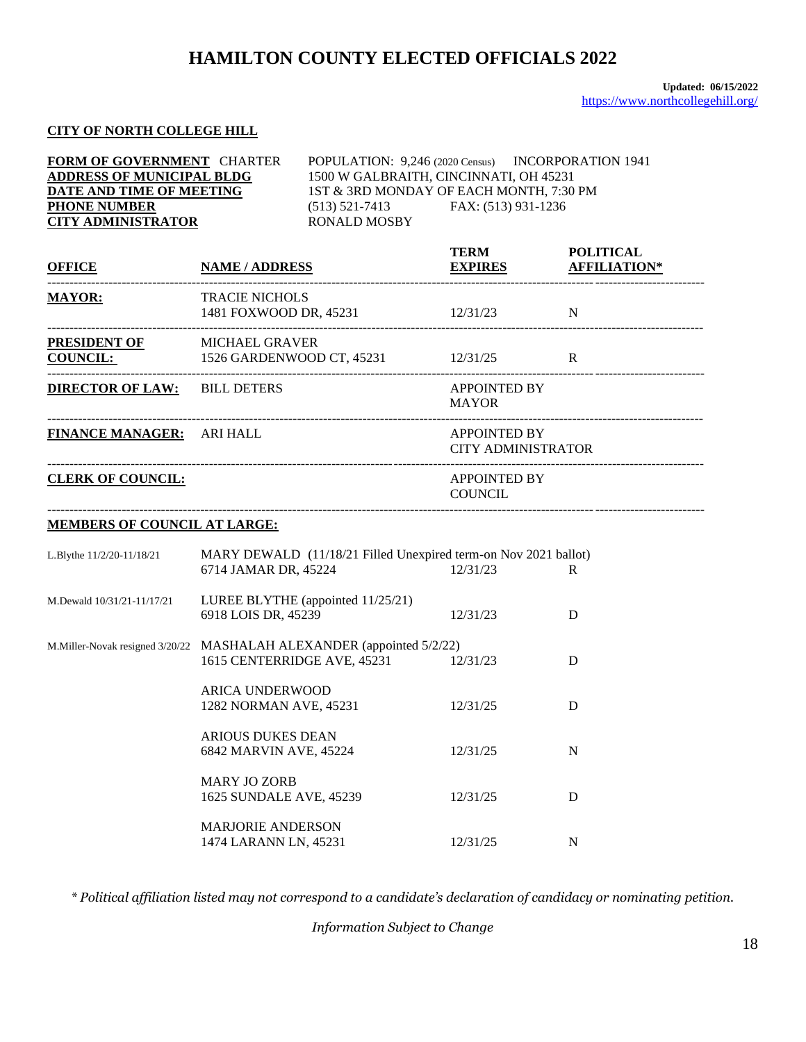# HAMILTON COUNTY ELECTED OFFICIALS 2022

**Updated: 06/15/2022**
https://www.northcollegehill.org/

**CITY OF NORTH COLLEGE HILL**

| | |
|---|---|
| **FORM OF GOVERNMENT** CHARTER | POPULATION: 9,246 (2020 Census) INCORPORATION 1941 |
| **ADDRESS OF MUNICIPAL BLDG** | 1500 W GALBRAITH, CINCINNATI, OH 45231 |
| **DATE AND TIME OF MEETING** | 1ST & 3RD MONDAY OF EACH MONTH, 7:30 PM |
| **PHONE NUMBER** | (513) 521-7413 FAX: (513) 931-1236 |
| **CITY ADMINISTRATOR** | RONALD MOSBY |

| OFFICE | NAME / ADDRESS | TERM EXPIRES | POLITICAL AFFILIATION* |
|---|---|---|---|
| **MAYOR:** | TRACIE NICHOLS<br>1481 FOXWOOD DR, 45231 | 12/31/23 | N |
| **PRESIDENT OF COUNCIL:** | MICHAEL GRAVER<br>1526 GARDENWOOD CT, 45231 | 12/31/25 | R |
| **DIRECTOR OF LAW:** | BILL DETERS | APPOINTED BY MAYOR | |
| **FINANCE MANAGER:** | ARI HALL | APPOINTED BY CITY ADMINISTRATOR | |
| **CLERK OF COUNCIL:** | | APPOINTED BY COUNCIL | |

**MEMBERS OF COUNCIL AT LARGE:**

| | NAME / ADDRESS | TERM EXPIRES | POLITICAL AFFILIATION* |
|---|---|---|---|
| L.Blythe 11/2/20-11/18/21 | MARY DEWALD (11/18/21 Filled Unexpired term-on Nov 2021 ballot)<br>6714 JAMAR DR, 45224 | 12/31/23 | R |
| M.Dewald 10/31/21-11/17/21 | LUREE BLYTHE (appointed 11/25/21)<br>6918 LOIS DR, 45239 | 12/31/23 | D |
| M.Miller-Novak resigned 3/20/22 | MASHALAH ALEXANDER (appointed 5/2/22)<br>1615 CENTERRIDGE AVE, 45231 | 12/31/23 | D |
| | ARICA UNDERWOOD<br>1282 NORMAN AVE, 45231 | 12/31/25 | D |
| | ARIOUS DUKES DEAN<br>6842 MARVIN AVE, 45224 | 12/31/25 | N |
| | MARY JO ZORB<br>1625 SUNDALE AVE, 45239 | 12/31/25 | D |
| | MARJORIE ANDERSON<br>1474 LARANN LN, 45231 | 12/31/25 | N |

*\* Political affiliation listed may not correspond to a candidate's declaration of candidacy or nominating petition.*

*Information Subject to Change*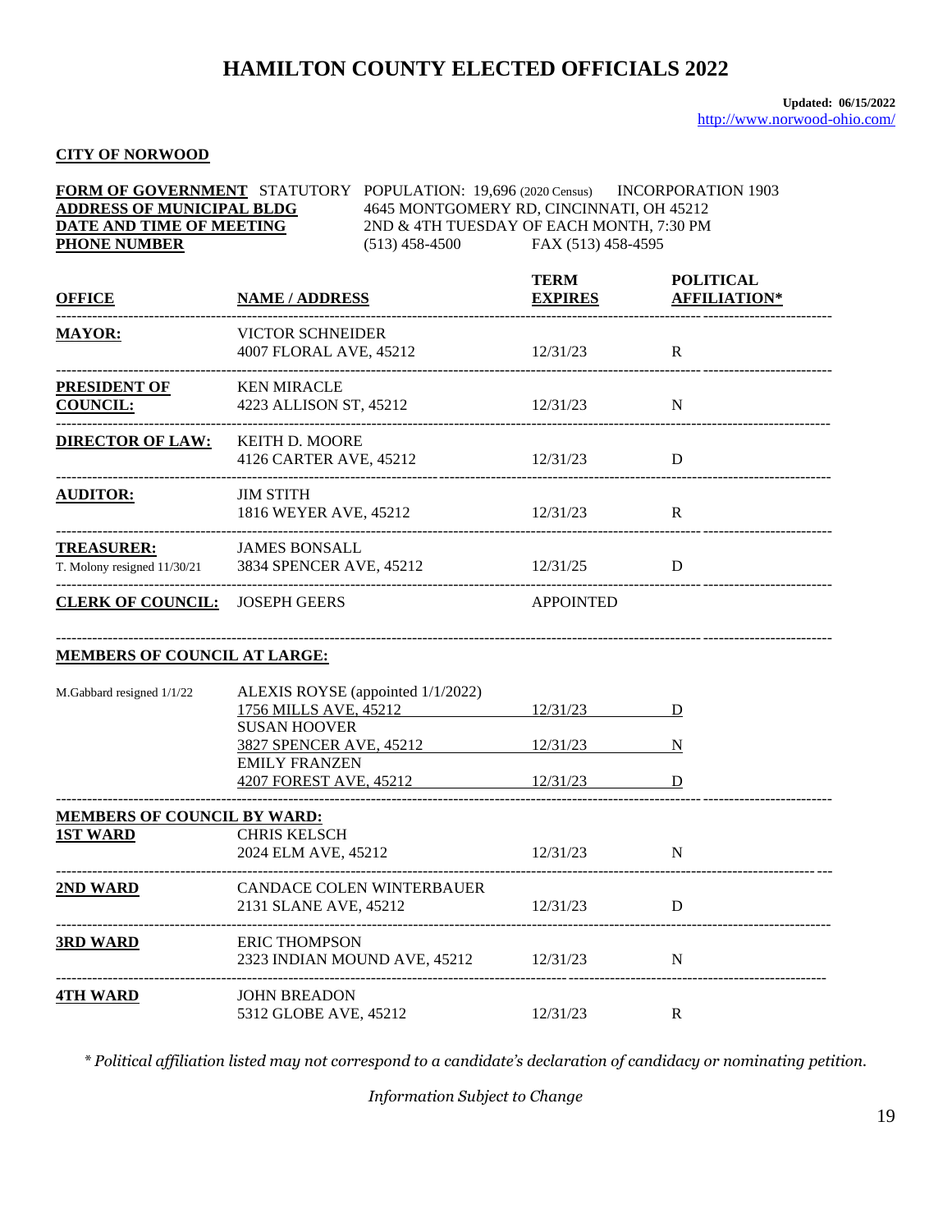# HAMILTON COUNTY ELECTED OFFICIALS 2022

**Updated: 06/15/2022**
http://www.norwood-ohio.com/

## CITY OF NORWOOD

**FORM OF GOVERNMENT** STATUTORY POPULATION: 19,696 (2020 Census) INCORPORATION 1903
**ADDRESS OF MUNICIPAL BLDG** 4645 MONTGOMERY RD, CINCINNATI, OH 45212
**DATE AND TIME OF MEETING** 2ND & 4TH TUESDAY OF EACH MONTH, 7:30 PM
**PHONE NUMBER** (513) 458-4500 FAX (513) 458-4595

| OFFICE | NAME / ADDRESS | TERM EXPIRES | POLITICAL AFFILIATION* |
|---|---|---|---|
| **MAYOR:** | VICTOR SCHNEIDER<br>4007 FLORAL AVE, 45212 | 12/31/23 | R |
| **PRESIDENT OF COUNCIL:** | KEN MIRACLE<br>4223 ALLISON ST, 45212 | 12/31/23 | N |
| **DIRECTOR OF LAW:** | KEITH D. MOORE<br>4126 CARTER AVE, 45212 | 12/31/23 | D |
| **AUDITOR:** | JIM STITH<br>1816 WEYER AVE, 45212 | 12/31/23 | R |
| **TREASURER:**<br>T. Molony resigned 11/30/21 | JAMES BONSALL<br>3834 SPENCER AVE, 45212 | 12/31/25 | D |
| **CLERK OF COUNCIL:** | JOSEPH GEERS | APPOINTED | |
| **MEMBERS OF COUNCIL AT LARGE:** | | | |
| M.Gabbard resigned 1/1/22 | ALEXIS ROYSE (appointed 1/1/2022)<br>1756 MILLS AVE, 45212 | 12/31/23 | D |
| | SUSAN HOOVER<br>3827 SPENCER AVE, 45212 | 12/31/23 | N |
| | EMILY FRANZEN<br>4207 FOREST AVE, 45212 | 12/31/23 | D |
| **MEMBERS OF COUNCIL BY WARD:** | | | |
| **1ST WARD** | CHRIS KELSCH<br>2024 ELM AVE, 45212 | 12/31/23 | N |
| **2ND WARD** | CANDACE COLEN WINTERBAUER<br>2131 SLANE AVE, 45212 | 12/31/23 | D |
| **3RD WARD** | ERIC THOMPSON<br>2323 INDIAN MOUND AVE, 45212 | 12/31/23 | N |
| **4TH WARD** | JOHN BREADON<br>5312 GLOBE AVE, 45212 | 12/31/23 | R |

*\* Political affiliation listed may not correspond to a candidate's declaration of candidacy or nominating petition.*

*Information Subject to Change*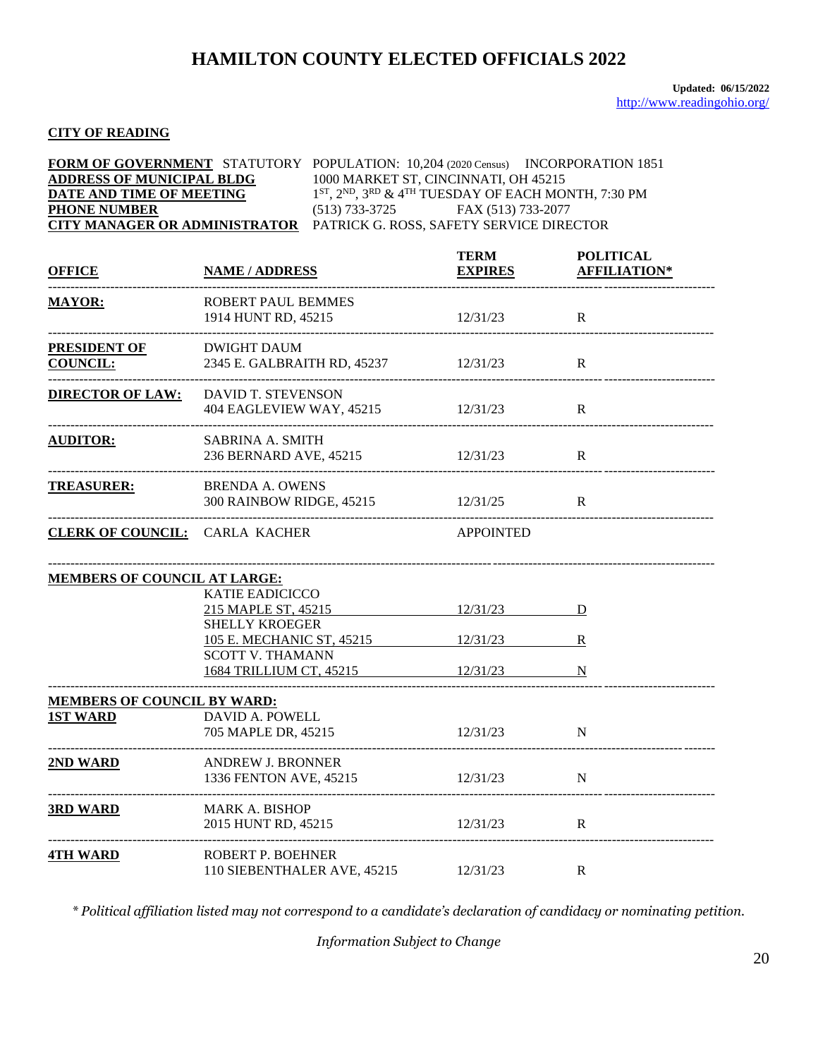# HAMILTON COUNTY ELECTED OFFICIALS 2022

**Updated: 06/15/2022**
http://www.readingohio.org/

**CITY OF READING**

**FORM OF GOVERNMENT** STATUTORY POPULATION: 10,204 (2020 Census) INCORPORATION 1851
**ADDRESS OF MUNICIPAL BLDG** 1000 MARKET ST, CINCINNATI, OH 45215
**DATE AND TIME OF MEETING** 1ST, 2ND, 3RD & 4TH TUESDAY OF EACH MONTH, 7:30 PM
**PHONE NUMBER** (513) 733-3725 FAX (513) 733-2077
**CITY MANAGER OR ADMINISTRATOR** PATRICK G. ROSS, SAFETY SERVICE DIRECTOR

| OFFICE | NAME / ADDRESS | TERM EXPIRES | POLITICAL AFFILIATION* |
|---|---|---|---|
| **MAYOR:** | ROBERT PAUL BEMMES<br>1914 HUNT RD, 45215 | 12/31/23 | R |
| **PRESIDENT OF COUNCIL:** | DWIGHT DAUM<br>2345 E. GALBRAITH RD, 45237 | 12/31/23 | R |
| **DIRECTOR OF LAW:** | DAVID T. STEVENSON<br>404 EAGLEVIEW WAY, 45215 | 12/31/23 | R |
| **AUDITOR:** | SABRINA A. SMITH<br>236 BERNARD AVE, 45215 | 12/31/23 | R |
| **TREASURER:** | BRENDA A. OWENS<br>300 RAINBOW RIDGE, 45215 | 12/31/25 | R |
| **CLERK OF COUNCIL:** | CARLA KACHER | APPOINTED | |
| **MEMBERS OF COUNCIL AT LARGE:** | | | |
| | KATIE EADICICCO<br>215 MAPLE ST, 45215 | 12/31/23 | D |
| | SHELLY KROEGER<br>105 E. MECHANIC ST, 45215 | 12/31/23 | R |
| | SCOTT V. THAMANN<br>1684 TRILLIUM CT, 45215 | 12/31/23 | N |
| **MEMBERS OF COUNCIL BY WARD:** | | | |
| **1ST WARD** | DAVID A. POWELL<br>705 MAPLE DR, 45215 | 12/31/23 | N |
| **2ND WARD** | ANDREW J. BRONNER<br>1336 FENTON AVE, 45215 | 12/31/23 | N |
| **3RD WARD** | MARK A. BISHOP<br>2015 HUNT RD, 45215 | 12/31/23 | R |
| **4TH WARD** | ROBERT P. BOEHNER<br>110 SIEBENTHALER AVE, 45215 | 12/31/23 | R |

*\* Political affiliation listed may not correspond to a candidate's declaration of candidacy or nominating petition.*

*Information Subject to Change*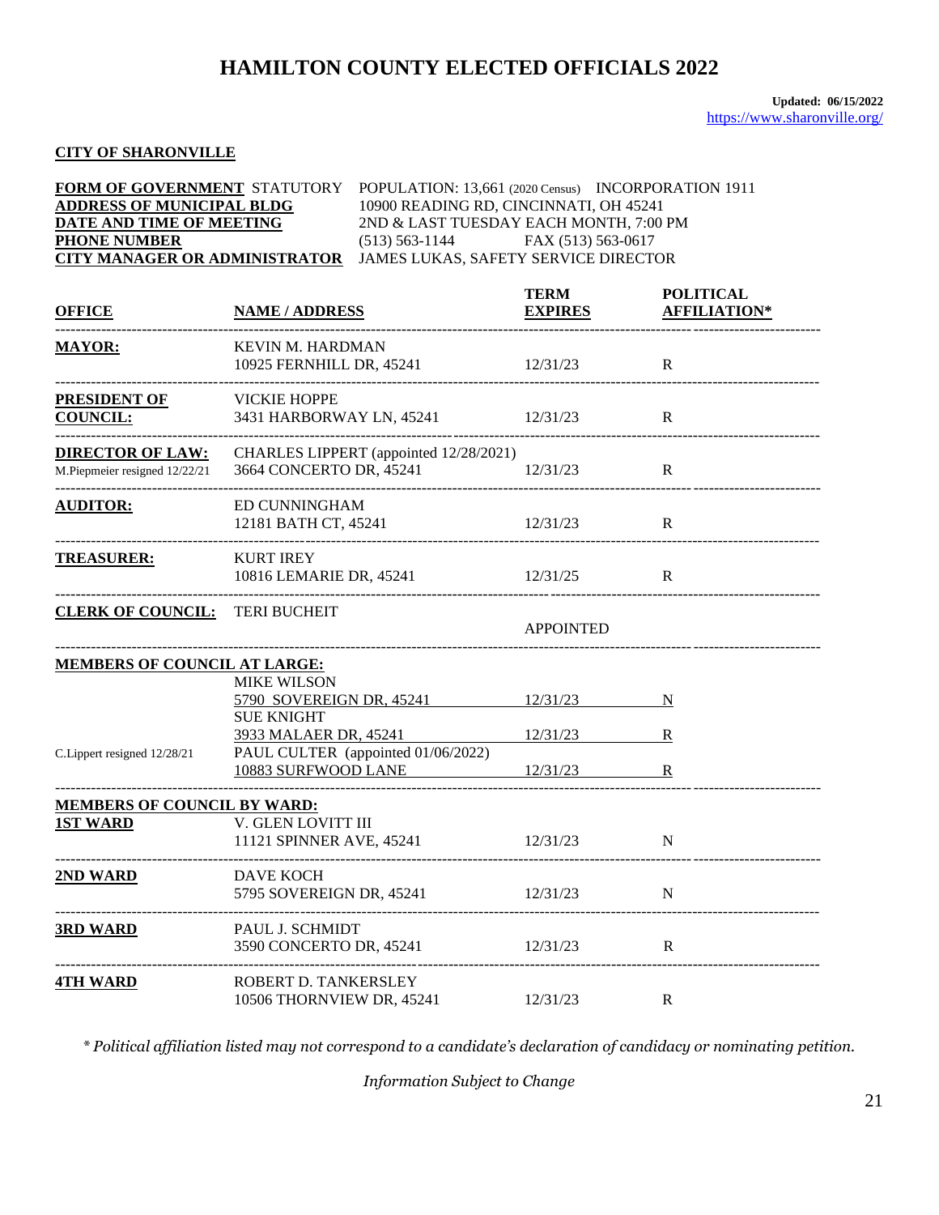# HAMILTON COUNTY ELECTED OFFICIALS 2022

**Updated: 06/15/2022**
https://www.sharonville.org/

**CITY OF SHARONVILLE**

**FORM OF GOVERNMENT** STATUTORY POPULATION: 13,661 (2020 Census) INCORPORATION 1911
**ADDRESS OF MUNICIPAL BLDG** 10900 READING RD, CINCINNATI, OH 45241
**DATE AND TIME OF MEETING** 2ND & LAST TUESDAY EACH MONTH, 7:00 PM
**PHONE NUMBER** (513) 563-1144 FAX (513) 563-0617
**CITY MANAGER OR ADMINISTRATOR** JAMES LUKAS, SAFETY SERVICE DIRECTOR

| OFFICE | NAME / ADDRESS | TERM EXPIRES | POLITICAL AFFILIATION* |
|---|---|---|---|
| **MAYOR:** | KEVIN M. HARDMAN<br>10925 FERNHILL DR, 45241 | 12/31/23 | R |
| **PRESIDENT OF COUNCIL:** | VICKIE HOPPE<br>3431 HARBORWAY LN, 45241 | 12/31/23 | R |
| **DIRECTOR OF LAW:**<br>M.Piepmeier resigned 12/22/21 | CHARLES LIPPERT (appointed 12/28/2021)<br>3664 CONCERTO DR, 45241 | 12/31/23 | R |
| **AUDITOR:** | ED CUNNINGHAM<br>12181 BATH CT, 45241 | 12/31/23 | R |
| **TREASURER:** | KURT IREY<br>10816 LEMARIE DR, 45241 | 12/31/25 | R |
| **CLERK OF COUNCIL:** | TERI BUCHEIT | APPOINTED | |
| **MEMBERS OF COUNCIL AT LARGE:** | | | |
| | MIKE WILSON<br>5790 SOVEREIGN DR, 45241 | 12/31/23 | N |
| | SUE KNIGHT<br>3933 MALAER DR, 45241 | 12/31/23 | R |
| C.Lippert resigned 12/28/21 | PAUL CULTER (appointed 01/06/2022)<br>10883 SURFWOOD LANE | 12/31/23 | R |
| **MEMBERS OF COUNCIL BY WARD:** | | | |
| **1ST WARD** | V. GLEN LOVITT III<br>11121 SPINNER AVE, 45241 | 12/31/23 | N |
| **2ND WARD** | DAVE KOCH<br>5795 SOVEREIGN DR, 45241 | 12/31/23 | N |
| **3RD WARD** | PAUL J. SCHMIDT<br>3590 CONCERTO DR, 45241 | 12/31/23 | R |
| **4TH WARD** | ROBERT D. TANKERSLEY<br>10506 THORNVIEW DR, 45241 | 12/31/23 | R |

*\* Political affiliation listed may not correspond to a candidate's declaration of candidacy or nominating petition.*

*Information Subject to Change*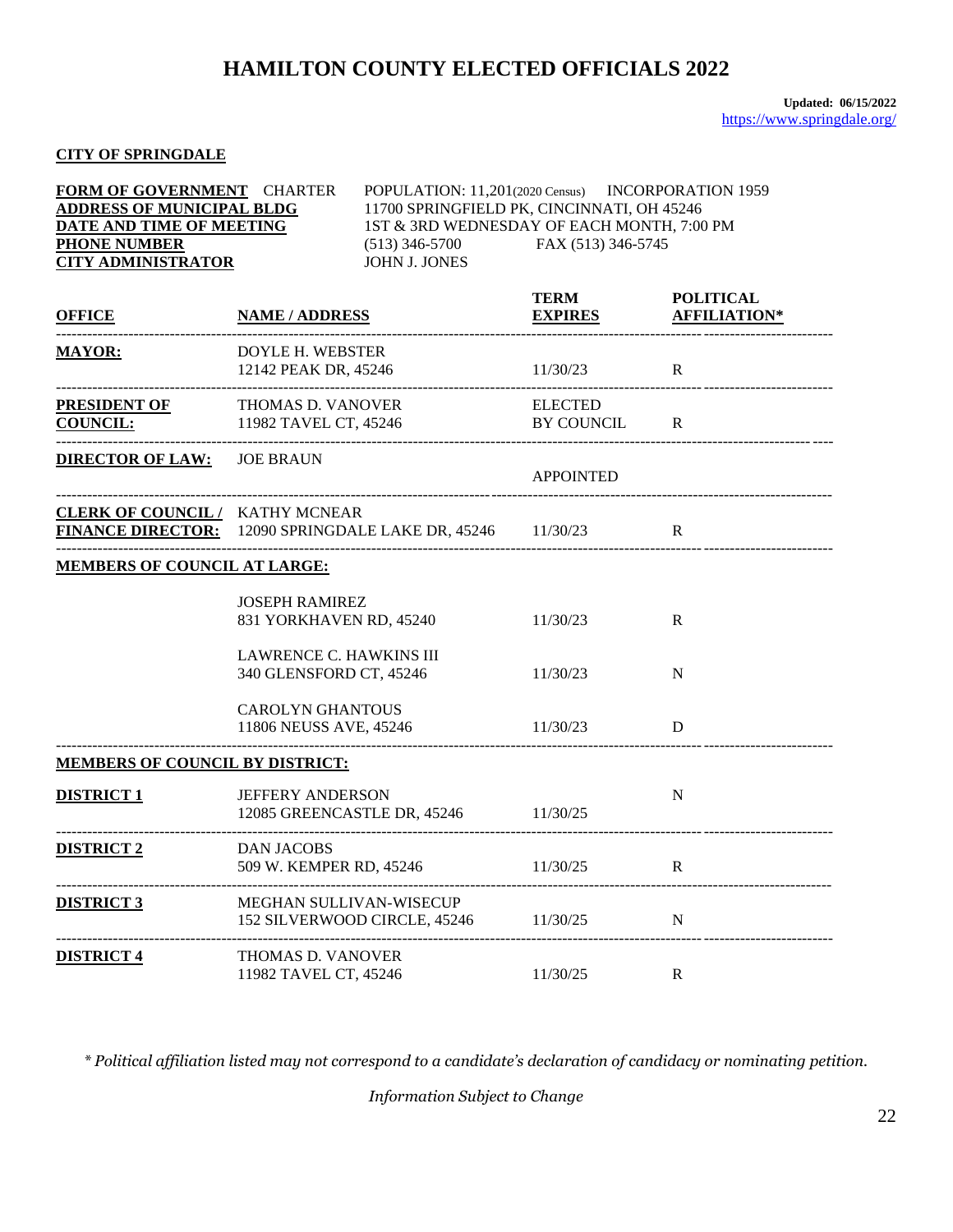# HAMILTON COUNTY ELECTED OFFICIALS 2022

**Updated: 06/15/2022**
https://www.springdale.org/

**CITY OF SPRINGDALE**

**FORM OF GOVERNMENT** CHARTER POPULATION: 11,201(2020 Census) INCORPORATION 1959
**ADDRESS OF MUNICIPAL BLDG** 11700 SPRINGFIELD PK, CINCINNATI, OH 45246
**DATE AND TIME OF MEETING** 1ST & 3RD WEDNESDAY OF EACH MONTH, 7:00 PM
**PHONE NUMBER** (513) 346-5700 FAX (513) 346-5745
**CITY ADMINISTRATOR** JOHN J. JONES

| OFFICE | NAME / ADDRESS | TERM EXPIRES | POLITICAL AFFILIATION* |
|---|---|---|---|
| **MAYOR:** | DOYLE H. WEBSTER<br>12142 PEAK DR, 45246 | 11/30/23 | R |
| **PRESIDENT OF COUNCIL:** | THOMAS D. VANOVER<br>11982 TAVEL CT, 45246 | ELECTED BY COUNCIL | R |
| **DIRECTOR OF LAW:** | JOE BRAUN | APPOINTED | |
| **CLERK OF COUNCIL / FINANCE DIRECTOR:** | KATHY MCNEAR<br>12090 SPRINGDALE LAKE DR, 45246 | 11/30/23 | R |
| **MEMBERS OF COUNCIL AT LARGE:** | | | |
| | JOSEPH RAMIREZ<br>831 YORKHAVEN RD, 45240 | 11/30/23 | R |
| | LAWRENCE C. HAWKINS III<br>340 GLENSFORD CT, 45246 | 11/30/23 | N |
| | CAROLYN GHANTOUS<br>11806 NEUSS AVE, 45246 | 11/30/23 | D |
| **MEMBERS OF COUNCIL BY DISTRICT:** | | | |
| **DISTRICT 1** | JEFFERY ANDERSON<br>12085 GREENCASTLE DR, 45246 | 11/30/25 | N |
| **DISTRICT 2** | DAN JACOBS<br>509 W. KEMPER RD, 45246 | 11/30/25 | R |
| **DISTRICT 3** | MEGHAN SULLIVAN-WISECUP<br>152 SILVERWOOD CIRCLE, 45246 | 11/30/25 | N |
| **DISTRICT 4** | THOMAS D. VANOVER<br>11982 TAVEL CT, 45246 | 11/30/25 | R |

*\* Political affiliation listed may not correspond to a candidate's declaration of candidacy or nominating petition.*

*Information Subject to Change*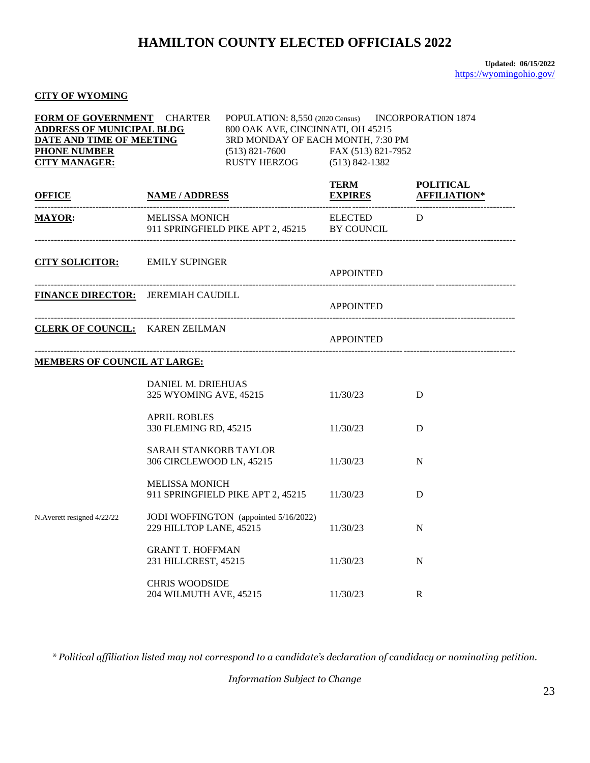# HAMILTON COUNTY ELECTED OFFICIALS 2022

**Updated: 06/15/2022**
https://wyomingohio.gov/

**CITY OF WYOMING**

| | | | |
|---|---|---|---|
| **FORM OF GOVERNMENT** | CHARTER | POPULATION: 8,550 (2020 Census) | INCORPORATION 1874 |
| **ADDRESS OF MUNICIPAL BLDG** | | 800 OAK AVE, CINCINNATI, OH 45215 | |
| **DATE AND TIME OF MEETING** | | 3RD MONDAY OF EACH MONTH, 7:30 PM | |
| **PHONE NUMBER** | | (513) 821-7600 | FAX (513) 821-7952 |
| **CITY MANAGER:** | | RUSTY HERZOG | (513) 842-1382 |

| OFFICE | NAME / ADDRESS | TERM EXPIRES | POLITICAL AFFILIATION* |
|---|---|---|---|
| **MAYOR:** | MELISSA MONICH<br>911 SPRINGFIELD PIKE APT 2, 45215 | ELECTED BY COUNCIL | D |
| **CITY SOLICITOR:** | EMILY SUPINGER | APPOINTED | |
| **FINANCE DIRECTOR:** | JEREMIAH CAUDILL | APPOINTED | |
| **CLERK OF COUNCIL:** | KAREN ZEILMAN | APPOINTED | |
| **MEMBERS OF COUNCIL AT LARGE:** | | | |
| | DANIEL M. DRIEHUAS<br>325 WYOMING AVE, 45215 | 11/30/23 | D |
| | APRIL ROBLES<br>330 FLEMING RD, 45215 | 11/30/23 | D |
| | SARAH STANKORB TAYLOR<br>306 CIRCLEWOOD LN, 45215 | 11/30/23 | N |
| | MELISSA MONICH<br>911 SPRINGFIELD PIKE APT 2, 45215 | 11/30/23 | D |
| N.Averett resigned 4/22/22 | JODI WOFFINGTON (appointed 5/16/2022)<br>229 HILLTOP LANE, 45215 | 11/30/23 | N |
| | GRANT T. HOFFMAN<br>231 HILLCREST, 45215 | 11/30/23 | N |
| | CHRIS WOODSIDE<br>204 WILMUTH AVE, 45215 | 11/30/23 | R |

*\* Political affiliation listed may not correspond to a candidate's declaration of candidacy or nominating petition.*

*Information Subject to Change*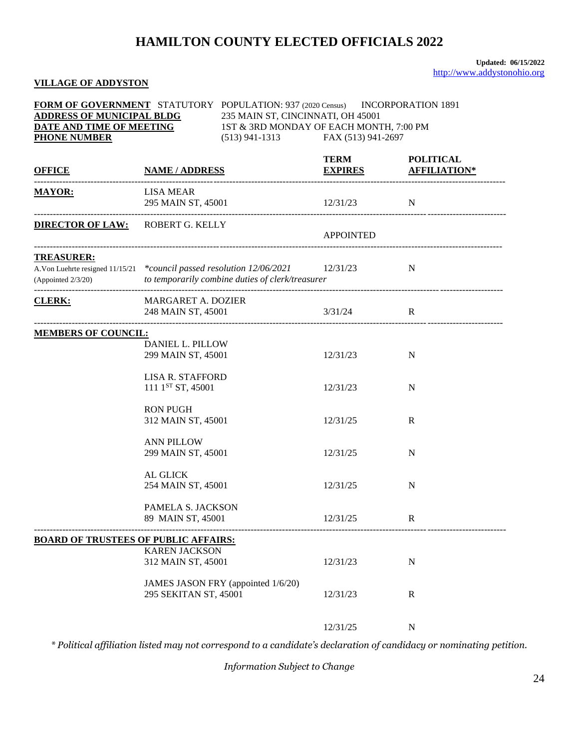# HAMILTON COUNTY ELECTED OFFICIALS 2022

**Updated: 06/15/2022**
http://www.addystonohio.org

**VILLAGE OF ADDYSTON**

**FORM OF GOVERNMENT** STATUTORY POPULATION: 937 (2020 Census) INCORPORATION 1891
**ADDRESS OF MUNICIPAL BLDG** 235 MAIN ST, CINCINNATI, OH 45001
**DATE AND TIME OF MEETING** 1ST & 3RD MONDAY OF EACH MONTH, 7:00 PM
**PHONE NUMBER** (513) 941-1313 FAX (513) 941-2697

| OFFICE | NAME / ADDRESS | TERM EXPIRES | POLITICAL AFFILIATION* |
|---|---|---|---|
| **MAYOR:** | LISA MEAR<br>295 MAIN ST, 45001 | 12/31/23 | N |
| **DIRECTOR OF LAW:** | ROBERT G. KELLY | APPOINTED | |
| **TREASURER:**<br>A.Von Luehrte resigned 11/15/21<br>(Appointed 2/3/20) | *\*council passed resolution 12/06/2021 to temporarily combine duties of clerk/treasurer* | 12/31/23 | N |
| **CLERK:** | MARGARET A. DOZIER<br>248 MAIN ST, 45001 | 3/31/24 | R |
| **MEMBERS OF COUNCIL:** | DANIEL L. PILLOW<br>299 MAIN ST, 45001 | 12/31/23 | N |
| | LISA R. STAFFORD<br>111 1ST ST, 45001 | 12/31/23 | N |
| | RON PUGH<br>312 MAIN ST, 45001 | 12/31/25 | R |
| | ANN PILLOW<br>299 MAIN ST, 45001 | 12/31/25 | N |
| | AL GLICK<br>254 MAIN ST, 45001 | 12/31/25 | N |
| | PAMELA S. JACKSON<br>89 MAIN ST, 45001 | 12/31/25 | R |
| **BOARD OF TRUSTEES OF PUBLIC AFFAIRS:** | KAREN JACKSON<br>312 MAIN ST, 45001 | 12/31/23 | N |
| | JAMES JASON FRY (appointed 1/6/20)<br>295 SEKITAN ST, 45001 | 12/31/23 | R |
| | | 12/31/25 | N |

*\* Political affiliation listed may not correspond to a candidate's declaration of candidacy or nominating petition.*

*Information Subject to Change*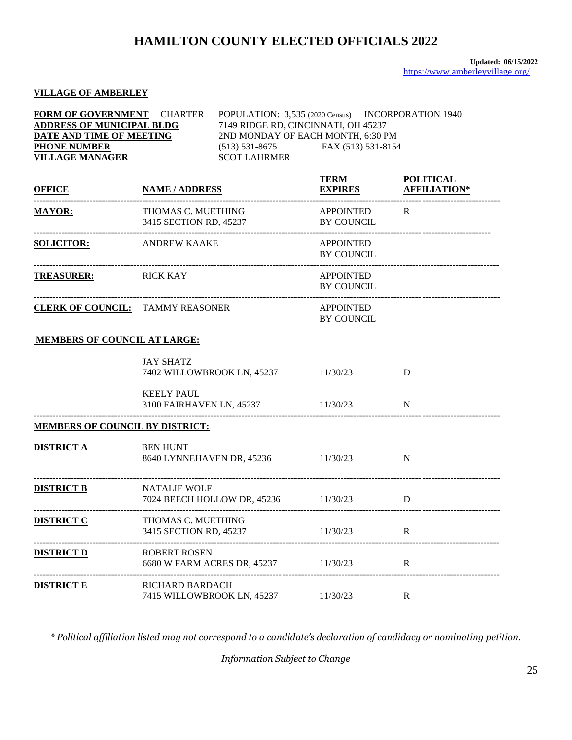# HAMILTON COUNTY ELECTED OFFICIALS 2022

**Updated: 06/15/2022**
https://www.amberleyvillage.org/

## VILLAGE OF AMBERLEY

**FORM OF GOVERNMENT** CHARTER POPULATION: 3,535 (2020 Census) INCORPORATION 1940
**ADDRESS OF MUNICIPAL BLDG** 7149 RIDGE RD, CINCINNATI, OH 45237
**DATE AND TIME OF MEETING** 2ND MONDAY OF EACH MONTH, 6:30 PM
**PHONE NUMBER** (513) 531-8675 FAX (513) 531-8154
**VILLAGE MANAGER** SCOT LAHRMER

| OFFICE | NAME / ADDRESS | TERM EXPIRES | POLITICAL AFFILIATION* |
|---|---|---|---|
| **MAYOR:** | THOMAS C. MUETHING<br>3415 SECTION RD, 45237 | APPOINTED BY COUNCIL | R |
| **SOLICITOR:** | ANDREW KAAKE | APPOINTED BY COUNCIL | |
| **TREASURER:** | RICK KAY | APPOINTED BY COUNCIL | |
| **CLERK OF COUNCIL:** | TAMMY REASONER | APPOINTED BY COUNCIL | |
| **MEMBERS OF COUNCIL AT LARGE:** | | | |
| | JAY SHATZ<br>7402 WILLOWBROOK LN, 45237 | 11/30/23 | D |
| | KEELY PAUL<br>3100 FAIRHAVEN LN, 45237 | 11/30/23 | N |
| **MEMBERS OF COUNCIL BY DISTRICT:** | | | |
| **DISTRICT A** | BEN HUNT<br>8640 LYNNEHAVEN DR, 45236 | 11/30/23 | N |
| **DISTRICT B** | NATALIE WOLF<br>7024 BEECH HOLLOW DR, 45236 | 11/30/23 | D |
| **DISTRICT C** | THOMAS C. MUETHING<br>3415 SECTION RD, 45237 | 11/30/23 | R |
| **DISTRICT D** | ROBERT ROSEN<br>6680 W FARM ACRES DR, 45237 | 11/30/23 | R |
| **DISTRICT E** | RICHARD BARDACH<br>7415 WILLOWBROOK LN, 45237 | 11/30/23 | R |

*\* Political affiliation listed may not correspond to a candidate's declaration of candidacy or nominating petition.*

*Information Subject to Change*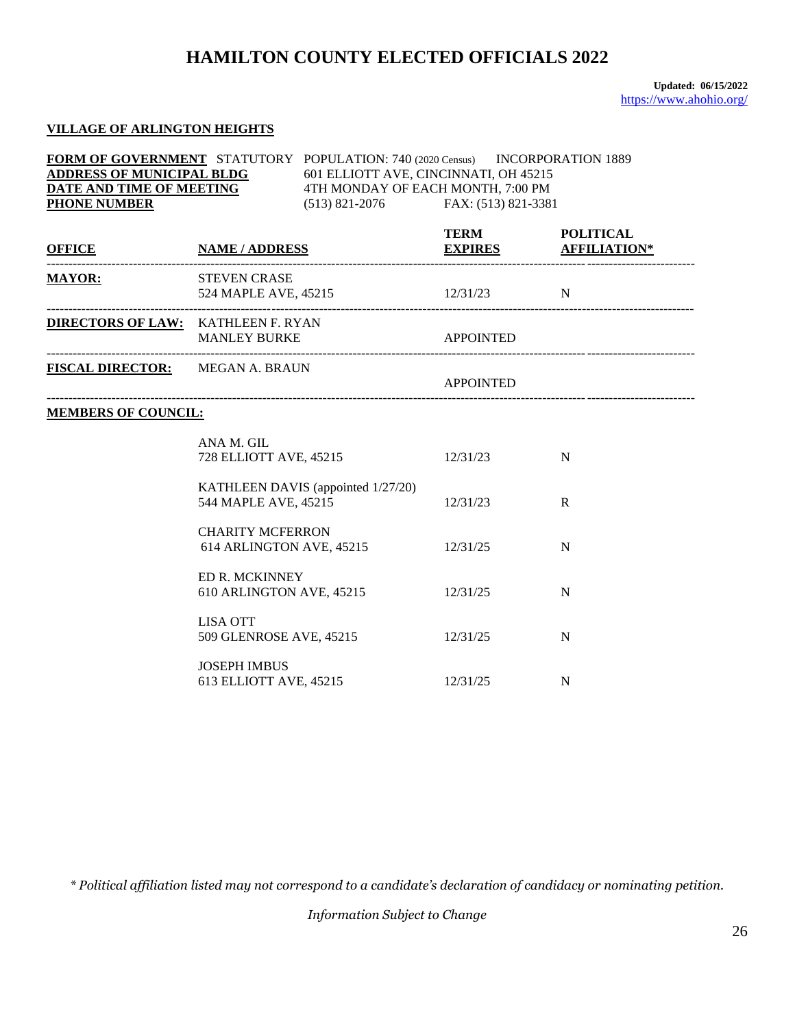# HAMILTON COUNTY ELECTED OFFICIALS 2022

**Updated: 06/15/2022**
https://www.ahohio.org/

## VILLAGE OF ARLINGTON HEIGHTS

**FORM OF GOVERNMENT** STATUTORY POPULATION: 740 (2020 Census) INCORPORATION 1889
**ADDRESS OF MUNICIPAL BLDG** 601 ELLIOTT AVE, CINCINNATI, OH 45215
**DATE AND TIME OF MEETING** 4TH MONDAY OF EACH MONTH, 7:00 PM
**PHONE NUMBER** (513) 821-2076 FAX: (513) 821-3381

| OFFICE | NAME / ADDRESS | TERM EXPIRES | POLITICAL AFFILIATION* |
|---|---|---|---|
| **MAYOR:** | STEVEN CRASE<br>524 MAPLE AVE, 45215 | 12/31/23 | N |
| **DIRECTORS OF LAW:** | KATHLEEN F. RYAN<br>MANLEY BURKE | APPOINTED | |
| **FISCAL DIRECTOR:** | MEGAN A. BRAUN | APPOINTED | |
| **MEMBERS OF COUNCIL:** | | | |
| | ANA M. GIL<br>728 ELLIOTT AVE, 45215 | 12/31/23 | N |
| | KATHLEEN DAVIS (appointed 1/27/20)<br>544 MAPLE AVE, 45215 | 12/31/23 | R |
| | CHARITY MCFERRON<br>614 ARLINGTON AVE, 45215 | 12/31/25 | N |
| | ED R. MCKINNEY<br>610 ARLINGTON AVE, 45215 | 12/31/25 | N |
| | LISA OTT<br>509 GLENROSE AVE, 45215 | 12/31/25 | N |
| | JOSEPH IMBUS<br>613 ELLIOTT AVE, 45215 | 12/31/25 | N |

*\* Political affiliation listed may not correspond to a candidate's declaration of candidacy or nominating petition.*

*Information Subject to Change*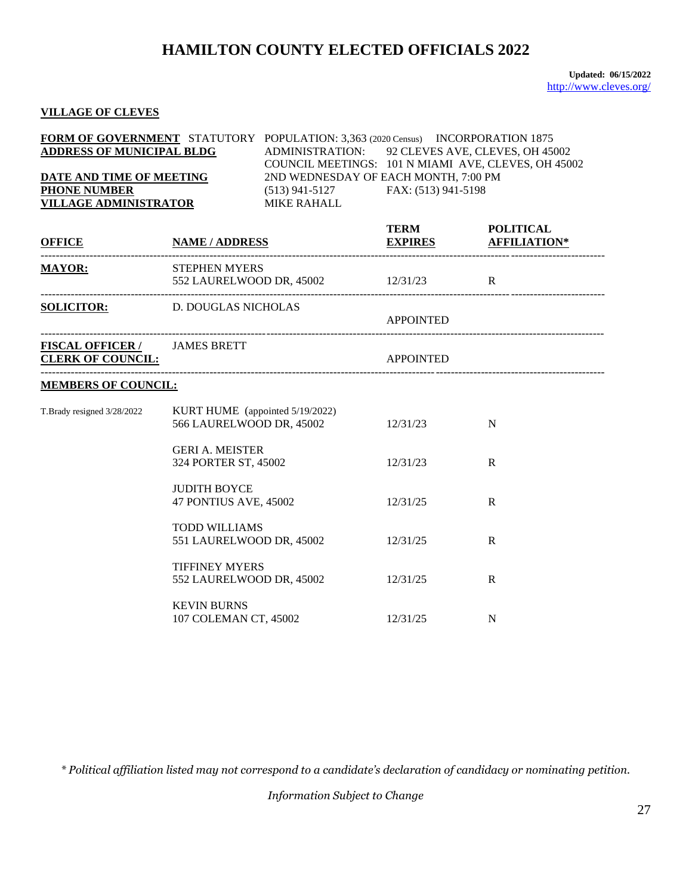# HAMILTON COUNTY ELECTED OFFICIALS 2022

**Updated: 06/15/2022**
http://www.cleves.org/

**VILLAGE OF CLEVES**

**FORM OF GOVERNMENT** STATUTORY POPULATION: 3,363 (2020 Census) INCORPORATION 1875

**ADDRESS OF MUNICIPAL BLDG** ADMINISTRATION: 92 CLEVES AVE, CLEVES, OH 45002
COUNCIL MEETINGS: 101 N MIAMI AVE, CLEVES, OH 45002

**DATE AND TIME OF MEETING** 2ND WEDNESDAY OF EACH MONTH, 7:00 PM

**PHONE NUMBER** (513) 941-5127 FAX: (513) 941-5198

**VILLAGE ADMINISTRATOR** MIKE RAHALL

| OFFICE | NAME / ADDRESS | TERM EXPIRES | POLITICAL AFFILIATION* |
|---|---|---|---|
| **MAYOR:** | STEPHEN MYERS<br>552 LAURELWOOD DR, 45002 | 12/31/23 | R |
| **SOLICITOR:** | D. DOUGLAS NICHOLAS | APPOINTED | |
| **FISCAL OFFICER / CLERK OF COUNCIL:** | JAMES BRETT | APPOINTED | |
| **MEMBERS OF COUNCIL:** | | | |
| T.Brady resigned 3/28/2022 | KURT HUME (appointed 5/19/2022)<br>566 LAURELWOOD DR, 45002 | 12/31/23 | N |
| | GERI A. MEISTER<br>324 PORTER ST, 45002 | 12/31/23 | R |
| | JUDITH BOYCE<br>47 PONTIUS AVE, 45002 | 12/31/25 | R |
| | TODD WILLIAMS<br>551 LAURELWOOD DR, 45002 | 12/31/25 | R |
| | TIFFINEY MYERS<br>552 LAURELWOOD DR, 45002 | 12/31/25 | R |
| | KEVIN BURNS<br>107 COLEMAN CT, 45002 | 12/31/25 | N |

*\* Political affiliation listed may not correspond to a candidate's declaration of candidacy or nominating petition.*

*Information Subject to Change*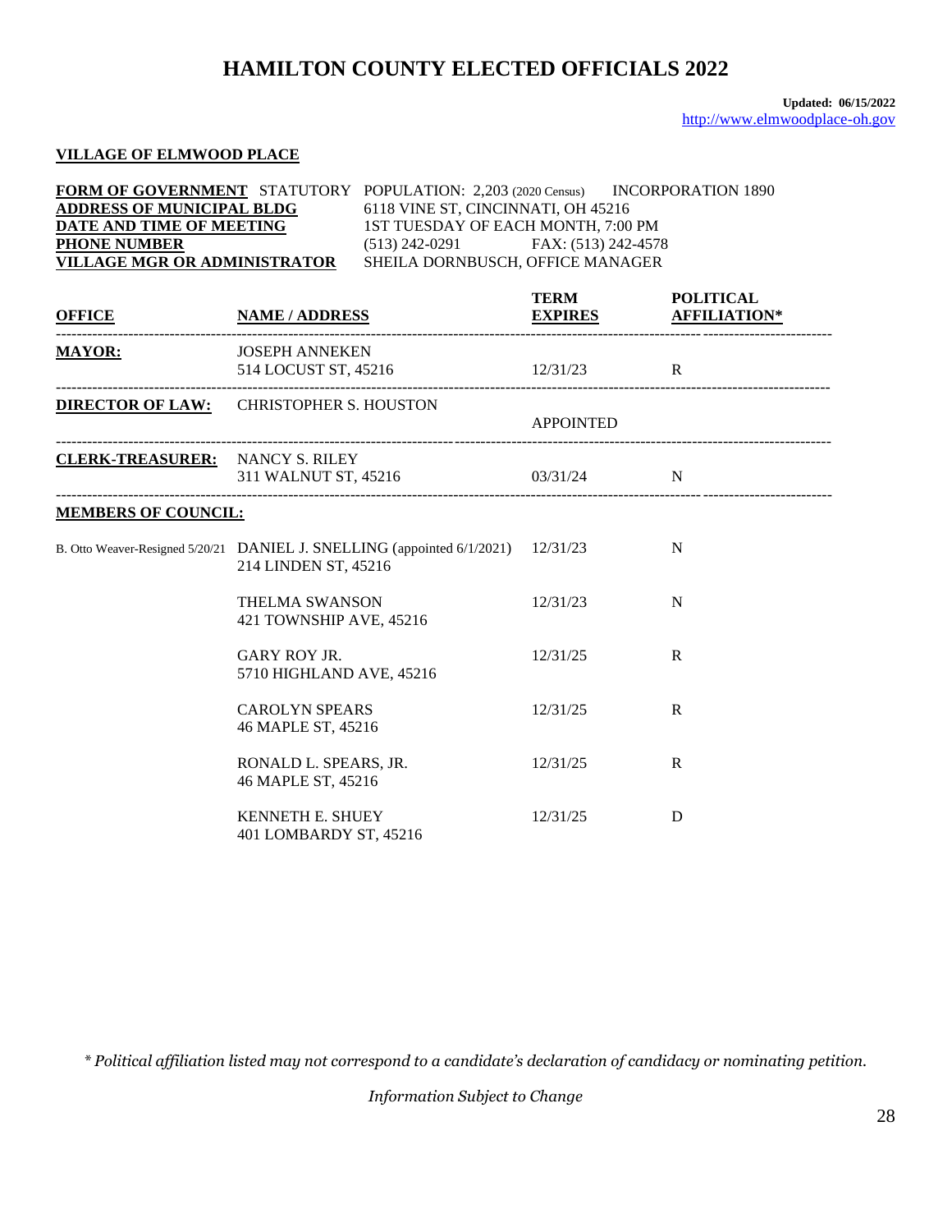# HAMILTON COUNTY ELECTED OFFICIALS 2022

**Updated: 06/15/2022**
http://www.elmwoodplace-oh.gov

**VILLAGE OF ELMWOOD PLACE**

**FORM OF GOVERNMENT** STATUTORY POPULATION: 2,203 (2020 Census) INCORPORATION 1890
**ADDRESS OF MUNICIPAL BLDG** 6118 VINE ST, CINCINNATI, OH 45216
**DATE AND TIME OF MEETING** 1ST TUESDAY OF EACH MONTH, 7:00 PM
**PHONE NUMBER** (513) 242-0291 FAX: (513) 242-4578
**VILLAGE MGR OR ADMINISTRATOR** SHEILA DORNBUSCH, OFFICE MANAGER

| OFFICE | NAME / ADDRESS | TERM EXPIRES | POLITICAL AFFILIATION* |
|---|---|---|---|
| **MAYOR:** | JOSEPH ANNEKEN<br>514 LOCUST ST, 45216 | 12/31/23 | R |
| **DIRECTOR OF LAW:** | CHRISTOPHER S. HOUSTON | APPOINTED | |
| **CLERK-TREASURER:** | NANCY S. RILEY<br>311 WALNUT ST, 45216 | 03/31/24 | N |
| **MEMBERS OF COUNCIL:** | | | |
| B. Otto Weaver-Resigned 5/20/21 | DANIEL J. SNELLING (appointed 6/1/2021)<br>214 LINDEN ST, 45216 | 12/31/23 | N |
| | THELMA SWANSON<br>421 TOWNSHIP AVE, 45216 | 12/31/23 | N |
| | GARY ROY JR.<br>5710 HIGHLAND AVE, 45216 | 12/31/25 | R |
| | CAROLYN SPEARS<br>46 MAPLE ST, 45216 | 12/31/25 | R |
| | RONALD L. SPEARS, JR.<br>46 MAPLE ST, 45216 | 12/31/25 | R |
| | KENNETH E. SHUEY<br>401 LOMBARDY ST, 45216 | 12/31/25 | D |

*\* Political affiliation listed may not correspond to a candidate's declaration of candidacy or nominating petition.*

*Information Subject to Change*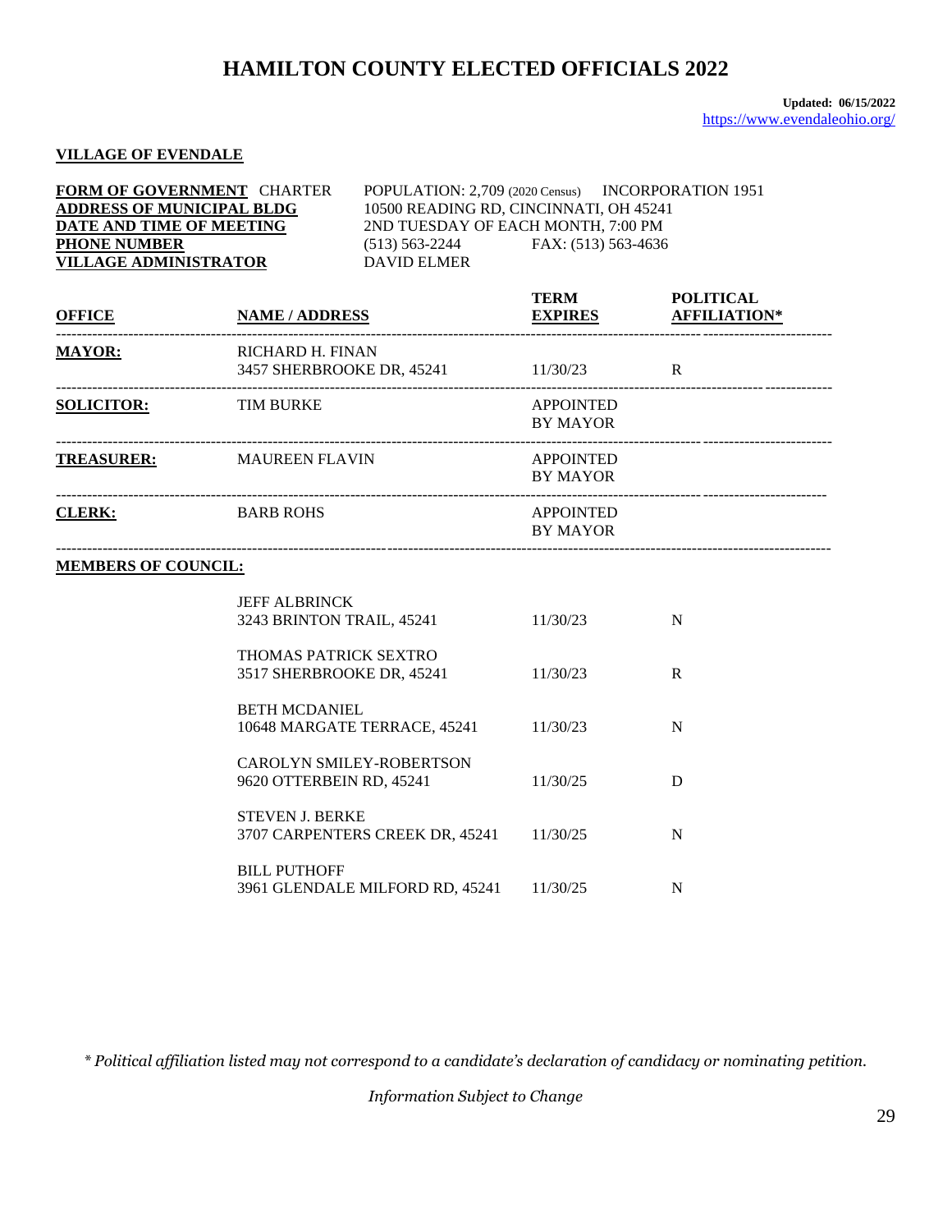# HAMILTON COUNTY ELECTED OFFICIALS 2022

**Updated: 06/15/2022**
https://www.evendaleohio.org/

**VILLAGE OF EVENDALE**

| | |
|---|---|
| **FORM OF GOVERNMENT** CHARTER | POPULATION: 2,709 (2020 Census) INCORPORATION 1951 |
| **ADDRESS OF MUNICIPAL BLDG** | 10500 READING RD, CINCINNATI, OH 45241 |
| **DATE AND TIME OF MEETING** | 2ND TUESDAY OF EACH MONTH, 7:00 PM |
| **PHONE NUMBER** | (513) 563-2244 FAX: (513) 563-4636 |
| **VILLAGE ADMINISTRATOR** | DAVID ELMER |

| OFFICE | NAME / ADDRESS | TERM EXPIRES | POLITICAL AFFILIATION* |
|---|---|---|---|
| **MAYOR:** | RICHARD H. FINAN<br>3457 SHERBROOKE DR, 45241 | 11/30/23 | R |
| **SOLICITOR:** | TIM BURKE | APPOINTED BY MAYOR | |
| **TREASURER:** | MAUREEN FLAVIN | APPOINTED BY MAYOR | |
| **CLERK:** | BARB ROHS | APPOINTED BY MAYOR | |
| **MEMBERS OF COUNCIL:** | | | |
| | JEFF ALBRINCK<br>3243 BRINTON TRAIL, 45241 | 11/30/23 | N |
| | THOMAS PATRICK SEXTRO<br>3517 SHERBROOKE DR, 45241 | 11/30/23 | R |
| | BETH MCDANIEL<br>10648 MARGATE TERRACE, 45241 | 11/30/23 | N |
| | CAROLYN SMILEY-ROBERTSON<br>9620 OTTERBEIN RD, 45241 | 11/30/25 | D |
| | STEVEN J. BERKE<br>3707 CARPENTERS CREEK DR, 45241 | 11/30/25 | N |
| | BILL PUTHOFF<br>3961 GLENDALE MILFORD RD, 45241 | 11/30/25 | N |

*\* Political affiliation listed may not correspond to a candidate's declaration of candidacy or nominating petition.*

*Information Subject to Change*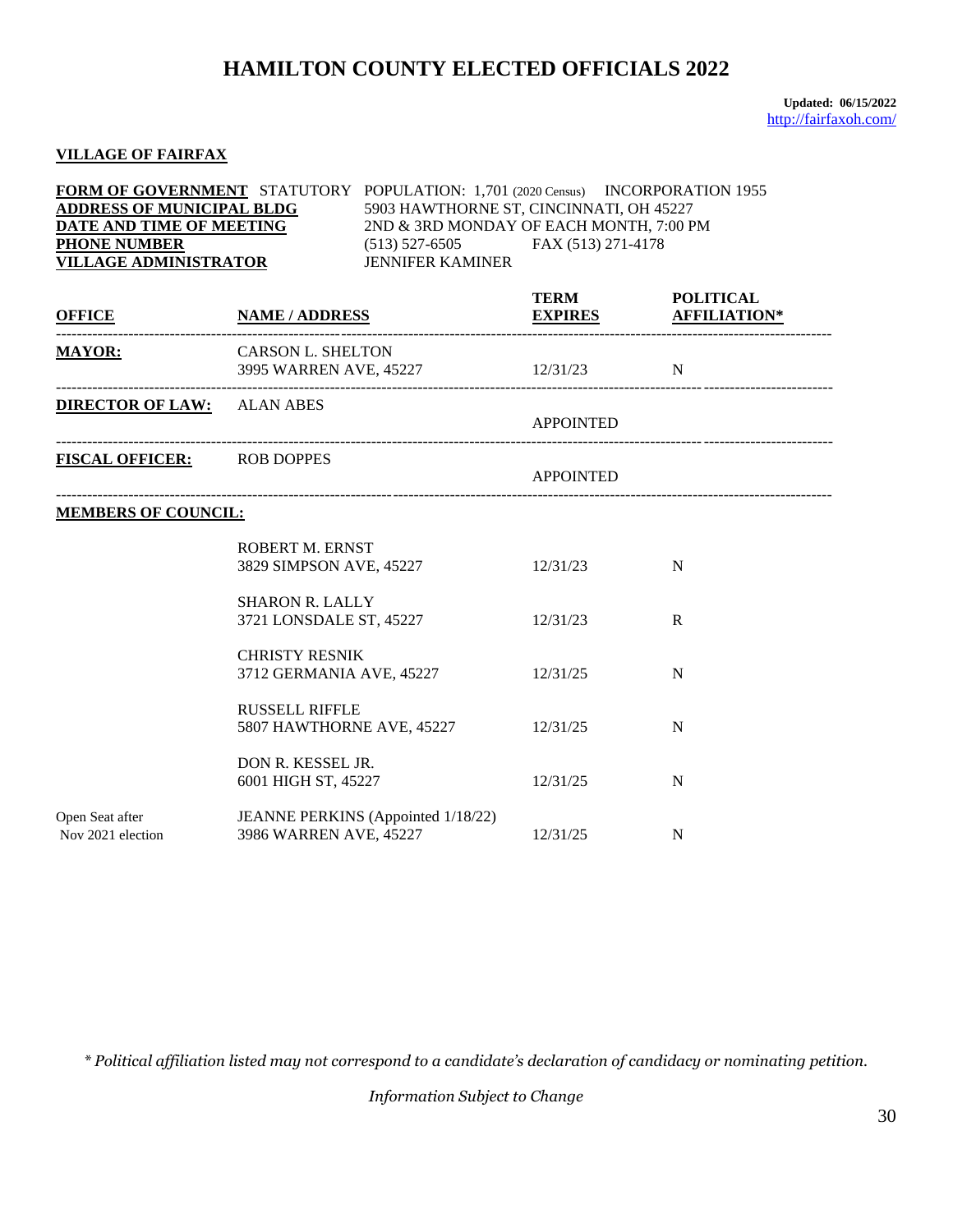# HAMILTON COUNTY ELECTED OFFICIALS 2022

**Updated: 06/15/2022**
http://fairfaxoh.com/

## VILLAGE OF FAIRFAX

**FORM OF GOVERNMENT** STATUTORY POPULATION: 1,701 (2020 Census) INCORPORATION 1955
**ADDRESS OF MUNICIPAL BLDG** 5903 HAWTHORNE ST, CINCINNATI, OH 45227
**DATE AND TIME OF MEETING** 2ND & 3RD MONDAY OF EACH MONTH, 7:00 PM
**PHONE NUMBER** (513) 527-6505 FAX (513) 271-4178
**VILLAGE ADMINISTRATOR** JENNIFER KAMINER

| OFFICE | NAME / ADDRESS | TERM EXPIRES | POLITICAL AFFILIATION* |
|---|---|---|---|
| **MAYOR:** | CARSON L. SHELTON<br>3995 WARREN AVE, 45227 | 12/31/23 | N |
| **DIRECTOR OF LAW:** | ALAN ABES | APPOINTED | |
| **FISCAL OFFICER:** | ROB DOPPES | APPOINTED | |
| **MEMBERS OF COUNCIL:** | | | |
| | ROBERT M. ERNST<br>3829 SIMPSON AVE, 45227 | 12/31/23 | N |
| | SHARON R. LALLY<br>3721 LONSDALE ST, 45227 | 12/31/23 | R |
| | CHRISTY RESNIK<br>3712 GERMANIA AVE, 45227 | 12/31/25 | N |
| | RUSSELL RIFFLE<br>5807 HAWTHORNE AVE, 45227 | 12/31/25 | N |
| | DON R. KESSEL JR.<br>6001 HIGH ST, 45227 | 12/31/25 | N |
| Open Seat after Nov 2021 election | JEANNE PERKINS (Appointed 1/18/22)<br>3986 WARREN AVE, 45227 | 12/31/25 | N |

*\* Political affiliation listed may not correspond to a candidate's declaration of candidacy or nominating petition.*

*Information Subject to Change*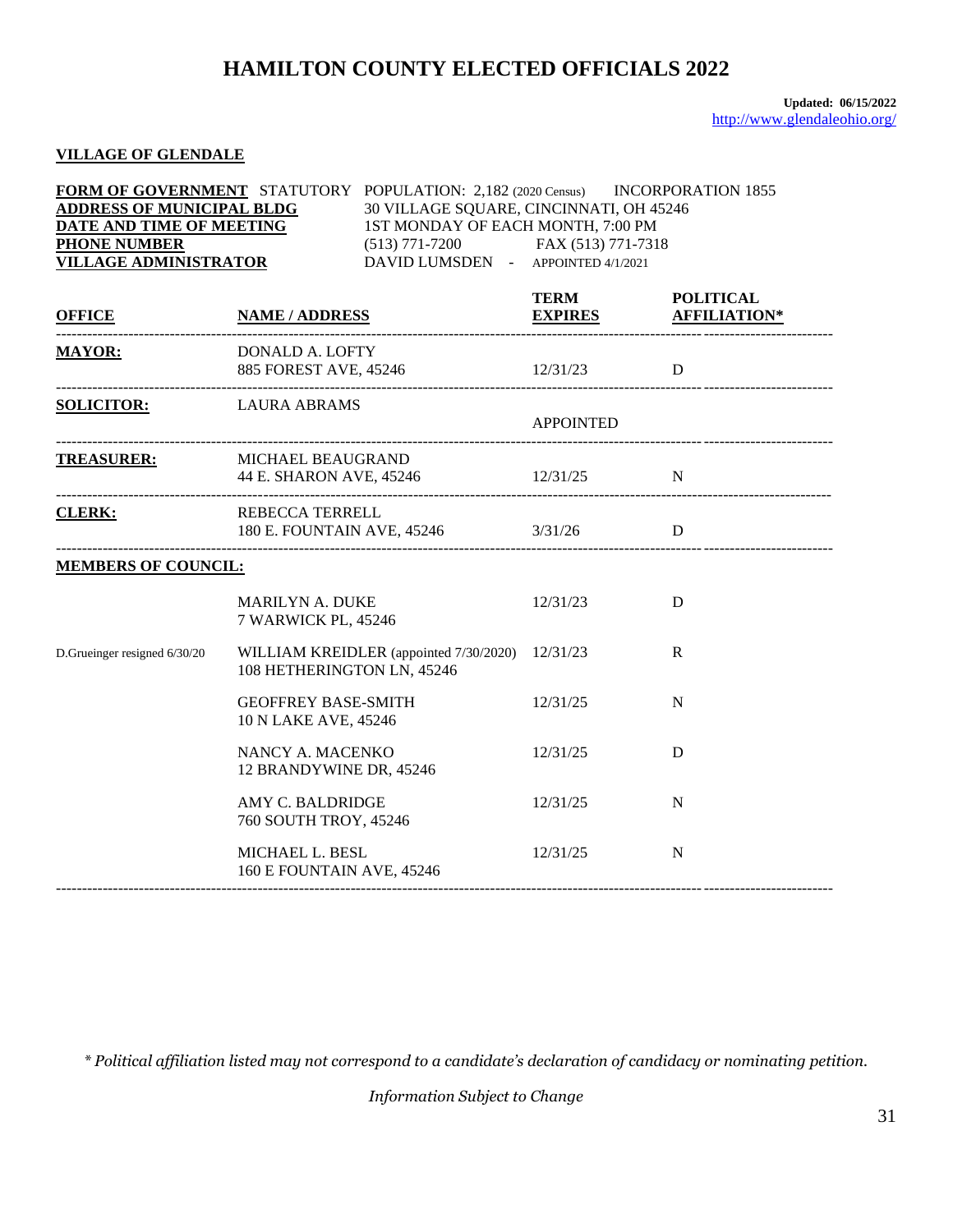# HAMILTON COUNTY ELECTED OFFICIALS 2022

**Updated: 06/15/2022**
http://www.glendaleohio.org/

## VILLAGE OF GLENDALE

**FORM OF GOVERNMENT** STATUTORY POPULATION: 2,182 (2020 Census) INCORPORATION 1855
**ADDRESS OF MUNICIPAL BLDG** 30 VILLAGE SQUARE, CINCINNATI, OH 45246
**DATE AND TIME OF MEETING** 1ST MONDAY OF EACH MONTH, 7:00 PM
**PHONE NUMBER** (513) 771-7200 FAX (513) 771-7318
**VILLAGE ADMINISTRATOR** DAVID LUMSDEN - APPOINTED 4/1/2021

| OFFICE | NAME / ADDRESS | TERM EXPIRES | POLITICAL AFFILIATION* |
|---|---|---|---|
| **MAYOR:** | DONALD A. LOFTY<br>885 FOREST AVE, 45246 | 12/31/23 | D |
| **SOLICITOR:** | LAURA ABRAMS | APPOINTED | |
| **TREASURER:** | MICHAEL BEAUGRAND<br>44 E. SHARON AVE, 45246 | 12/31/25 | N |
| **CLERK:** | REBECCA TERRELL<br>180 E. FOUNTAIN AVE, 45246 | 3/31/26 | D |
| **MEMBERS OF COUNCIL:** | | | |
| | MARILYN A. DUKE<br>7 WARWICK PL, 45246 | 12/31/23 | D |
| D.Grueinger resigned 6/30/20 | WILLIAM KREIDLER (appointed 7/30/2020)<br>108 HETHERINGTON LN, 45246 | 12/31/23 | R |
| | GEOFFREY BASE-SMITH<br>10 N LAKE AVE, 45246 | 12/31/25 | N |
| | NANCY A. MACENKO<br>12 BRANDYWINE DR, 45246 | 12/31/25 | D |
| | AMY C. BALDRIDGE<br>760 SOUTH TROY, 45246 | 12/31/25 | N |
| | MICHAEL L. BESL<br>160 E FOUNTAIN AVE, 45246 | 12/31/25 | N |

*\* Political affiliation listed may not correspond to a candidate's declaration of candidacy or nominating petition.*

*Information Subject to Change*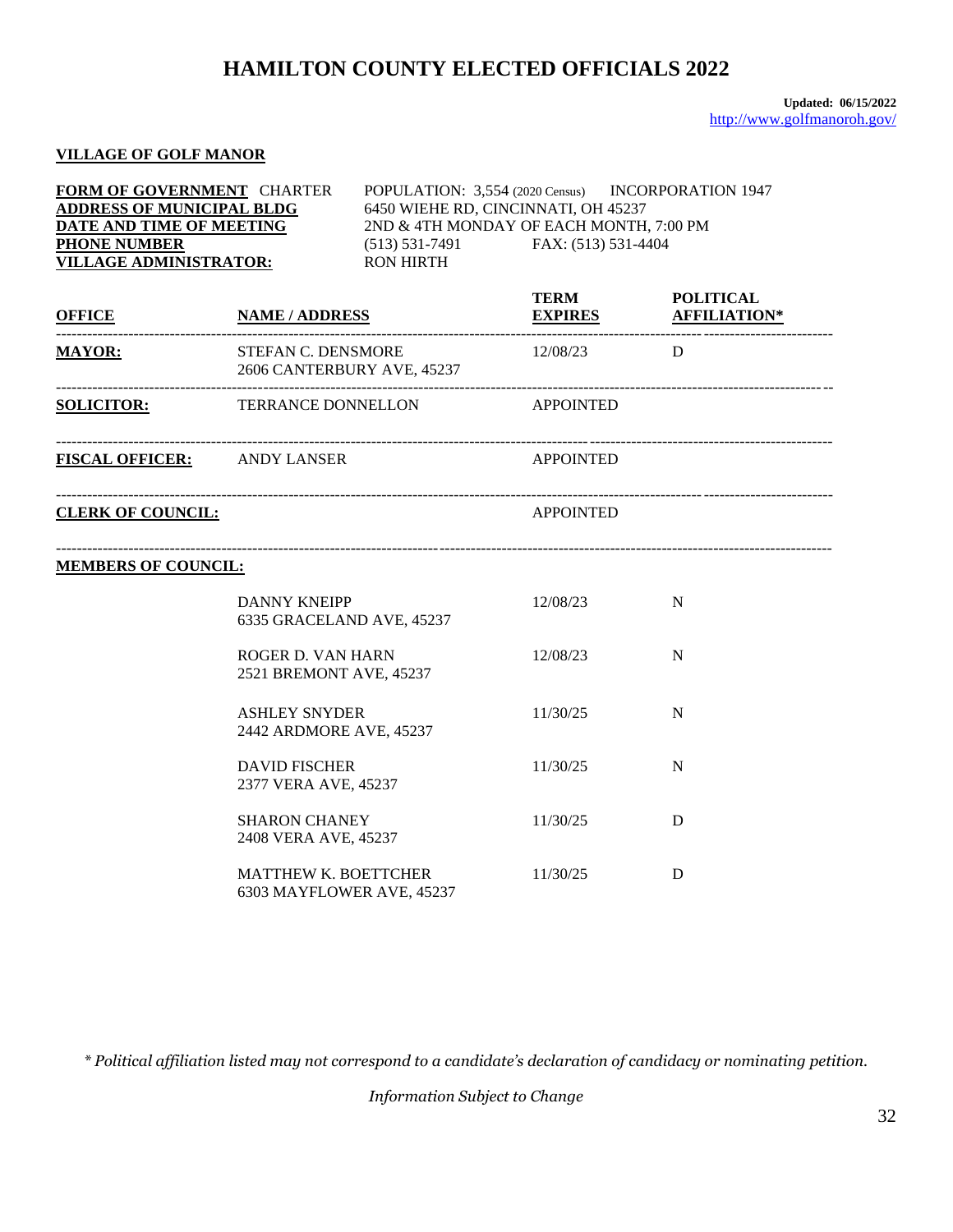# HAMILTON COUNTY ELECTED OFFICIALS 2022

**Updated: 06/15/2022**
http://www.golfmanoroh.gov/

**VILLAGE OF GOLF MANOR**

**FORM OF GOVERNMENT** CHARTER POPULATION: 3,554 (2020 Census) INCORPORATION 1947
**ADDRESS OF MUNICIPAL BLDG** 6450 WIEHE RD, CINCINNATI, OH 45237
**DATE AND TIME OF MEETING** 2ND & 4TH MONDAY OF EACH MONTH, 7:00 PM
**PHONE NUMBER** (513) 531-7491 FAX: (513) 531-4404
**VILLAGE ADMINISTRATOR:** RON HIRTH

| OFFICE | NAME / ADDRESS | TERM EXPIRES | POLITICAL AFFILIATION* |
|---|---|---|---|
| **MAYOR:** | STEFAN C. DENSMORE<br>2606 CANTERBURY AVE, 45237 | 12/08/23 | D |
| **SOLICITOR:** | TERRANCE DONNELLON | APPOINTED | |
| **FISCAL OFFICER:** | ANDY LANSER | APPOINTED | |
| **CLERK OF COUNCIL:** | | APPOINTED | |
| **MEMBERS OF COUNCIL:** | | | |
| | DANNY KNEIPP<br>6335 GRACELAND AVE, 45237 | 12/08/23 | N |
| | ROGER D. VAN HARN<br>2521 BREMONT AVE, 45237 | 12/08/23 | N |
| | ASHLEY SNYDER<br>2442 ARDMORE AVE, 45237 | 11/30/25 | N |
| | DAVID FISCHER<br>2377 VERA AVE, 45237 | 11/30/25 | N |
| | SHARON CHANEY<br>2408 VERA AVE, 45237 | 11/30/25 | D |
| | MATTHEW K. BOETTCHER<br>6303 MAYFLOWER AVE, 45237 | 11/30/25 | D |

*\* Political affiliation listed may not correspond to a candidate's declaration of candidacy or nominating petition.*

*Information Subject to Change*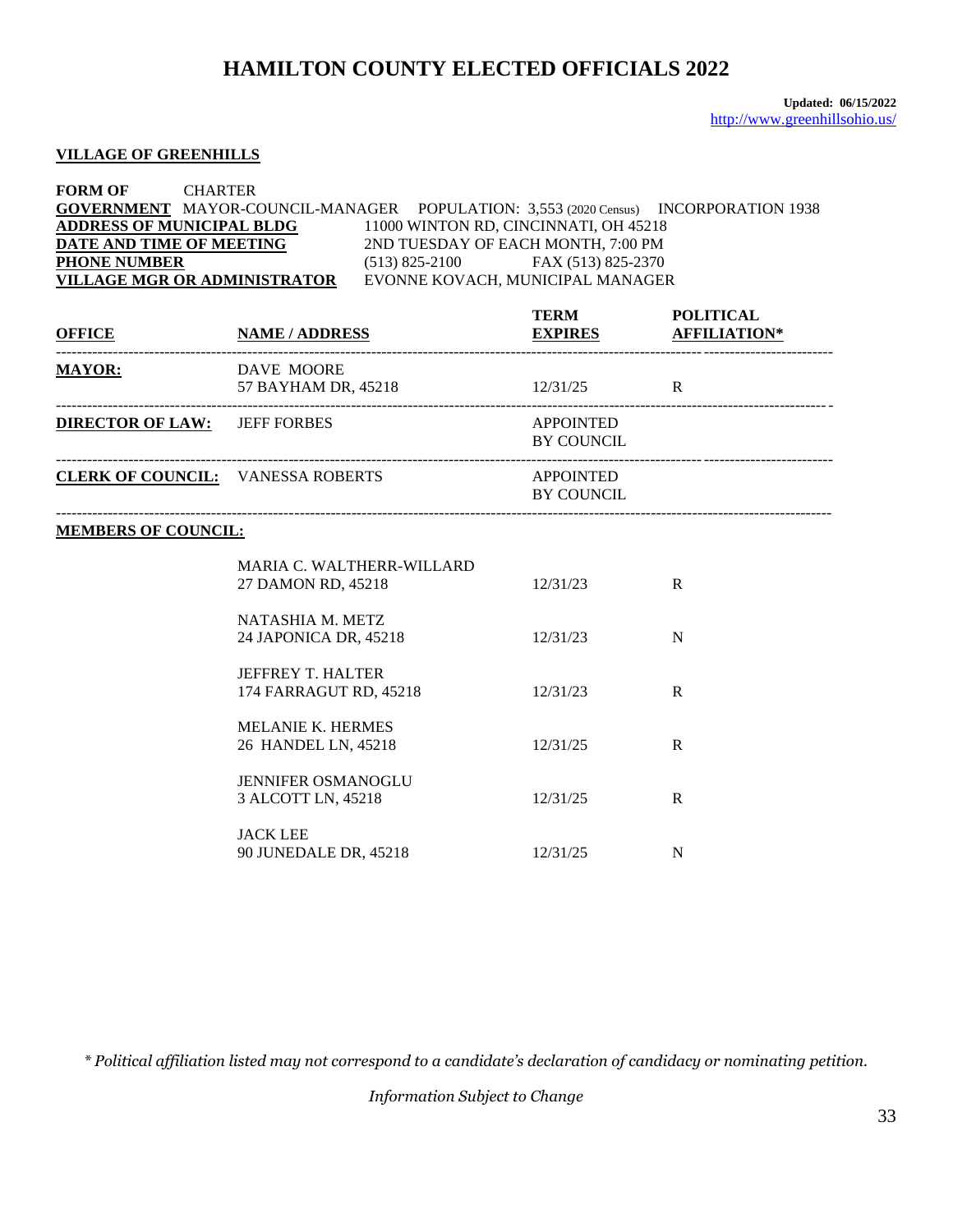# HAMILTON COUNTY ELECTED OFFICIALS 2022

**Updated: 06/15/2022**
http://www.greenhillsohio.us/

**VILLAGE OF GREENHILLS**

**FORM OF GOVERNMENT** CHARTER MAYOR-COUNCIL-MANAGER POPULATION: 3,553 (2020 Census) INCORPORATION 1938
**ADDRESS OF MUNICIPAL BLDG** 11000 WINTON RD, CINCINNATI, OH 45218
**DATE AND TIME OF MEETING** 2ND TUESDAY OF EACH MONTH, 7:00 PM
**PHONE NUMBER** (513) 825-2100 FAX (513) 825-2370
**VILLAGE MGR OR ADMINISTRATOR** EVONNE KOVACH, MUNICIPAL MANAGER

| OFFICE | NAME / ADDRESS | TERM EXPIRES | POLITICAL AFFILIATION* |
|---|---|---|---|
| **MAYOR:** | DAVE MOORE<br>57 BAYHAM DR, 45218 | 12/31/25 | R |
| **DIRECTOR OF LAW:** | JEFF FORBES | APPOINTED BY COUNCIL | |
| **CLERK OF COUNCIL:** | VANESSA ROBERTS | APPOINTED BY COUNCIL | |
| **MEMBERS OF COUNCIL:** | | | |
| | MARIA C. WALTHERR-WILLARD<br>27 DAMON RD, 45218 | 12/31/23 | R |
| | NATASHIA M. METZ<br>24 JAPONICA DR, 45218 | 12/31/23 | N |
| | JEFFREY T. HALTER<br>174 FARRAGUT RD, 45218 | 12/31/23 | R |
| | MELANIE K. HERMES<br>26 HANDEL LN, 45218 | 12/31/25 | R |
| | JENNIFER OSMANOGLU<br>3 ALCOTT LN, 45218 | 12/31/25 | R |
| | JACK LEE<br>90 JUNEDALE DR, 45218 | 12/31/25 | N |

*\* Political affiliation listed may not correspond to a candidate's declaration of candidacy or nominating petition.*

*Information Subject to Change*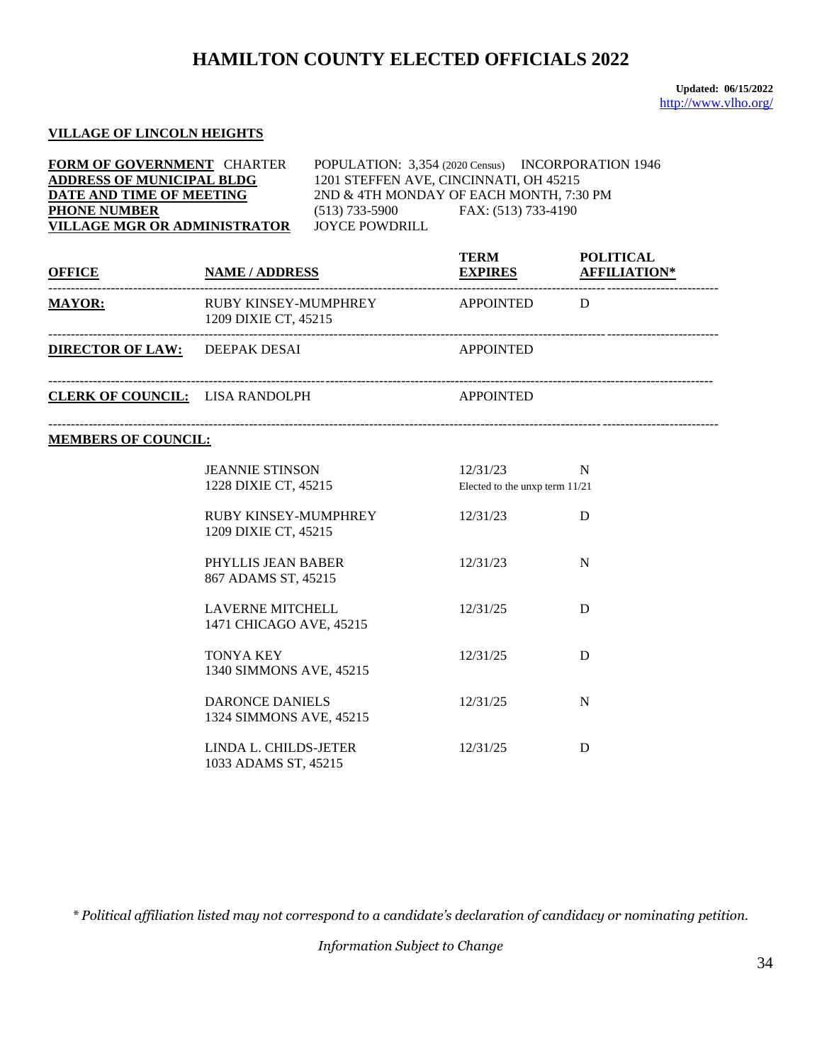# HAMILTON COUNTY ELECTED OFFICIALS 2022

**Updated: 06/15/2022**
http://www.vlho.org/

**VILLAGE OF LINCOLN HEIGHTS**

**FORM OF GOVERNMENT** CHARTER POPULATION: 3,354 (2020 Census) INCORPORATION 1946
**ADDRESS OF MUNICIPAL BLDG** 1201 STEFFEN AVE, CINCINNATI, OH 45215
**DATE AND TIME OF MEETING** 2ND & 4TH MONDAY OF EACH MONTH, 7:30 PM
**PHONE NUMBER** (513) 733-5900 FAX: (513) 733-4190
**VILLAGE MGR OR ADMINISTRATOR** JOYCE POWDRILL

| OFFICE | NAME / ADDRESS | TERM EXPIRES | POLITICAL AFFILIATION* |
|---|---|---|---|
| **MAYOR:** | RUBY KINSEY-MUMPHREY<br>1209 DIXIE CT, 45215 | APPOINTED | D |
| **DIRECTOR OF LAW:** | DEEPAK DESAI | APPOINTED | |
| **CLERK OF COUNCIL:** | LISA RANDOLPH | APPOINTED | |
| **MEMBERS OF COUNCIL:** | | | |
| | JEANNIE STINSON<br>1228 DIXIE CT, 45215 | 12/31/23<br>Elected to the unxp term 11/21 | N |
| | RUBY KINSEY-MUMPHREY<br>1209 DIXIE CT, 45215 | 12/31/23 | D |
| | PHYLLIS JEAN BABER<br>867 ADAMS ST, 45215 | 12/31/23 | N |
| | LAVERNE MITCHELL<br>1471 CHICAGO AVE, 45215 | 12/31/25 | D |
| | TONYA KEY<br>1340 SIMMONS AVE, 45215 | 12/31/25 | D |
| | DARONCE DANIELS<br>1324 SIMMONS AVE, 45215 | 12/31/25 | N |
| | LINDA L. CHILDS-JETER<br>1033 ADAMS ST, 45215 | 12/31/25 | D |

*\* Political affiliation listed may not correspond to a candidate's declaration of candidacy or nominating petition.*

*Information Subject to Change*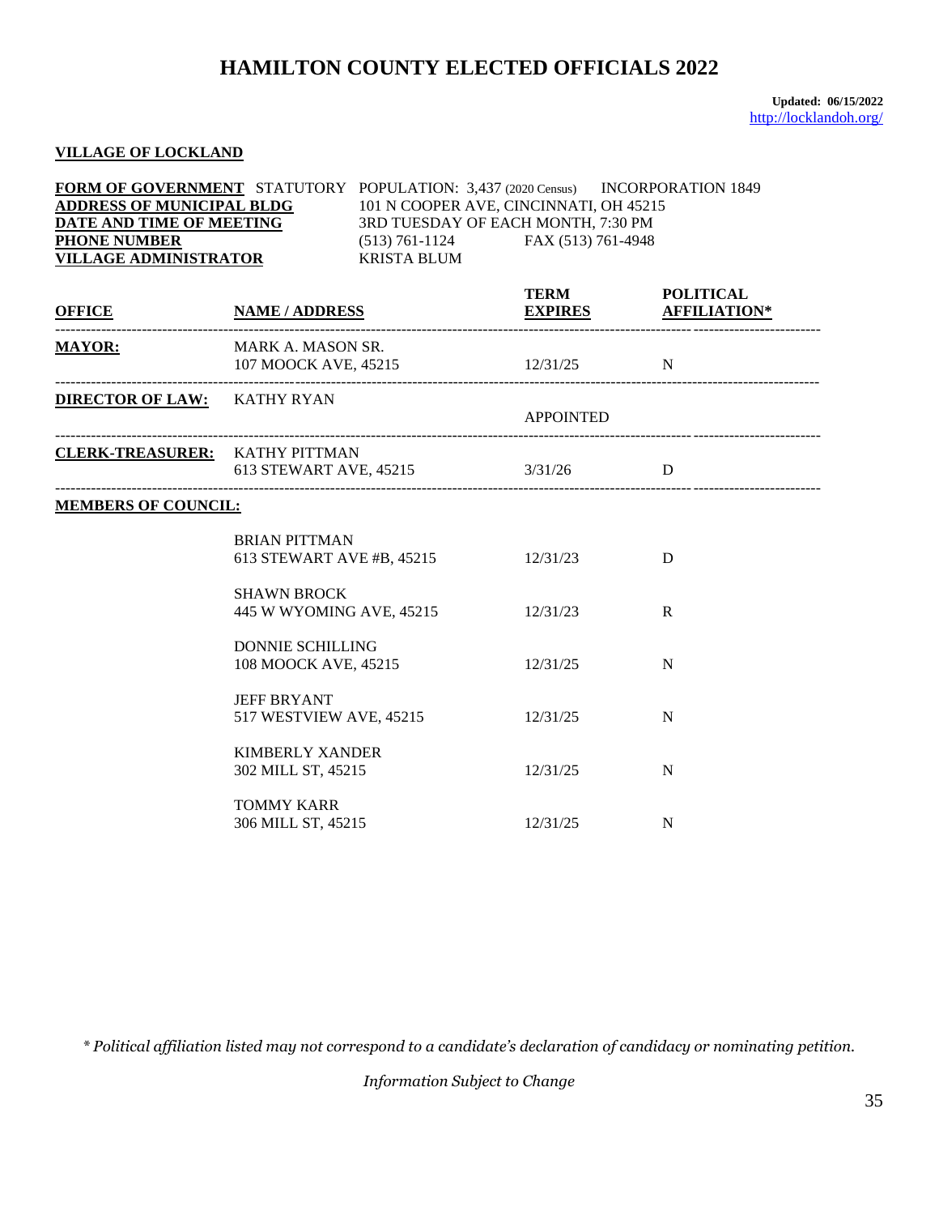# HAMILTON COUNTY ELECTED OFFICIALS 2022

**Updated: 06/15/2022**
http://locklandoh.org/

**VILLAGE OF LOCKLAND**

**FORM OF GOVERNMENT** STATUTORY POPULATION: 3,437 (2020 Census) INCORPORATION 1849
**ADDRESS OF MUNICIPAL BLDG** 101 N COOPER AVE, CINCINNATI, OH 45215
**DATE AND TIME OF MEETING** 3RD TUESDAY OF EACH MONTH, 7:30 PM
**PHONE NUMBER** (513) 761-1124 FAX (513) 761-4948
**VILLAGE ADMINISTRATOR** KRISTA BLUM

| OFFICE | NAME / ADDRESS | TERM EXPIRES | POLITICAL AFFILIATION* |
|---|---|---|---|
| **MAYOR:** | MARK A. MASON SR.<br>107 MOOCK AVE, 45215 | 12/31/25 | N |
| **DIRECTOR OF LAW:** | KATHY RYAN | APPOINTED | |
| **CLERK-TREASURER:** | KATHY PITTMAN<br>613 STEWART AVE, 45215 | 3/31/26 | D |
| **MEMBERS OF COUNCIL:** | | | |
| | BRIAN PITTMAN<br>613 STEWART AVE #B, 45215 | 12/31/23 | D |
| | SHAWN BROCK<br>445 W WYOMING AVE, 45215 | 12/31/23 | R |
| | DONNIE SCHILLING<br>108 MOOCK AVE, 45215 | 12/31/25 | N |
| | JEFF BRYANT<br>517 WESTVIEW AVE, 45215 | 12/31/25 | N |
| | KIMBERLY XANDER<br>302 MILL ST, 45215 | 12/31/25 | N |
| | TOMMY KARR<br>306 MILL ST, 45215 | 12/31/25 | N |

*\* Political affiliation listed may not correspond to a candidate's declaration of candidacy or nominating petition.*

*Information Subject to Change*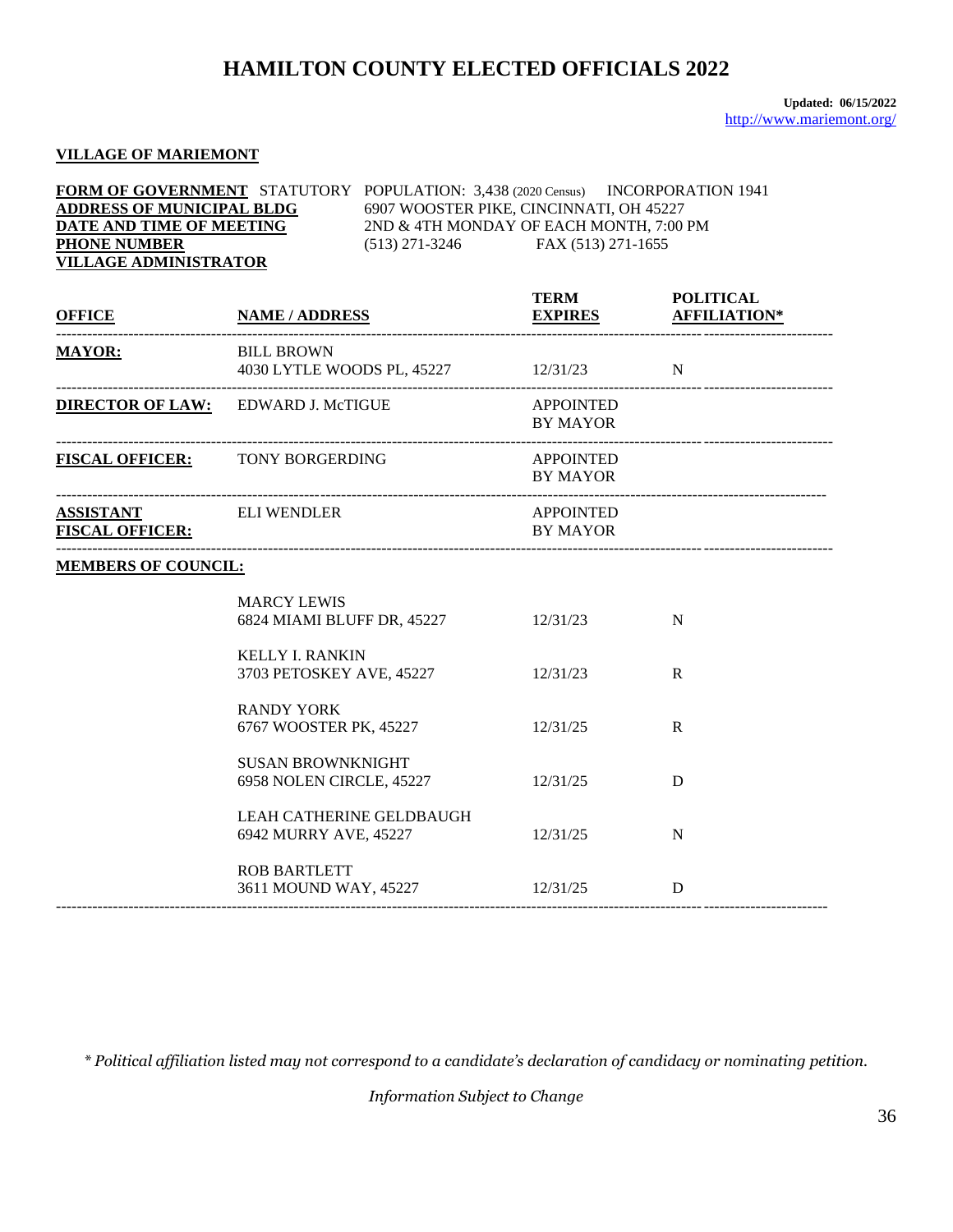# HAMILTON COUNTY ELECTED OFFICIALS 2022

**Updated: 06/15/2022**
http://www.mariemont.org/

## VILLAGE OF MARIEMONT

**FORM OF GOVERNMENT** STATUTORY POPULATION: 3,438 (2020 Census) INCORPORATION 1941
**ADDRESS OF MUNICIPAL BLDG** 6907 WOOSTER PIKE, CINCINNATI, OH 45227
**DATE AND TIME OF MEETING** 2ND & 4TH MONDAY OF EACH MONTH, 7:00 PM
**PHONE NUMBER** (513) 271-3246 FAX (513) 271-1655
**VILLAGE ADMINISTRATOR**

| OFFICE | NAME / ADDRESS | TERM EXPIRES | POLITICAL AFFILIATION* |
|---|---|---|---|
| **MAYOR:** | BILL BROWN<br>4030 LYTLE WOODS PL, 45227 | 12/31/23 | N |
| **DIRECTOR OF LAW:** | EDWARD J. McTIGUE | APPOINTED BY MAYOR | |
| **FISCAL OFFICER:** | TONY BORGERDING | APPOINTED BY MAYOR | |
| **ASSISTANT FISCAL OFFICER:** | ELI WENDLER | APPOINTED BY MAYOR | |
| **MEMBERS OF COUNCIL:** | | | |
| | MARCY LEWIS<br>6824 MIAMI BLUFF DR, 45227 | 12/31/23 | N |
| | KELLY I. RANKIN<br>3703 PETOSKEY AVE, 45227 | 12/31/23 | R |
| | RANDY YORK<br>6767 WOOSTER PK, 45227 | 12/31/25 | R |
| | SUSAN BROWNKNIGHT<br>6958 NOLEN CIRCLE, 45227 | 12/31/25 | D |
| | LEAH CATHERINE GELDBAUGH<br>6942 MURRY AVE, 45227 | 12/31/25 | N |
| | ROB BARTLETT<br>3611 MOUND WAY, 45227 | 12/31/25 | D |

*\* Political affiliation listed may not correspond to a candidate's declaration of candidacy or nominating petition.*

*Information Subject to Change*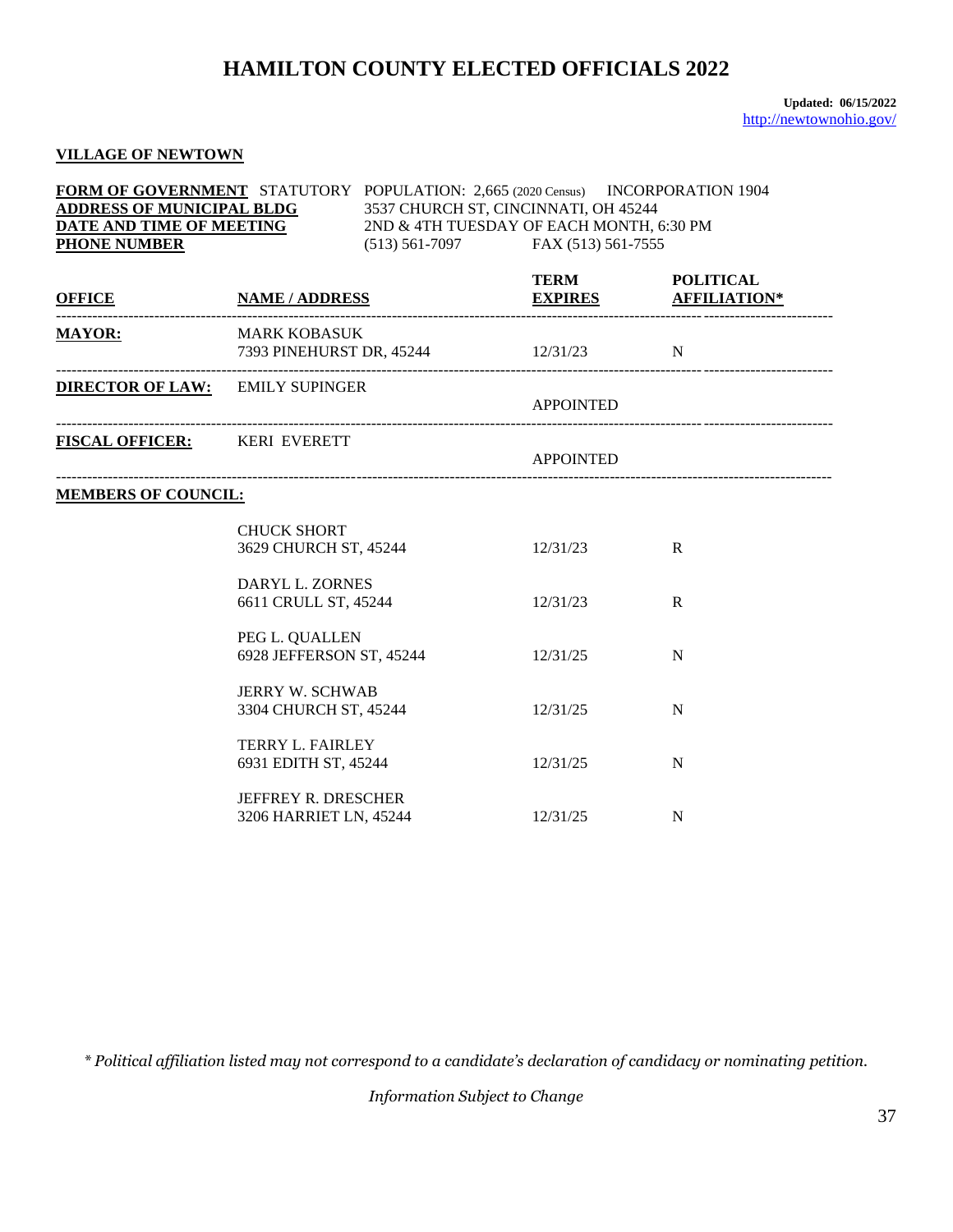# HAMILTON COUNTY ELECTED OFFICIALS 2022

**Updated: 06/15/2022**
http://newtownohio.gov/

**VILLAGE OF NEWTOWN**

**FORM OF GOVERNMENT** STATUTORY POPULATION: 2,665 (2020 Census) INCORPORATION 1904
**ADDRESS OF MUNICIPAL BLDG** 3537 CHURCH ST, CINCINNATI, OH 45244
**DATE AND TIME OF MEETING** 2ND & 4TH TUESDAY OF EACH MONTH, 6:30 PM
**PHONE NUMBER** (513) 561-7097 FAX (513) 561-7555

| OFFICE | NAME / ADDRESS | TERM EXPIRES | POLITICAL AFFILIATION* |
|---|---|---|---|
| **MAYOR:** | MARK KOBASUK<br>7393 PINEHURST DR, 45244 | 12/31/23 | N |
| **DIRECTOR OF LAW:** | EMILY SUPINGER | APPOINTED | |
| **FISCAL OFFICER:** | KERI EVERETT | APPOINTED | |
| **MEMBERS OF COUNCIL:** | | | |
| | CHUCK SHORT<br>3629 CHURCH ST, 45244 | 12/31/23 | R |
| | DARYL L. ZORNES<br>6611 CRULL ST, 45244 | 12/31/23 | R |
| | PEG L. QUALLEN<br>6928 JEFFERSON ST, 45244 | 12/31/25 | N |
| | JERRY W. SCHWAB<br>3304 CHURCH ST, 45244 | 12/31/25 | N |
| | TERRY L. FAIRLEY<br>6931 EDITH ST, 45244 | 12/31/25 | N |
| | JEFFREY R. DRESCHER<br>3206 HARRIET LN, 45244 | 12/31/25 | N |

*\* Political affiliation listed may not correspond to a candidate's declaration of candidacy or nominating petition.*

*Information Subject to Change*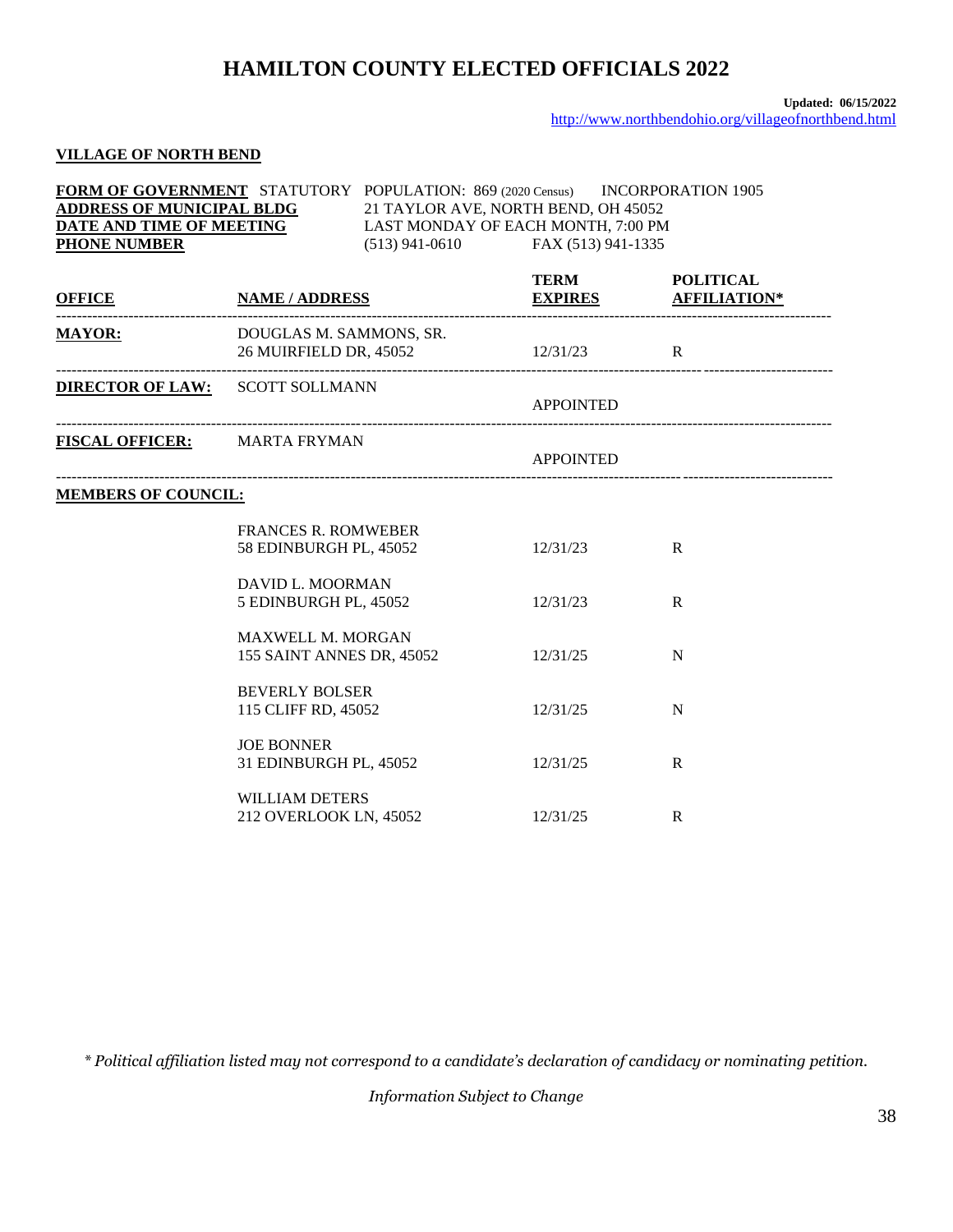# HAMILTON COUNTY ELECTED OFFICIALS 2022

**Updated: 06/15/2022**
http://www.northbendohio.org/villageofnorthbend.html

**VILLAGE OF NORTH BEND**

**FORM OF GOVERNMENT** STATUTORY POPULATION: 869 (2020 Census) INCORPORATION 1905
**ADDRESS OF MUNICIPAL BLDG** 21 TAYLOR AVE, NORTH BEND, OH 45052
**DATE AND TIME OF MEETING** LAST MONDAY OF EACH MONTH, 7:00 PM
**PHONE NUMBER** (513) 941-0610 FAX (513) 941-1335

| OFFICE | NAME / ADDRESS | TERM EXPIRES | POLITICAL AFFILIATION* |
|---|---|---|---|
| **MAYOR:** | DOUGLAS M. SAMMONS, SR.<br>26 MUIRFIELD DR, 45052 | 12/31/23 | R |
| **DIRECTOR OF LAW:** | SCOTT SOLLMANN | APPOINTED | |
| **FISCAL OFFICER:** | MARTA FRYMAN | APPOINTED | |
| **MEMBERS OF COUNCIL:** | | | |
| | FRANCES R. ROMWEBER<br>58 EDINBURGH PL, 45052 | 12/31/23 | R |
| | DAVID L. MOORMAN<br>5 EDINBURGH PL, 45052 | 12/31/23 | R |
| | MAXWELL M. MORGAN<br>155 SAINT ANNES DR, 45052 | 12/31/25 | N |
| | BEVERLY BOLSER<br>115 CLIFF RD, 45052 | 12/31/25 | N |
| | JOE BONNER<br>31 EDINBURGH PL, 45052 | 12/31/25 | R |
| | WILLIAM DETERS<br>212 OVERLOOK LN, 45052 | 12/31/25 | R |

*\* Political affiliation listed may not correspond to a candidate's declaration of candidacy or nominating petition.*

*Information Subject to Change*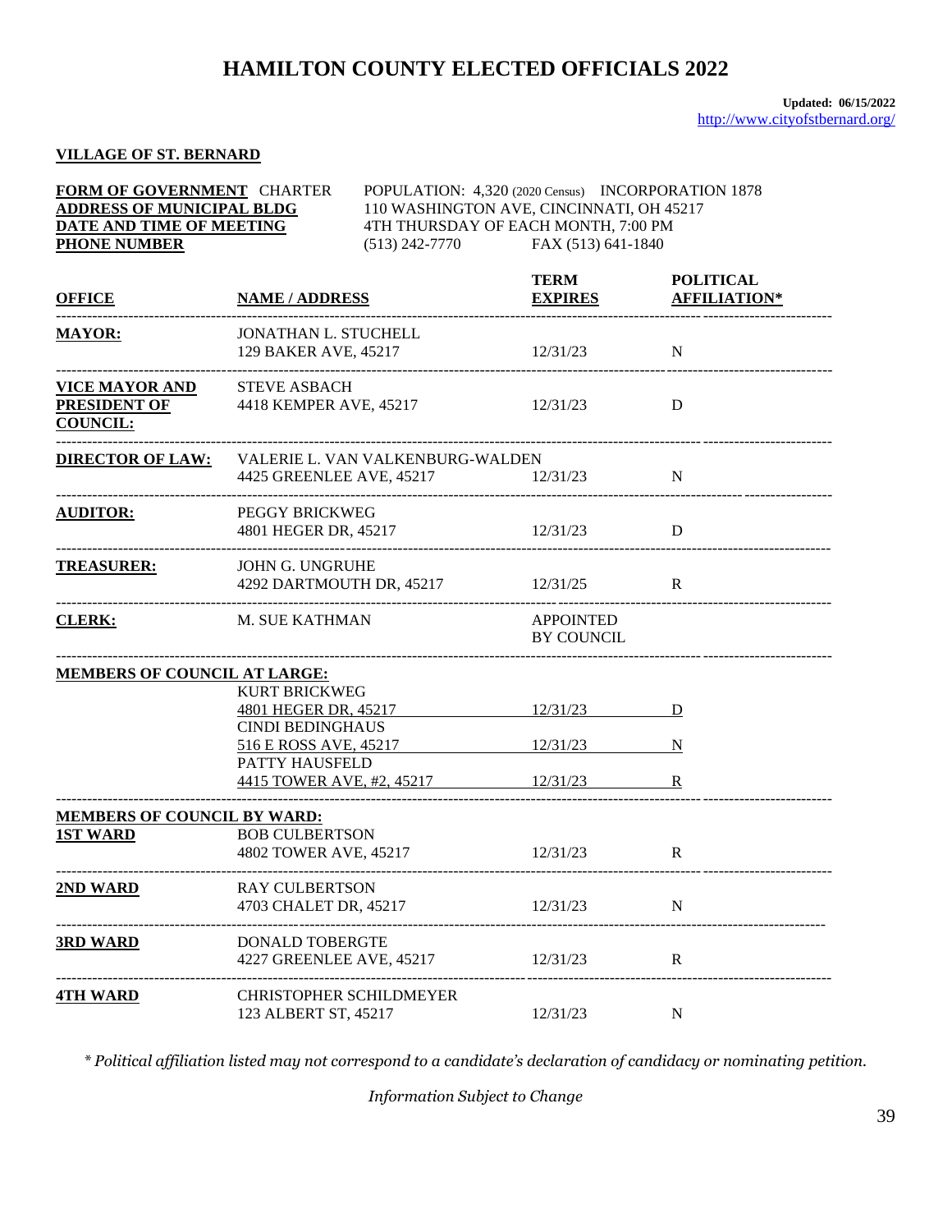# HAMILTON COUNTY ELECTED OFFICIALS 2022

**Updated: 06/15/2022**
http://www.cityofstbernard.org/

**VILLAGE OF ST. BERNARD**

**FORM OF GOVERNMENT** CHARTER POPULATION: 4,320 (2020 Census) INCORPORATION 1878
**ADDRESS OF MUNICIPAL BLDG** 110 WASHINGTON AVE, CINCINNATI, OH 45217
**DATE AND TIME OF MEETING** 4TH THURSDAY OF EACH MONTH, 7:00 PM
**PHONE NUMBER** (513) 242-7770 FAX (513) 641-1840

| OFFICE | NAME / ADDRESS | TERM EXPIRES | POLITICAL AFFILIATION* |
|---|---|---|---|
| **MAYOR:** | JONATHAN L. STUCHELL<br>129 BAKER AVE, 45217 | 12/31/23 | N |
| **VICE MAYOR AND PRESIDENT OF COUNCIL:** | STEVE ASBACH<br>4418 KEMPER AVE, 45217 | 12/31/23 | D |
| **DIRECTOR OF LAW:** | VALERIE L. VAN VALKENBURG-WALDEN<br>4425 GREENLEE AVE, 45217 | 12/31/23 | N |
| **AUDITOR:** | PEGGY BRICKWEG<br>4801 HEGER DR, 45217 | 12/31/23 | D |
| **TREASURER:** | JOHN G. UNGRUHE<br>4292 DARTMOUTH DR, 45217 | 12/31/25 | R |
| **CLERK:** | M. SUE KATHMAN | APPOINTED BY COUNCIL | |
| **MEMBERS OF COUNCIL AT LARGE:** | | | |
| | KURT BRICKWEG<br>4801 HEGER DR, 45217 | 12/31/23 | D |
| | CINDI BEDINGHAUS<br>516 E ROSS AVE, 45217 | 12/31/23 | N |
| | PATTY HAUSFELD<br>4415 TOWER AVE, #2, 45217 | 12/31/23 | R |
| **MEMBERS OF COUNCIL BY WARD:** | | | |
| **1ST WARD** | BOB CULBERTSON<br>4802 TOWER AVE, 45217 | 12/31/23 | R |
| **2ND WARD** | RAY CULBERTSON<br>4703 CHALET DR, 45217 | 12/31/23 | N |
| **3RD WARD** | DONALD TOBERGTE<br>4227 GREENLEE AVE, 45217 | 12/31/23 | R |
| **4TH WARD** | CHRISTOPHER SCHILDMEYER<br>123 ALBERT ST, 45217 | 12/31/23 | N |

*\* Political affiliation listed may not correspond to a candidate's declaration of candidacy or nominating petition.*

*Information Subject to Change*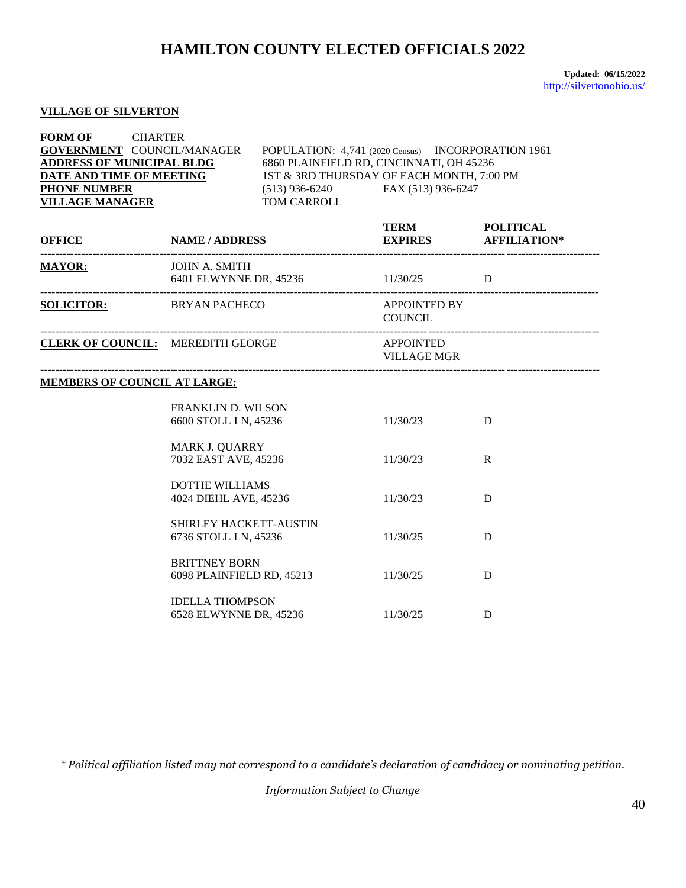# HAMILTON COUNTY ELECTED OFFICIALS 2022

**Updated: 06/15/2022**
http://silvertonohio.us/

**VILLAGE OF SILVERTON**

**FORM OF GOVERNMENT** CHARTER COUNCIL/MANAGER POPULATION: 4,741 (2020 Census) INCORPORATION 1961
**ADDRESS OF MUNICIPAL BLDG** 6860 PLAINFIELD RD, CINCINNATI, OH 45236
**DATE AND TIME OF MEETING** 1ST & 3RD THURSDAY OF EACH MONTH, 7:00 PM
**PHONE NUMBER** (513) 936-6240 FAX (513) 936-6247
**VILLAGE MANAGER** TOM CARROLL

| OFFICE | NAME / ADDRESS | TERM EXPIRES | POLITICAL AFFILIATION* |
|---|---|---|---|
| **MAYOR:** | JOHN A. SMITH<br>6401 ELWYNNE DR, 45236 | 11/30/25 | D |
| **SOLICITOR:** | BRYAN PACHECO | APPOINTED BY COUNCIL | |
| **CLERK OF COUNCIL:** | MEREDITH GEORGE | APPOINTED VILLAGE MGR | |
| **MEMBERS OF COUNCIL AT LARGE:** | | | |
| | FRANKLIN D. WILSON<br>6600 STOLL LN, 45236 | 11/30/23 | D |
| | MARK J. QUARRY<br>7032 EAST AVE, 45236 | 11/30/23 | R |
| | DOTTIE WILLIAMS<br>4024 DIEHL AVE, 45236 | 11/30/23 | D |
| | SHIRLEY HACKETT-AUSTIN<br>6736 STOLL LN, 45236 | 11/30/25 | D |
| | BRITTNEY BORN<br>6098 PLAINFIELD RD, 45213 | 11/30/25 | D |
| | IDELLA THOMPSON<br>6528 ELWYNNE DR, 45236 | 11/30/25 | D |

*\* Political affiliation listed may not correspond to a candidate's declaration of candidacy or nominating petition.*

*Information Subject to Change*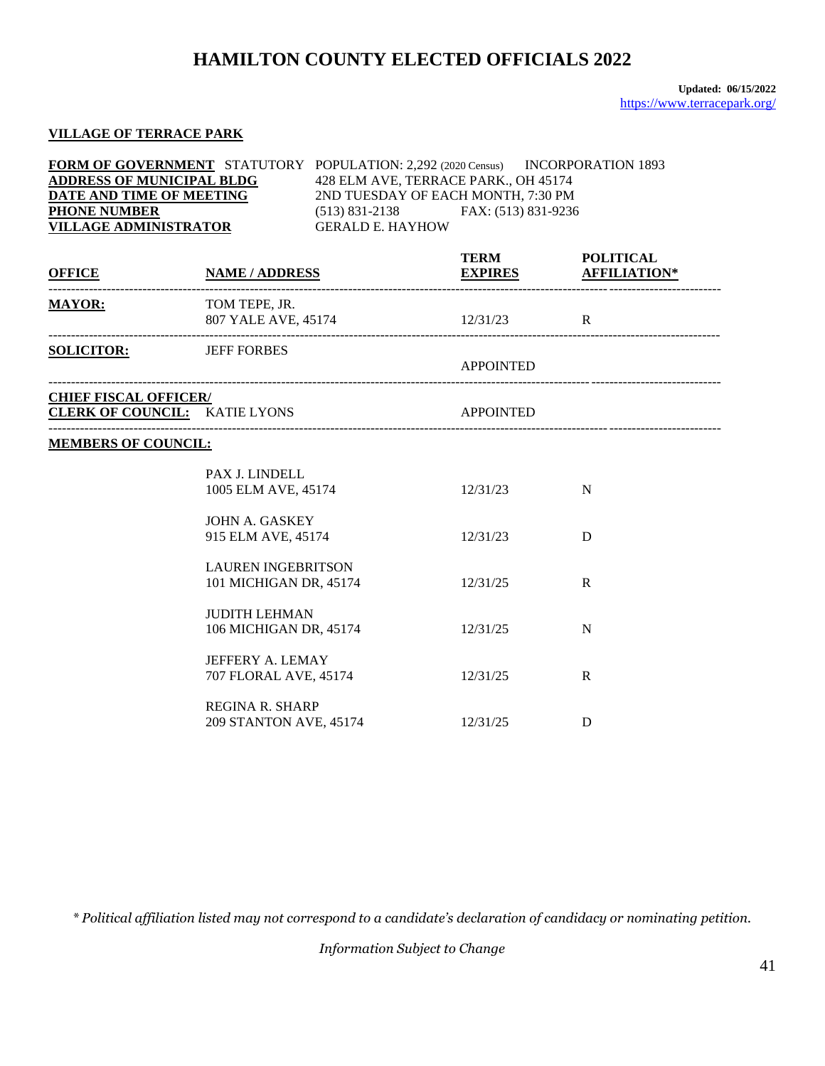# HAMILTON COUNTY ELECTED OFFICIALS 2022

**Updated: 06/15/2022**
https://www.terracepark.org/

**VILLAGE OF TERRACE PARK**

**FORM OF GOVERNMENT** STATUTORY POPULATION: 2,292 (2020 Census) INCORPORATION 1893
**ADDRESS OF MUNICIPAL BLDG** 428 ELM AVE, TERRACE PARK., OH 45174
**DATE AND TIME OF MEETING** 2ND TUESDAY OF EACH MONTH, 7:30 PM
**PHONE NUMBER** (513) 831-2138 FAX: (513) 831-9236
**VILLAGE ADMINISTRATOR** GERALD E. HAYHOW

| OFFICE | NAME / ADDRESS | TERM EXPIRES | POLITICAL AFFILIATION* |
|---|---|---|---|
| **MAYOR:** | TOM TEPE, JR.<br>807 YALE AVE, 45174 | 12/31/23 | R |
| **SOLICITOR:** | JEFF FORBES | APPOINTED | |
| **CHIEF FISCAL OFFICER/ CLERK OF COUNCIL:** | KATIE LYONS | APPOINTED | |
| **MEMBERS OF COUNCIL:** | | | |
| | PAX J. LINDELL<br>1005 ELM AVE, 45174 | 12/31/23 | N |
| | JOHN A. GASKEY<br>915 ELM AVE, 45174 | 12/31/23 | D |
| | LAUREN INGEBRITSON<br>101 MICHIGAN DR, 45174 | 12/31/25 | R |
| | JUDITH LEHMAN<br>106 MICHIGAN DR, 45174 | 12/31/25 | N |
| | JEFFERY A. LEMAY<br>707 FLORAL AVE, 45174 | 12/31/25 | R |
| | REGINA R. SHARP<br>209 STANTON AVE, 45174 | 12/31/25 | D |

*\* Political affiliation listed may not correspond to a candidate's declaration of candidacy or nominating petition.*

*Information Subject to Change*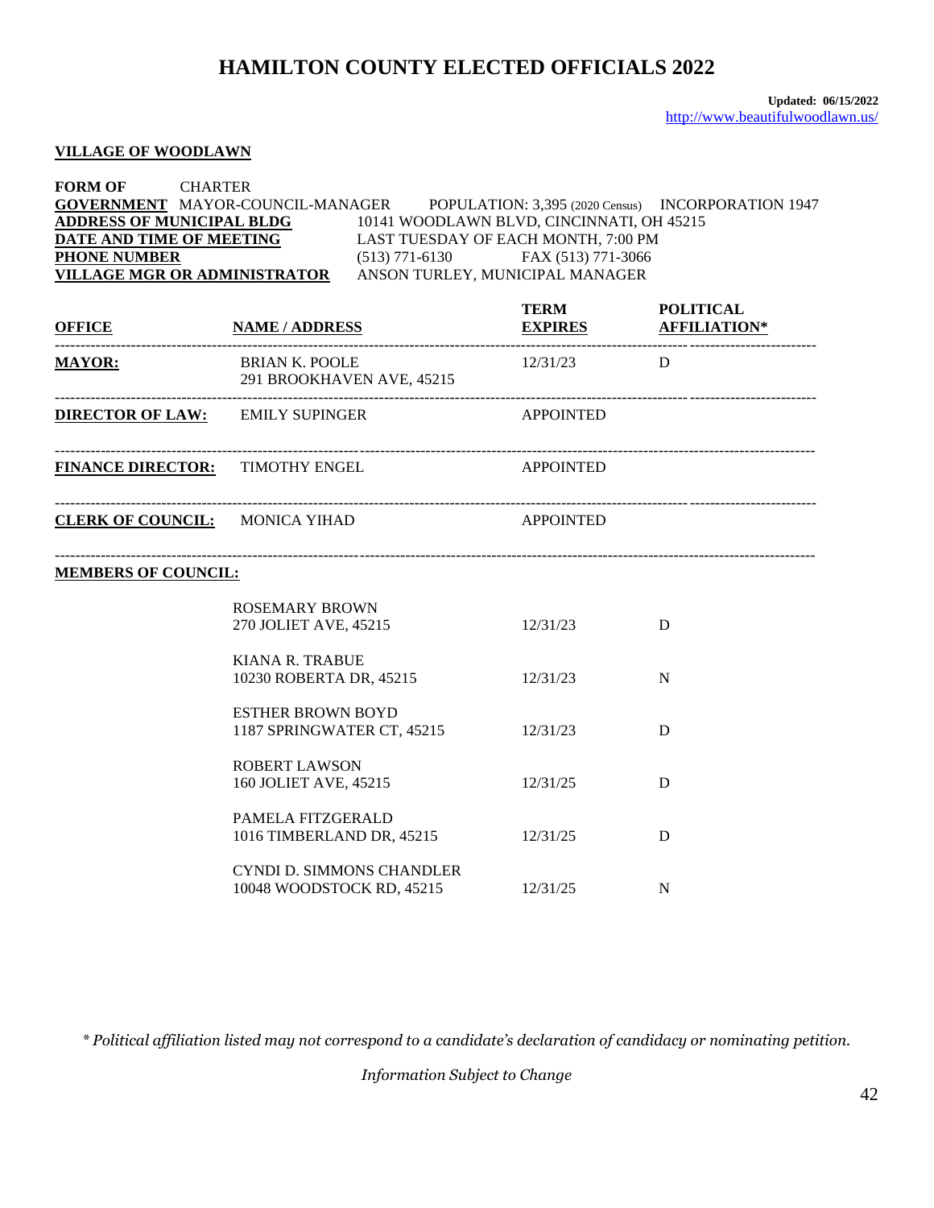# HAMILTON COUNTY ELECTED OFFICIALS 2022

**Updated: 06/15/2022**
http://www.beautifulwoodlawn.us/

**VILLAGE OF WOODLAWN**

**FORM OF GOVERNMENT** CHARTER MAYOR-COUNCIL-MANAGER POPULATION: 3,395 (2020 Census) INCORPORATION 1947
**ADDRESS OF MUNICIPAL BLDG** 10141 WOODLAWN BLVD, CINCINNATI, OH 45215
**DATE AND TIME OF MEETING** LAST TUESDAY OF EACH MONTH, 7:00 PM
**PHONE NUMBER** (513) 771-6130 FAX (513) 771-3066
**VILLAGE MGR OR ADMINISTRATOR** ANSON TURLEY, MUNICIPAL MANAGER

| OFFICE | NAME / ADDRESS | TERM EXPIRES | POLITICAL AFFILIATION* |
|---|---|---|---|
| **MAYOR:** | BRIAN K. POOLE<br>291 BROOKHAVEN AVE, 45215 | 12/31/23 | D |
| **DIRECTOR OF LAW:** | EMILY SUPINGER | APPOINTED | |
| **FINANCE DIRECTOR:** | TIMOTHY ENGEL | APPOINTED | |
| **CLERK OF COUNCIL:** | MONICA YIHAD | APPOINTED | |
| **MEMBERS OF COUNCIL:** | | | |
| | ROSEMARY BROWN<br>270 JOLIET AVE, 45215 | 12/31/23 | D |
| | KIANA R. TRABUE<br>10230 ROBERTA DR, 45215 | 12/31/23 | N |
| | ESTHER BROWN BOYD<br>1187 SPRINGWATER CT, 45215 | 12/31/23 | D |
| | ROBERT LAWSON<br>160 JOLIET AVE, 45215 | 12/31/25 | D |
| | PAMELA FITZGERALD<br>1016 TIMBERLAND DR, 45215 | 12/31/25 | D |
| | CYNDI D. SIMMONS CHANDLER<br>10048 WOODSTOCK RD, 45215 | 12/31/25 | N |

*\* Political affiliation listed may not correspond to a candidate's declaration of candidacy or nominating petition.*

*Information Subject to Change*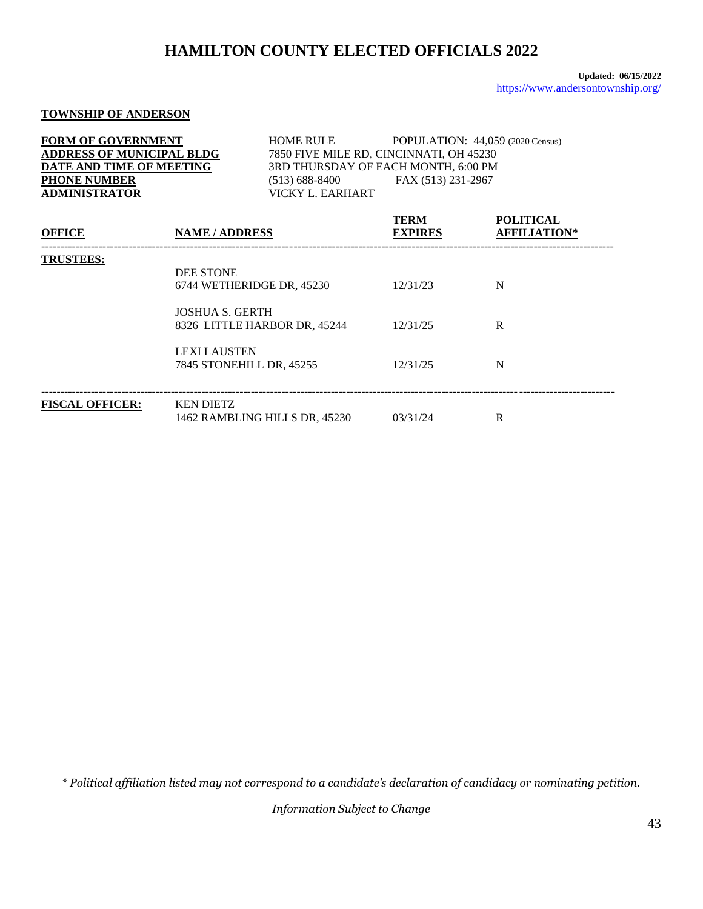# HAMILTON COUNTY ELECTED OFFICIALS 2022

**Updated: 06/15/2022**
https://www.andersontownship.org/

**TOWNSHIP OF ANDERSON**

| | | |
|---|---|---|
| **FORM OF GOVERNMENT** | HOME RULE | POPULATION: 44,059 (2020 Census) |
| **ADDRESS OF MUNICIPAL BLDG** | 7850 FIVE MILE RD, CINCINNATI, OH 45230 | |
| **DATE AND TIME OF MEETING** | 3RD THURSDAY OF EACH MONTH, 6:00 PM | |
| **PHONE NUMBER** | (513) 688-8400 | FAX (513) 231-2967 |
| **ADMINISTRATOR** | VICKY L. EARHART | |

| OFFICE | NAME / ADDRESS | TERM EXPIRES | POLITICAL AFFILIATION* |
|---|---|---|---|
| **TRUSTEES:** | DEE STONE<br>6744 WETHERIDGE DR, 45230 | 12/31/23 | N |
| | JOSHUA S. GERTH<br>8326 LITTLE HARBOR DR, 45244 | 12/31/25 | R |
| | LEXI LAUSTEN<br>7845 STONEHILL DR, 45255 | 12/31/25 | N |
| **FISCAL OFFICER:** | KEN DIETZ<br>1462 RAMBLING HILLS DR, 45230 | 03/31/24 | R |

*\* Political affiliation listed may not correspond to a candidate's declaration of candidacy or nominating petition.*

*Information Subject to Change*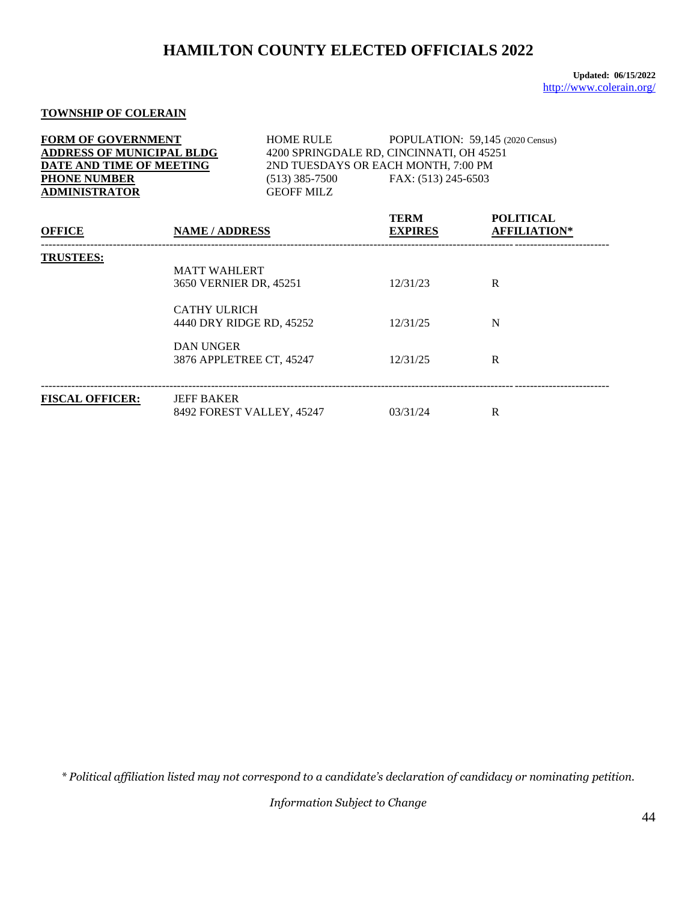# HAMILTON COUNTY ELECTED OFFICIALS 2022

**Updated: 06/15/2022**
http://www.colerain.org/

**TOWNSHIP OF COLERAIN**

| | | |
|---|---|---|
| **FORM OF GOVERNMENT** | HOME RULE | POPULATION: 59,145 (2020 Census) |
| **ADDRESS OF MUNICIPAL BLDG** | 4200 SPRINGDALE RD, CINCINNATI, OH 45251 | |
| **DATE AND TIME OF MEETING** | 2ND TUESDAYS OR EACH MONTH, 7:00 PM | |
| **PHONE NUMBER** | (513) 385-7500 | FAX: (513) 245-6503 |
| **ADMINISTRATOR** | GEOFF MILZ | |

| OFFICE | NAME / ADDRESS | TERM EXPIRES | POLITICAL AFFILIATION* |
|---|---|---|---|
| **TRUSTEES:** | MATT WAHLERT<br>3650 VERNIER DR, 45251 | 12/31/23 | R |
| | CATHY ULRICH<br>4440 DRY RIDGE RD, 45252 | 12/31/25 | N |
| | DAN UNGER<br>3876 APPLETREE CT, 45247 | 12/31/25 | R |
| **FISCAL OFFICER:** | JEFF BAKER<br>8492 FOREST VALLEY, 45247 | 03/31/24 | R |

*\* Political affiliation listed may not correspond to a candidate's declaration of candidacy or nominating petition.*

*Information Subject to Change*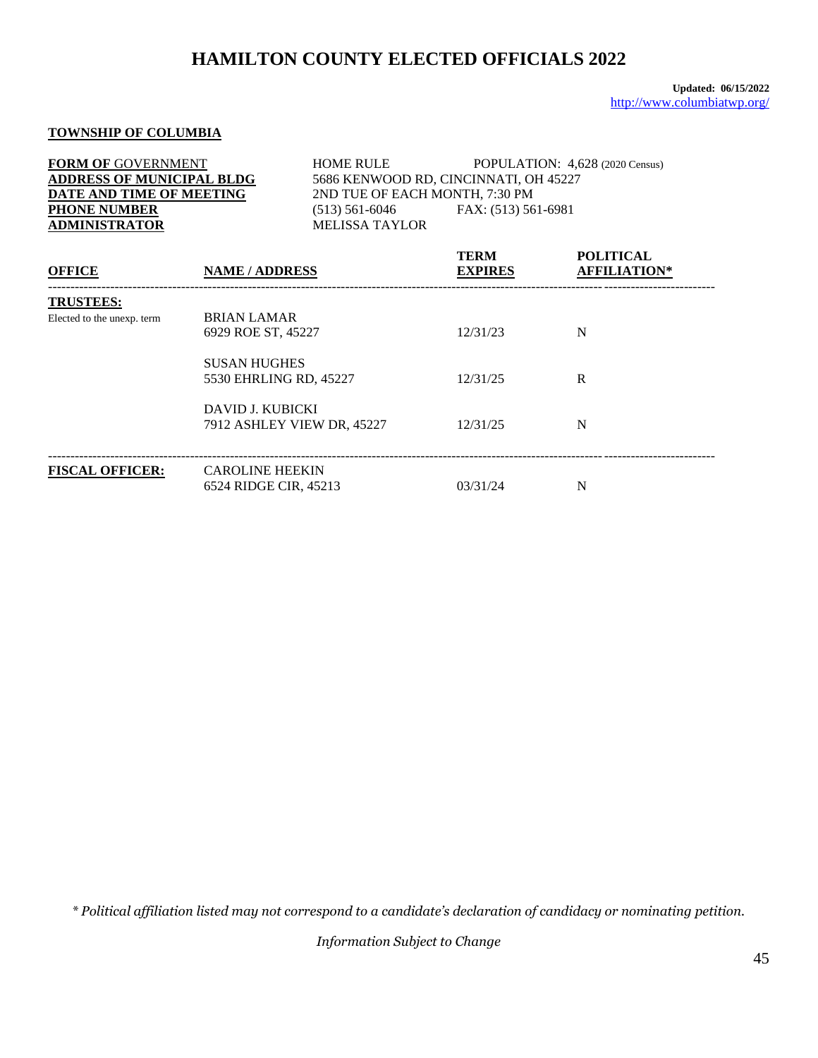# HAMILTON COUNTY ELECTED OFFICIALS 2022

**Updated: 06/15/2022**
http://www.columbiatwp.org/

**TOWNSHIP OF COLUMBIA**

| | | |
|---|---|---|
| **FORM OF GOVERNMENT** | HOME RULE | POPULATION: 4,628 (2020 Census) |
| **ADDRESS OF MUNICIPAL BLDG** | 5686 KENWOOD RD, CINCINNATI, OH 45227 | |
| **DATE AND TIME OF MEETING** | 2ND TUE OF EACH MONTH, 7:30 PM | |
| **PHONE NUMBER** | (513) 561-6046 | FAX: (513) 561-6981 |
| **ADMINISTRATOR** | MELISSA TAYLOR | |

| OFFICE | NAME / ADDRESS | TERM EXPIRES | POLITICAL AFFILIATION* |
|---|---|---|---|
| **TRUSTEES:** | | | |
| Elected to the unexp. term | BRIAN LAMAR<br>6929 ROE ST, 45227 | 12/31/23 | N |
| | SUSAN HUGHES<br>5530 EHRLING RD, 45227 | 12/31/25 | R |
| | DAVID J. KUBICKI<br>7912 ASHLEY VIEW DR, 45227 | 12/31/25 | N |
| **FISCAL OFFICER:** | CAROLINE HEEKIN<br>6524 RIDGE CIR, 45213 | 03/31/24 | N |

*\* Political affiliation listed may not correspond to a candidate's declaration of candidacy or nominating petition.*

*Information Subject to Change*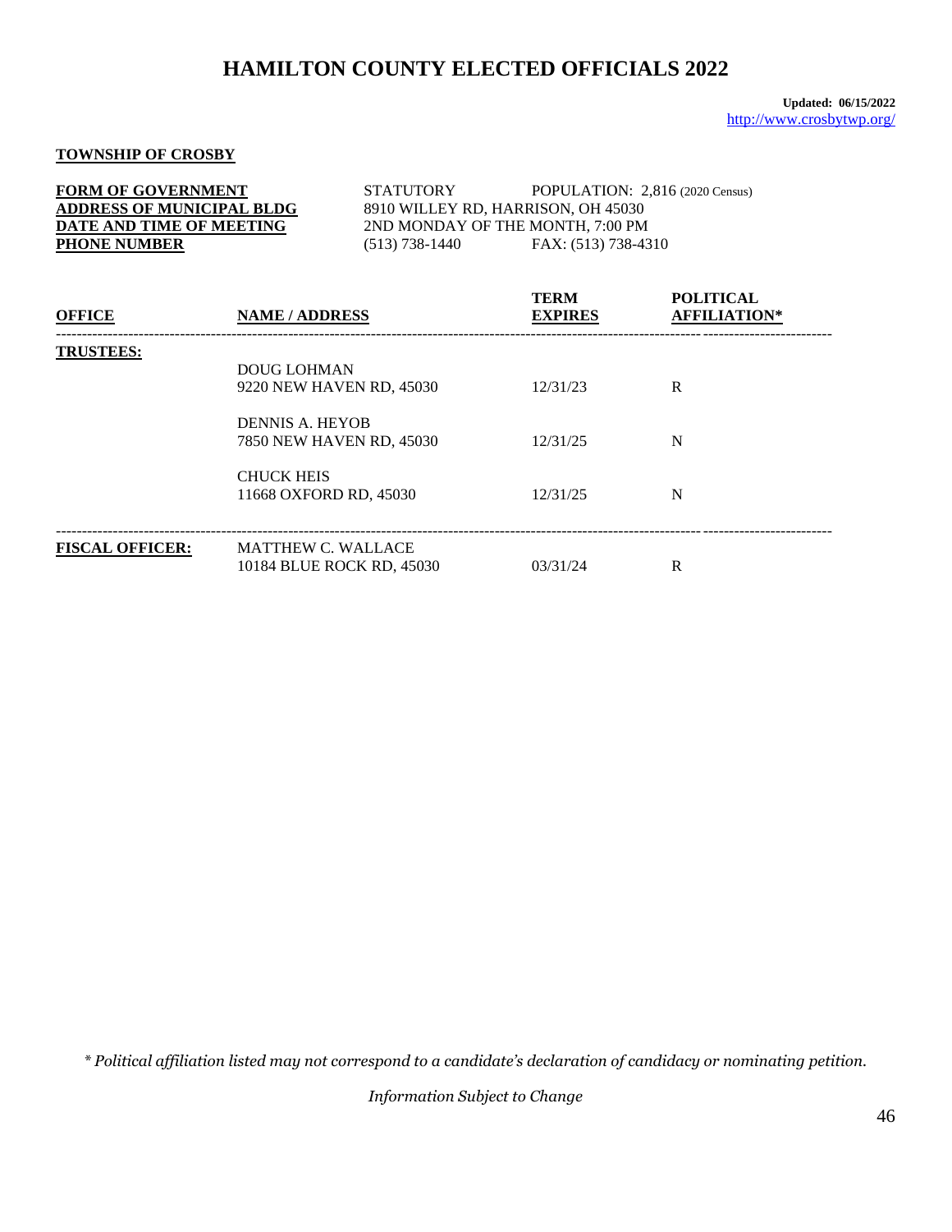# HAMILTON COUNTY ELECTED OFFICIALS 2022

**Updated: 06/15/2022**
http://www.crosbytwp.org/

**TOWNSHIP OF CROSBY**

| | | |
|---|---|---|
| **FORM OF GOVERNMENT** | STATUTORY | POPULATION: 2,816 (2020 Census) |
| **ADDRESS OF MUNICIPAL BLDG** | 8910 WILLEY RD, HARRISON, OH 45030 | |
| **DATE AND TIME OF MEETING** | 2ND MONDAY OF THE MONTH, 7:00 PM | |
| **PHONE NUMBER** | (513) 738-1440 | FAX: (513) 738-4310 |

| OFFICE | NAME / ADDRESS | TERM EXPIRES | POLITICAL AFFILIATION* |
|---|---|---|---|
| **TRUSTEES:** | DOUG LOHMAN<br>9220 NEW HAVEN RD, 45030 | 12/31/23 | R |
| | DENNIS A. HEYOB<br>7850 NEW HAVEN RD, 45030 | 12/31/25 | N |
| | CHUCK HEIS<br>11668 OXFORD RD, 45030 | 12/31/25 | N |
| **FISCAL OFFICER:** | MATTHEW C. WALLACE<br>10184 BLUE ROCK RD, 45030 | 03/31/24 | R |

*\* Political affiliation listed may not correspond to a candidate's declaration of candidacy or nominating petition.*

*Information Subject to Change*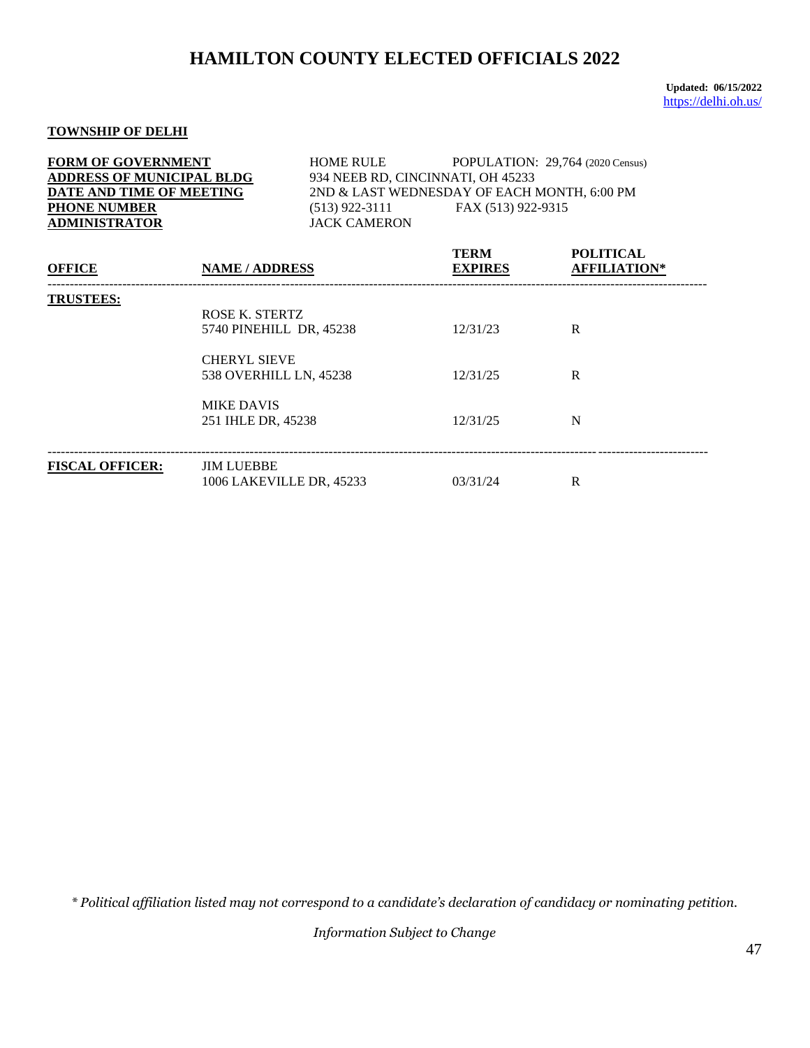# HAMILTON COUNTY ELECTED OFFICIALS 2022

**Updated: 06/15/2022**
https://delhi.oh.us/

**TOWNSHIP OF DELHI**

| | | |
|---|---|---|
| **FORM OF GOVERNMENT** | HOME RULE | POPULATION: 29,764 (2020 Census) |
| **ADDRESS OF MUNICIPAL BLDG** | 934 NEEB RD, CINCINNATI, OH 45233 | |
| **DATE AND TIME OF MEETING** | 2ND & LAST WEDNESDAY OF EACH MONTH, 6:00 PM | |
| **PHONE NUMBER** | (513) 922-3111 | FAX (513) 922-9315 |
| **ADMINISTRATOR** | JACK CAMERON | |

| OFFICE | NAME / ADDRESS | TERM EXPIRES | POLITICAL AFFILIATION* |
|---|---|---|---|
| **TRUSTEES:** | ROSE K. STERTZ<br>5740 PINEHILL DR, 45238 | 12/31/23 | R |
| | CHERYL SIEVE<br>538 OVERHILL LN, 45238 | 12/31/25 | R |
| | MIKE DAVIS<br>251 IHLE DR, 45238 | 12/31/25 | N |
| **FISCAL OFFICER:** | JIM LUEBBE<br>1006 LAKEVILLE DR, 45233 | 03/31/24 | R |

*\* Political affiliation listed may not correspond to a candidate's declaration of candidacy or nominating petition.*

*Information Subject to Change*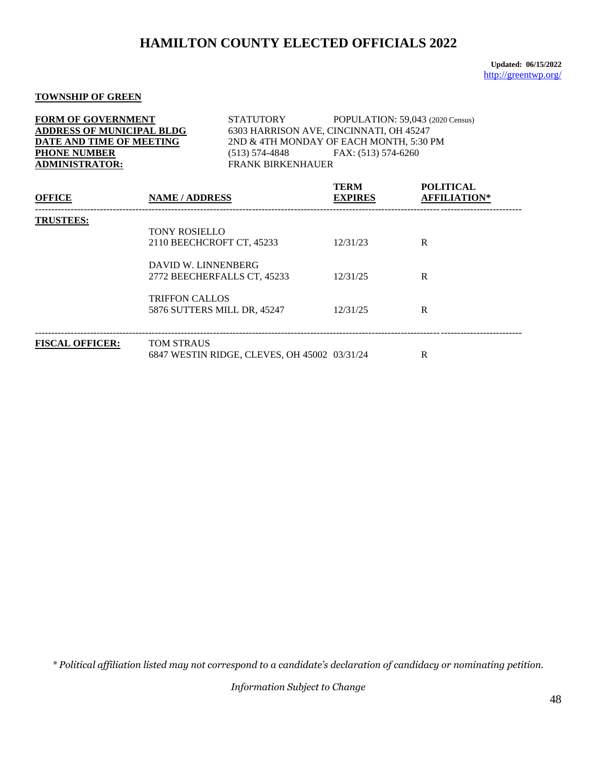# HAMILTON COUNTY ELECTED OFFICIALS 2022

**Updated: 06/15/2022**
http://greentwp.org/

**TOWNSHIP OF GREEN**

**FORM OF GOVERNMENT** STATUTORY POPULATION: 59,043 (2020 Census)
**ADDRESS OF MUNICIPAL BLDG** 6303 HARRISON AVE, CINCINNATI, OH 45247
**DATE AND TIME OF MEETING** 2ND & 4TH MONDAY OF EACH MONTH, 5:30 PM
**PHONE NUMBER** (513) 574-4848 FAX: (513) 574-6260
**ADMINISTRATOR:** FRANK BIRKENHAUER

| OFFICE | NAME / ADDRESS | TERM EXPIRES | POLITICAL AFFILIATION* |
|---|---|---|---|
| **TRUSTEES:** | TONY ROSIELLO<br>2110 BEECHCROFT CT, 45233 | 12/31/23 | R |
| | DAVID W. LINNENBERG<br>2772 BEECHERFALLS CT, 45233 | 12/31/25 | R |
| | TRIFFON CALLOS<br>5876 SUTTERS MILL DR, 45247 | 12/31/25 | R |
| **FISCAL OFFICER:** | TOM STRAUS<br>6847 WESTIN RIDGE, CLEVES, OH 45002 | 03/31/24 | R |

*\* Political affiliation listed may not correspond to a candidate's declaration of candidacy or nominating petition.*

*Information Subject to Change*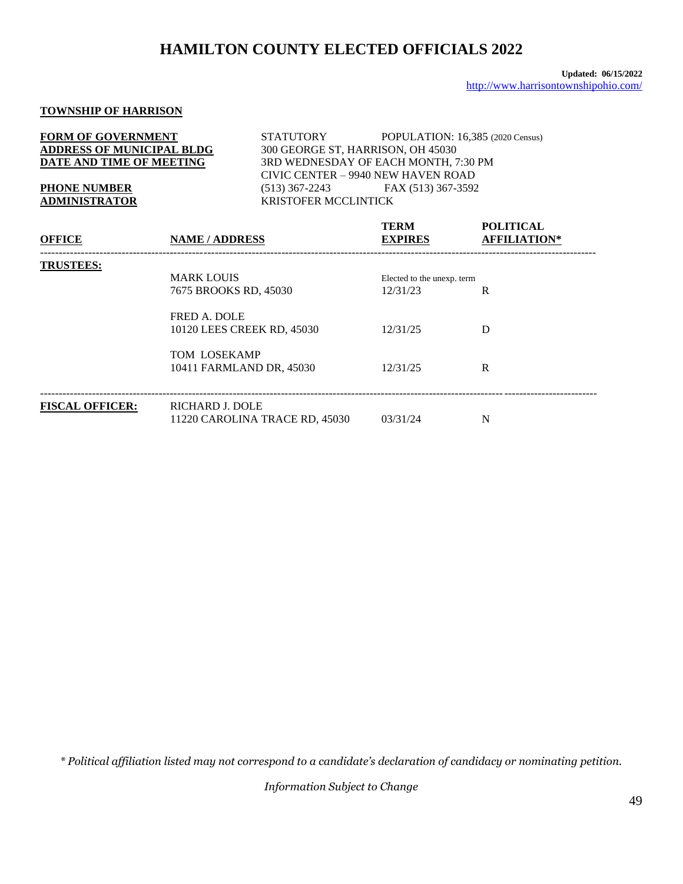# HAMILTON COUNTY ELECTED OFFICIALS 2022

**Updated: 06/15/2022**
http://www.harrisontownshipohio.com/

**TOWNSHIP OF HARRISON**

| | | |
|---|---|---|
| **FORM OF GOVERNMENT** | STATUTORY | POPULATION: 16,385 (2020 Census) |
| **ADDRESS OF MUNICIPAL BLDG** | 300 GEORGE ST, HARRISON, OH 45030 | |
| **DATE AND TIME OF MEETING** | 3RD WEDNESDAY OF EACH MONTH, 7:30 PM<br>CIVIC CENTER – 9940 NEW HAVEN ROAD | |
| **PHONE NUMBER** | (513) 367-2243 | FAX (513) 367-3592 |
| **ADMINISTRATOR** | KRISTOFER MCCLINTICK | |

| OFFICE | NAME / ADDRESS | TERM EXPIRES | POLITICAL AFFILIATION* |
|---|---|---|---|
| **TRUSTEES:** | MARK LOUIS<br>7675 BROOKS RD, 45030 | Elected to the unexp. term<br>12/31/23 | R |
| | FRED A. DOLE<br>10120 LEES CREEK RD, 45030 | 12/31/25 | D |
| | TOM LOSEKAMP<br>10411 FARMLAND DR, 45030 | 12/31/25 | R |
| **FISCAL OFFICER:** | RICHARD J. DOLE<br>11220 CAROLINA TRACE RD, 45030 | 03/31/24 | N |

*\* Political affiliation listed may not correspond to a candidate's declaration of candidacy or nominating petition.*

*Information Subject to Change*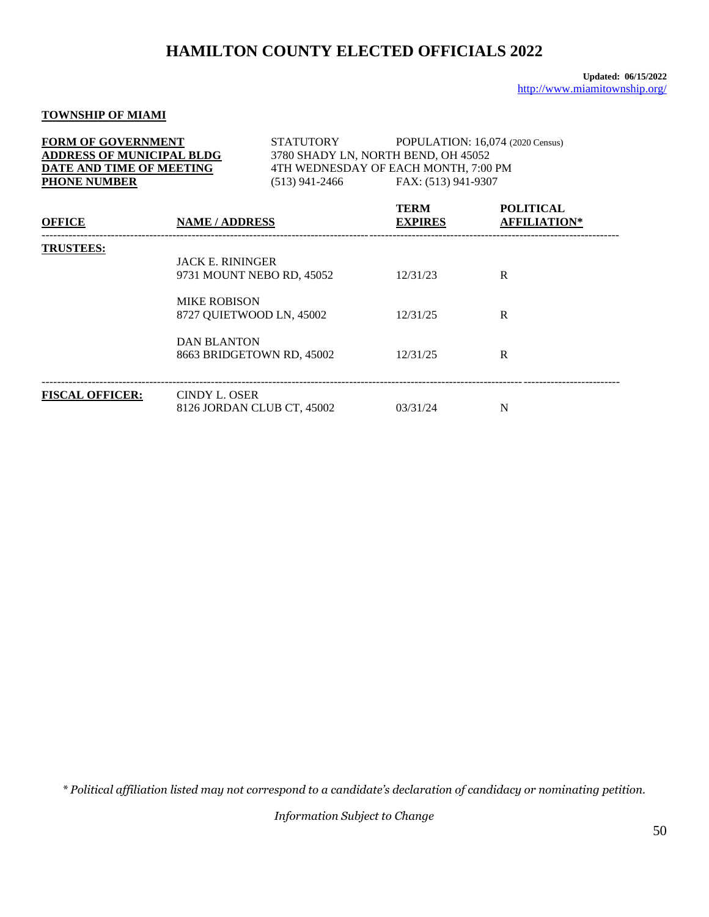# HAMILTON COUNTY ELECTED OFFICIALS 2022

**Updated: 06/15/2022**
http://www.miamitownship.org/

**TOWNSHIP OF MIAMI**

**FORM OF GOVERNMENT** STATUTORY POPULATION: 16,074 (2020 Census)
**ADDRESS OF MUNICIPAL BLDG** 3780 SHADY LN, NORTH BEND, OH 45052
**DATE AND TIME OF MEETING** 4TH WEDNESDAY OF EACH MONTH, 7:00 PM
**PHONE NUMBER** (513) 941-2466 FAX: (513) 941-9307

| OFFICE | NAME / ADDRESS | TERM EXPIRES | POLITICAL AFFILIATION* |
|---|---|---|---|
| **TRUSTEES:** | JACK E. RININGER<br>9731 MOUNT NEBO RD, 45052 | 12/31/23 | R |
| | MIKE ROBISON<br>8727 QUIETWOOD LN, 45002 | 12/31/25 | R |
| | DAN BLANTON<br>8663 BRIDGETOWN RD, 45002 | 12/31/25 | R |
| **FISCAL OFFICER:** | CINDY L. OSER<br>8126 JORDAN CLUB CT, 45002 | 03/31/24 | N |

*\* Political affiliation listed may not correspond to a candidate's declaration of candidacy or nominating petition.*

*Information Subject to Change*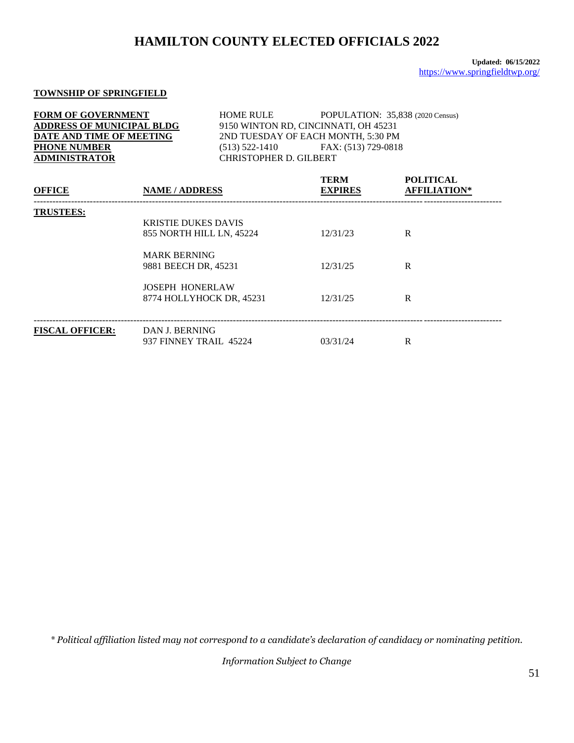# HAMILTON COUNTY ELECTED OFFICIALS 2022

**Updated: 06/15/2022**
https://www.springfieldtwp.org/

**TOWNSHIP OF SPRINGFIELD**

| | |
|---|---|
| **FORM OF GOVERNMENT** | HOME RULE POPULATION: 35,838 (2020 Census) |
| **ADDRESS OF MUNICIPAL BLDG** | 9150 WINTON RD, CINCINNATI, OH 45231 |
| **DATE AND TIME OF MEETING** | 2ND TUESDAY OF EACH MONTH, 5:30 PM |
| **PHONE NUMBER** | (513) 522-1410 FAX: (513) 729-0818 |
| **ADMINISTRATOR** | CHRISTOPHER D. GILBERT |

| OFFICE | NAME / ADDRESS | TERM EXPIRES | POLITICAL AFFILIATION* |
|---|---|---|---|
| **TRUSTEES:** | KRISTIE DUKES DAVIS<br>855 NORTH HILL LN, 45224 | 12/31/23 | R |
| | MARK BERNING<br>9881 BEECH DR, 45231 | 12/31/25 | R |
| | JOSEPH HONERLAW<br>8774 HOLLYHOCK DR, 45231 | 12/31/25 | R |
| **FISCAL OFFICER:** | DAN J. BERNING<br>937 FINNEY TRAIL 45224 | 03/31/24 | R |

*\* Political affiliation listed may not correspond to a candidate's declaration of candidacy or nominating petition.*

*Information Subject to Change*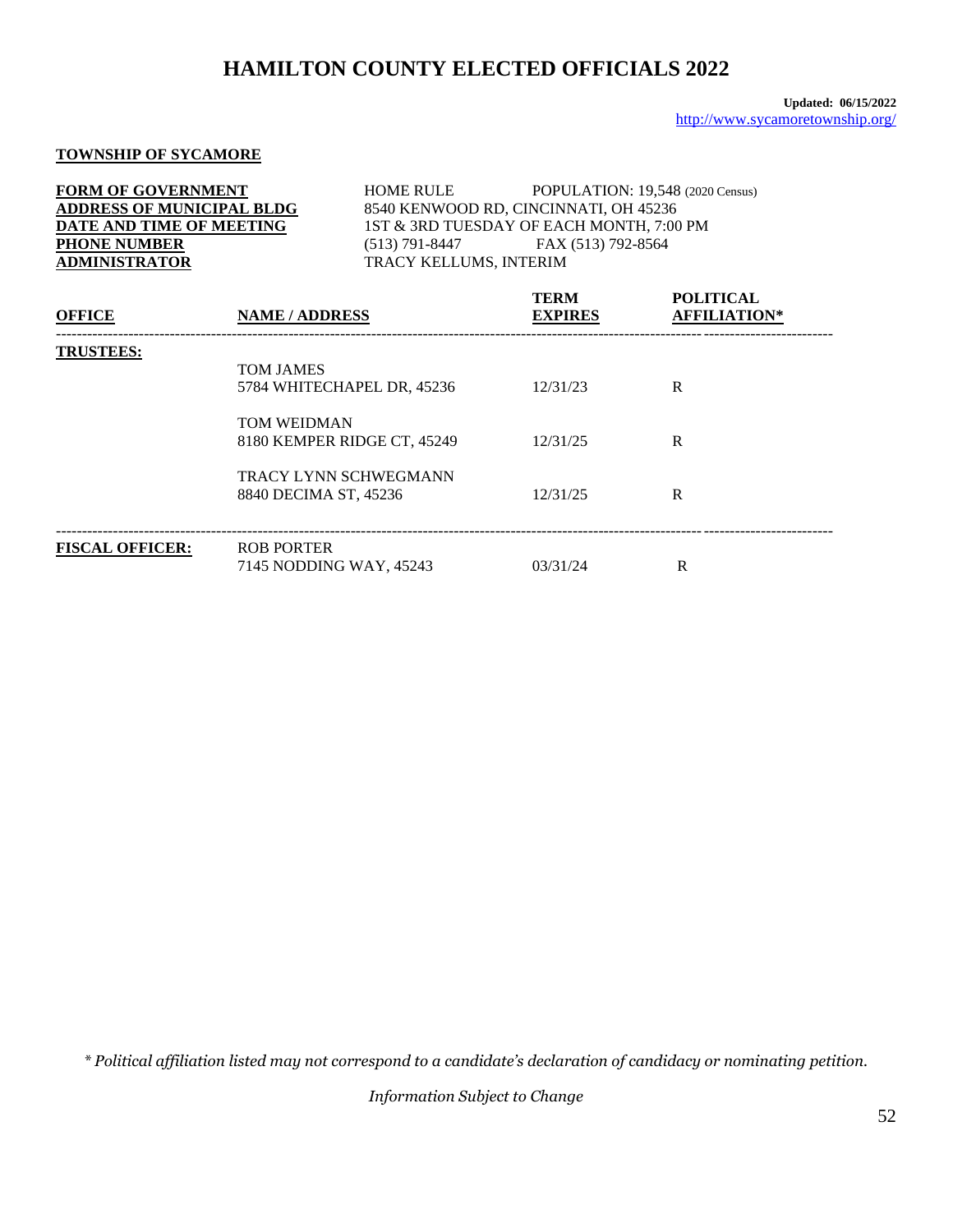# HAMILTON COUNTY ELECTED OFFICIALS 2022

**Updated: 06/15/2022**
http://www.sycamoretownship.org/

**TOWNSHIP OF SYCAMORE**

| | | |
|---|---|---|
| **FORM OF GOVERNMENT** | HOME RULE | POPULATION: 19,548 (2020 Census) |
| **ADDRESS OF MUNICIPAL BLDG** | 8540 KENWOOD RD, CINCINNATI, OH 45236 | |
| **DATE AND TIME OF MEETING** | 1ST & 3RD TUESDAY OF EACH MONTH, 7:00 PM | |
| **PHONE NUMBER** | (513) 791-8447 | FAX (513) 792-8564 |
| **ADMINISTRATOR** | TRACY KELLUMS, INTERIM | |

| OFFICE | NAME / ADDRESS | TERM EXPIRES | POLITICAL AFFILIATION* |
|---|---|---|---|
| **TRUSTEES:** | TOM JAMES<br>5784 WHITECHAPEL DR, 45236 | 12/31/23 | R |
| | TOM WEIDMAN<br>8180 KEMPER RIDGE CT, 45249 | 12/31/25 | R |
| | TRACY LYNN SCHWEGMANN<br>8840 DECIMA ST, 45236 | 12/31/25 | R |
| **FISCAL OFFICER:** | ROB PORTER<br>7145 NODDING WAY, 45243 | 03/31/24 | R |

*\* Political affiliation listed may not correspond to a candidate's declaration of candidacy or nominating petition.*

*Information Subject to Change*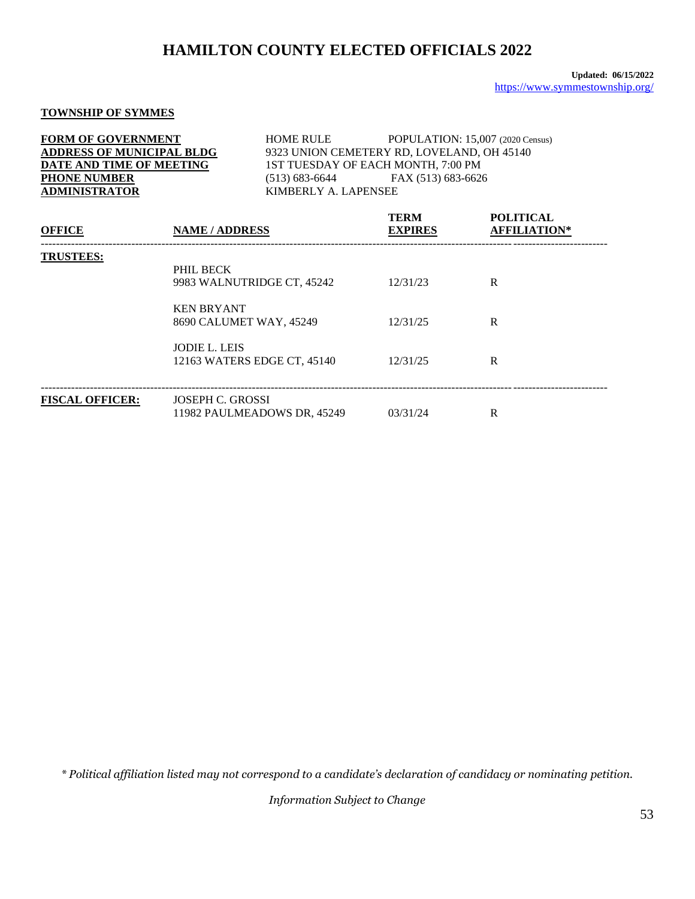# HAMILTON COUNTY ELECTED OFFICIALS 2022

**Updated: 06/15/2022**
https://www.symmestownship.org/

**TOWNSHIP OF SYMMES**

| | |
|---|---|
| **FORM OF GOVERNMENT** | HOME RULE    POPULATION: 15,007 (2020 Census) |
| **ADDRESS OF MUNICIPAL BLDG** | 9323 UNION CEMETERY RD, LOVELAND, OH 45140 |
| **DATE AND TIME OF MEETING** | 1ST TUESDAY OF EACH MONTH, 7:00 PM |
| **PHONE NUMBER** | (513) 683-6644    FAX (513) 683-6626 |
| **ADMINISTRATOR** | KIMBERLY A. LAPENSEE |

| OFFICE | NAME / ADDRESS | TERM EXPIRES | POLITICAL AFFILIATION* |
|---|---|---|---|
| **TRUSTEES:** | PHIL BECK<br>9983 WALNUTRIDGE CT, 45242 | 12/31/23 | R |
| | KEN BRYANT<br>8690 CALUMET WAY, 45249 | 12/31/25 | R |
| | JODIE L. LEIS<br>12163 WATERS EDGE CT, 45140 | 12/31/25 | R |
| **FISCAL OFFICER:** | JOSEPH C. GROSSI<br>11982 PAULMEADOWS DR, 45249 | 03/31/24 | R |

*\* Political affiliation listed may not correspond to a candidate's declaration of candidacy or nominating petition.*

*Information Subject to Change*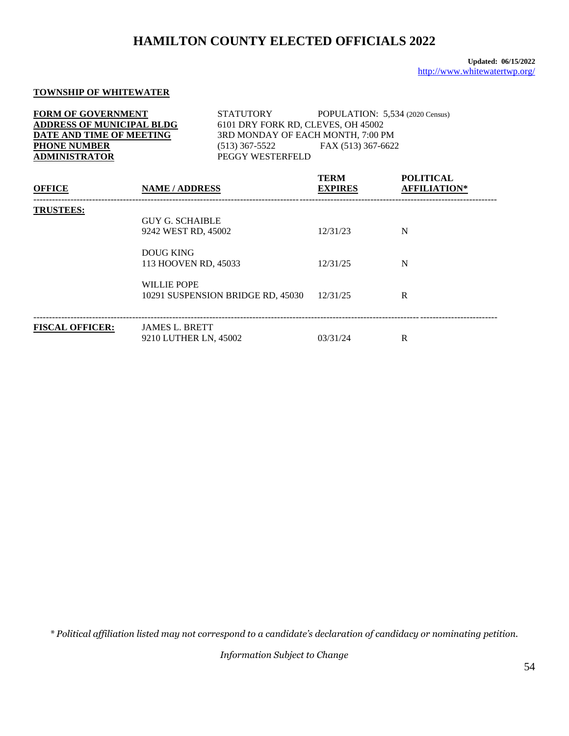# HAMILTON COUNTY ELECTED OFFICIALS 2022

**Updated: 06/15/2022**
http://www.whitewatertwp.org/

**TOWNSHIP OF WHITEWATER**

| | | |
|---|---|---|
| **FORM OF GOVERNMENT** | STATUTORY | POPULATION: 5,534 (2020 Census) |
| **ADDRESS OF MUNICIPAL BLDG** | 6101 DRY FORK RD, CLEVES, OH 45002 | |
| **DATE AND TIME OF MEETING** | 3RD MONDAY OF EACH MONTH, 7:00 PM | |
| **PHONE NUMBER** | (513) 367-5522 | FAX (513) 367-6622 |
| **ADMINISTRATOR** | PEGGY WESTERFELD | |

| OFFICE | NAME / ADDRESS | TERM EXPIRES | POLITICAL AFFILIATION* |
|---|---|---|---|
| **TRUSTEES:** | GUY G. SCHAIBLE<br>9242 WEST RD, 45002 | 12/31/23 | N |
| | DOUG KING<br>113 HOOVEN RD, 45033 | 12/31/25 | N |
| | WILLIE POPE<br>10291 SUSPENSION BRIDGE RD, 45030 | 12/31/25 | R |
| **FISCAL OFFICER:** | JAMES L. BRETT<br>9210 LUTHER LN, 45002 | 03/31/24 | R |

*\* Political affiliation listed may not correspond to a candidate's declaration of candidacy or nominating petition.*

*Information Subject to Change*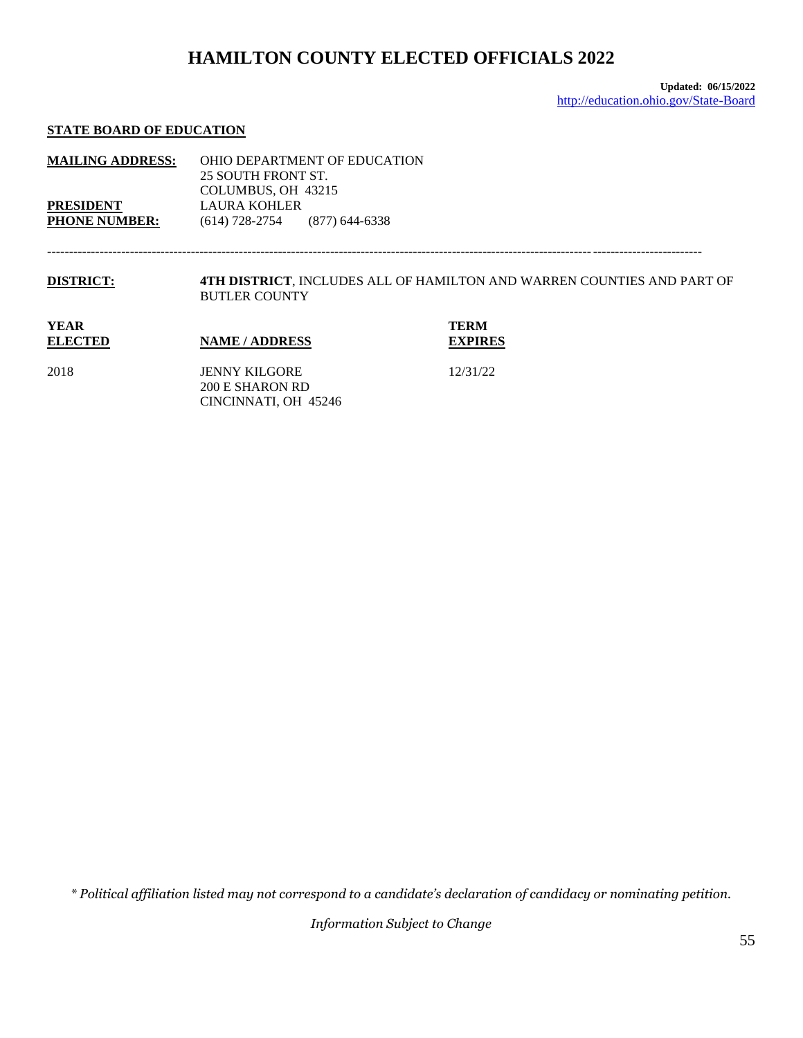# HAMILTON COUNTY ELECTED OFFICIALS 2022

**Updated: 06/15/2022**
http://education.ohio.gov/State-Board

**STATE BOARD OF EDUCATION**

**MAILING ADDRESS:** OHIO DEPARTMENT OF EDUCATION
25 SOUTH FRONT ST.
COLUMBUS, OH 43215

**PRESIDENT** LAURA KOHLER

**PHONE NUMBER:** (614) 728-2754 (877) 644-6338

---

**DISTRICT:** **4TH DISTRICT**, INCLUDES ALL OF HAMILTON AND WARREN COUNTIES AND PART OF BUTLER COUNTY

| YEAR ELECTED | NAME / ADDRESS | TERM EXPIRES |
|---|---|---|
| 2018 | JENNY KILGORE<br>200 E SHARON RD<br>CINCINNATI, OH 45246 | 12/31/22 |

*\* Political affiliation listed may not correspond to a candidate's declaration of candidacy or nominating petition.*

*Information Subject to Change*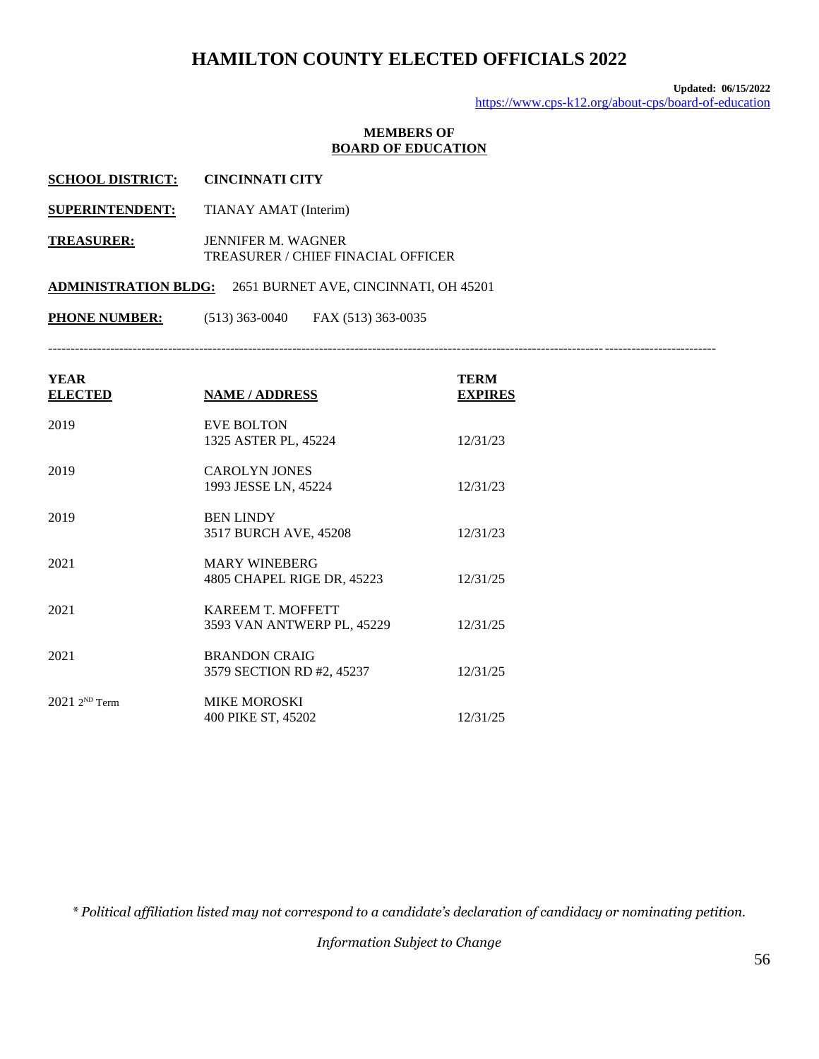# HAMILTON COUNTY ELECTED OFFICIALS 2022

**Updated: 06/15/2022**
https://www.cps-k12.org/about-cps/board-of-education

## MEMBERS OF BOARD OF EDUCATION

**SCHOOL DISTRICT:** **CINCINNATI CITY**

**SUPERINTENDENT:** TIANAY AMAT (Interim)

**TREASURER:** JENNIFER M. WAGNER
TREASURER / CHIEF FINACIAL OFFICER

**ADMINISTRATION BLDG:** 2651 BURNET AVE, CINCINNATI, OH 45201

**PHONE NUMBER:** (513) 363-0040 FAX (513) 363-0035

---

| YEAR ELECTED | NAME / ADDRESS | TERM EXPIRES |
|---|---|---|
| 2019 | EVE BOLTON<br>1325 ASTER PL, 45224 | 12/31/23 |
| 2019 | CAROLYN JONES<br>1993 JESSE LN, 45224 | 12/31/23 |
| 2019 | BEN LINDY<br>3517 BURCH AVE, 45208 | 12/31/23 |
| 2021 | MARY WINEBERG<br>4805 CHAPEL RIGE DR, 45223 | 12/31/25 |
| 2021 | KAREEM T. MOFFETT<br>3593 VAN ANTWERP PL, 45229 | 12/31/25 |
| 2021 | BRANDON CRAIG<br>3579 SECTION RD #2, 45237 | 12/31/25 |
| 2021 2ND Term | MIKE MOROSKI<br>400 PIKE ST, 45202 | 12/31/25 |

*\* Political affiliation listed may not correspond to a candidate's declaration of candidacy or nominating petition.*

*Information Subject to Change*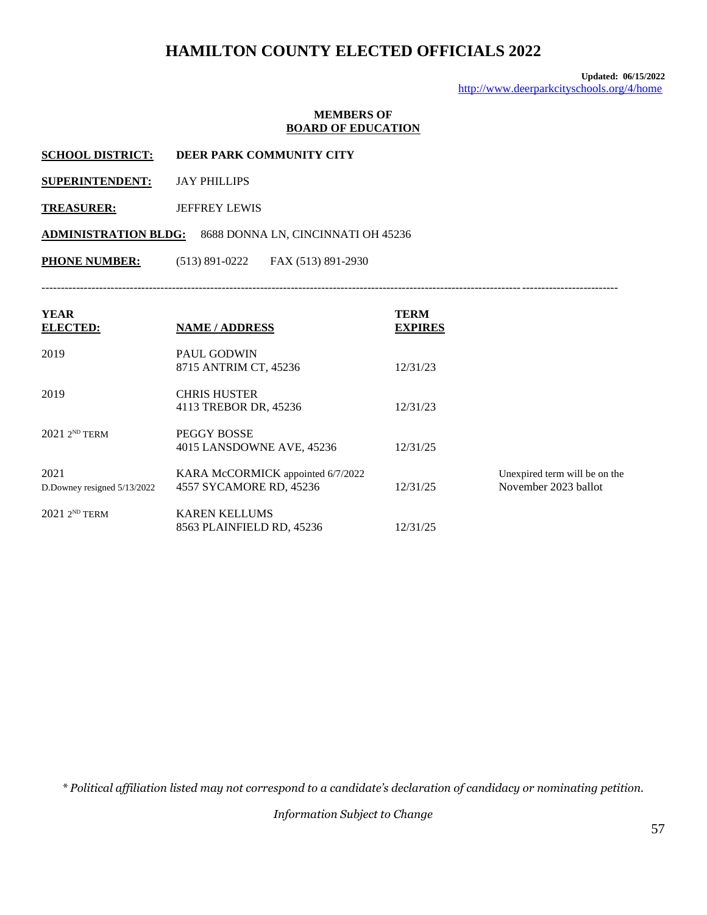# HAMILTON COUNTY ELECTED OFFICIALS 2022

**Updated: 06/15/2022**
http://www.deerparkcityschools.org/4/home

**MEMBERS OF**
**BOARD OF EDUCATION**

**SCHOOL DISTRICT:** **DEER PARK COMMUNITY CITY**

**SUPERINTENDENT:** JAY PHILLIPS

**TREASURER:** JEFFREY LEWIS

**ADMINISTRATION BLDG:** 8688 DONNA LN, CINCINNATI OH 45236

**PHONE NUMBER:** (513) 891-0222 FAX (513) 891-2930

---

| YEAR ELECTED: | NAME / ADDRESS | TERM EXPIRES | |
|---|---|---|---|
| 2019 | PAUL GODWIN<br>8715 ANTRIM CT, 45236 | 12/31/23 | |
| 2019 | CHRIS HUSTER<br>4113 TREBOR DR, 45236 | 12/31/23 | |
| 2021 2ND TERM | PEGGY BOSSE<br>4015 LANSDOWNE AVE, 45236 | 12/31/25 | |
| 2021<br>D.Downey resigned 5/13/2022 | KARA McCORMICK appointed 6/7/2022<br>4557 SYCAMORE RD, 45236 | 12/31/25 | Unexpired term will be on the November 2023 ballot |
| 2021 2ND TERM | KAREN KELLUMS<br>8563 PLAINFIELD RD, 45236 | 12/31/25 | |

*\* Political affiliation listed may not correspond to a candidate's declaration of candidacy or nominating petition.*

*Information Subject to Change*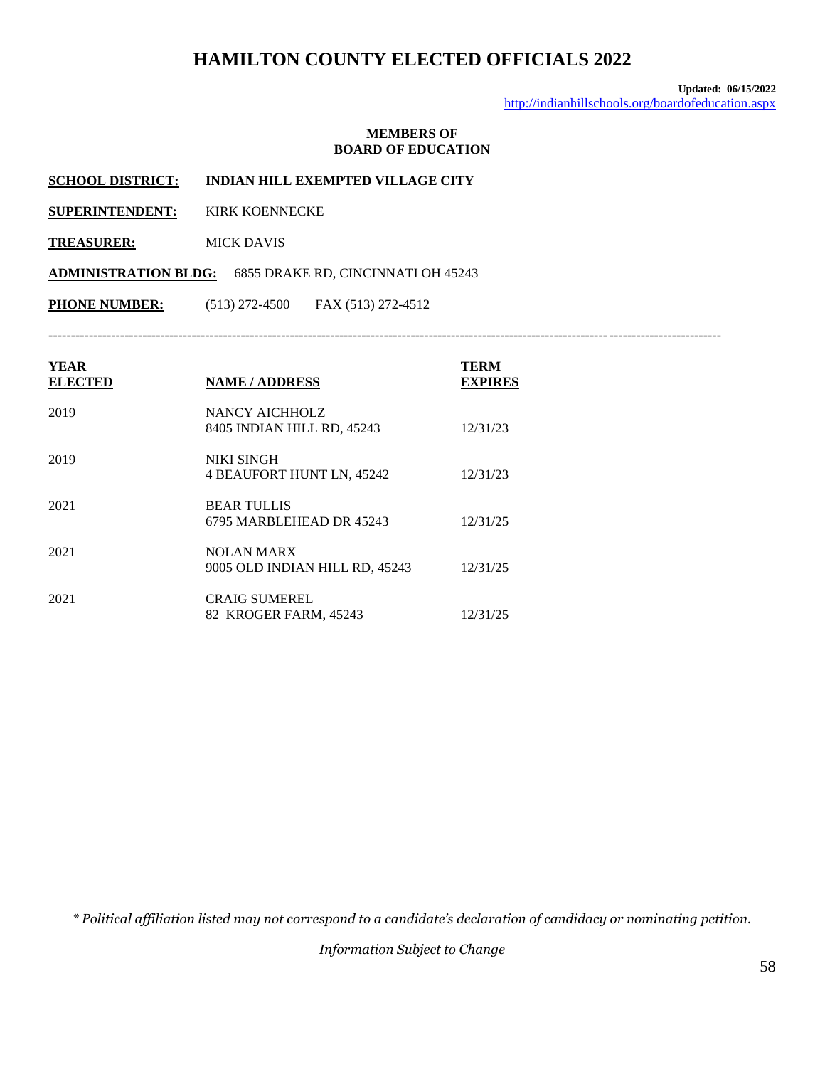# HAMILTON COUNTY ELECTED OFFICIALS 2022

**Updated: 06/15/2022**
http://indianhillschools.org/boardofeducation.aspx

## MEMBERS OF BOARD OF EDUCATION

**SCHOOL DISTRICT:** **INDIAN HILL EXEMPTED VILLAGE CITY**

**SUPERINTENDENT:** KIRK KOENNECKE

**TREASURER:** MICK DAVIS

**ADMINISTRATION BLDG:** 6855 DRAKE RD, CINCINNATI OH 45243

**PHONE NUMBER:** (513) 272-4500 FAX (513) 272-4512

---

| YEAR ELECTED | NAME / ADDRESS | TERM EXPIRES |
|---|---|---|
| 2019 | NANCY AICHHOLZ<br>8405 INDIAN HILL RD, 45243 | 12/31/23 |
| 2019 | NIKI SINGH<br>4 BEAUFORT HUNT LN, 45242 | 12/31/23 |
| 2021 | BEAR TULLIS<br>6795 MARBLEHEAD DR 45243 | 12/31/25 |
| 2021 | NOLAN MARX<br>9005 OLD INDIAN HILL RD, 45243 | 12/31/25 |
| 2021 | CRAIG SUMEREL<br>82 KROGER FARM, 45243 | 12/31/25 |

*\* Political affiliation listed may not correspond to a candidate's declaration of candidacy or nominating petition.*

*Information Subject to Change*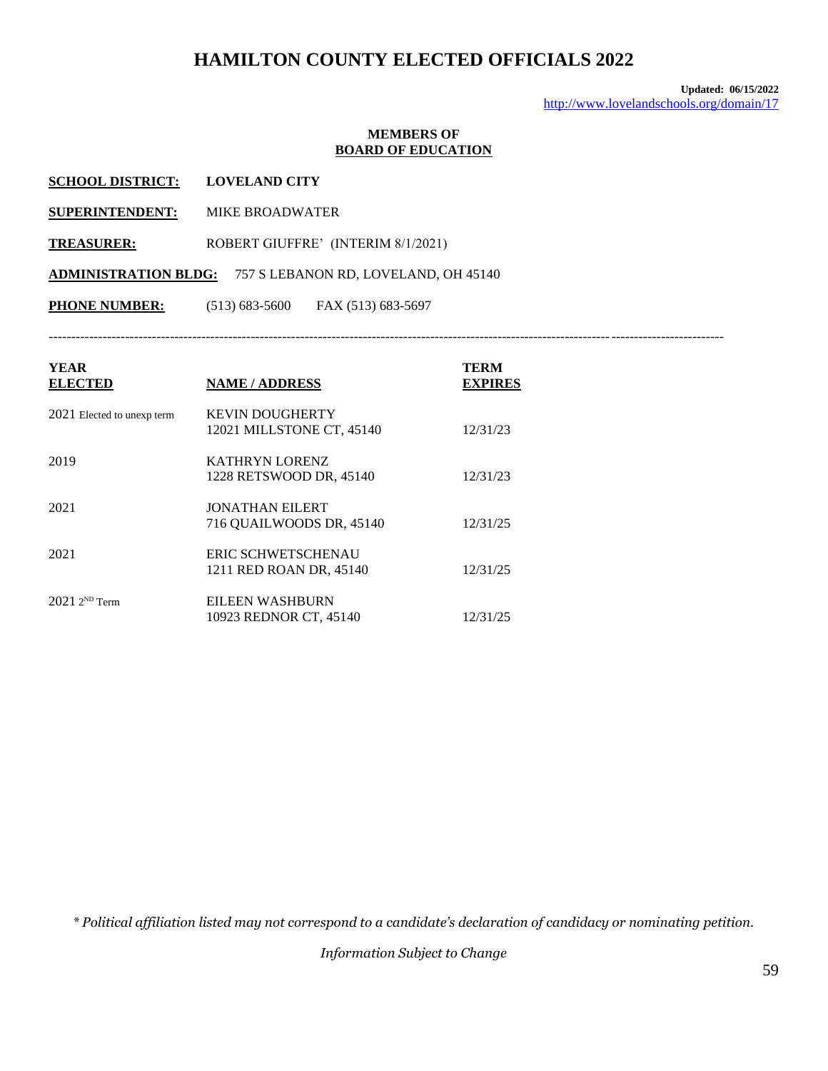# HAMILTON COUNTY ELECTED OFFICIALS 2022

**Updated: 06/15/2022**
http://www.lovelandschools.org/domain/17

**MEMBERS OF**
**BOARD OF EDUCATION**

**SCHOOL DISTRICT:** **LOVELAND CITY**

**SUPERINTENDENT:** MIKE BROADWATER

**TREASURER:** ROBERT GIUFFRE' (INTERIM 8/1/2021)

**ADMINISTRATION BLDG:** 757 S LEBANON RD, LOVELAND, OH 45140

**PHONE NUMBER:** (513) 683-5600 FAX (513) 683-5697

---

| YEAR ELECTED | NAME / ADDRESS | TERM EXPIRES |
|---|---|---|
| 2021 Elected to unexp term | KEVIN DOUGHERTY<br>12021 MILLSTONE CT, 45140 | 12/31/23 |
| 2019 | KATHRYN LORENZ<br>1228 RETSWOOD DR, 45140 | 12/31/23 |
| 2021 | JONATHAN EILERT<br>716 QUAILWOODS DR, 45140 | 12/31/25 |
| 2021 | ERIC SCHWETSCHENAU<br>1211 RED ROAN DR, 45140 | 12/31/25 |
| 2021 2ND Term | EILEEN WASHBURN<br>10923 REDNOR CT, 45140 | 12/31/25 |

*\* Political affiliation listed may not correspond to a candidate's declaration of candidacy or nominating petition.*

*Information Subject to Change*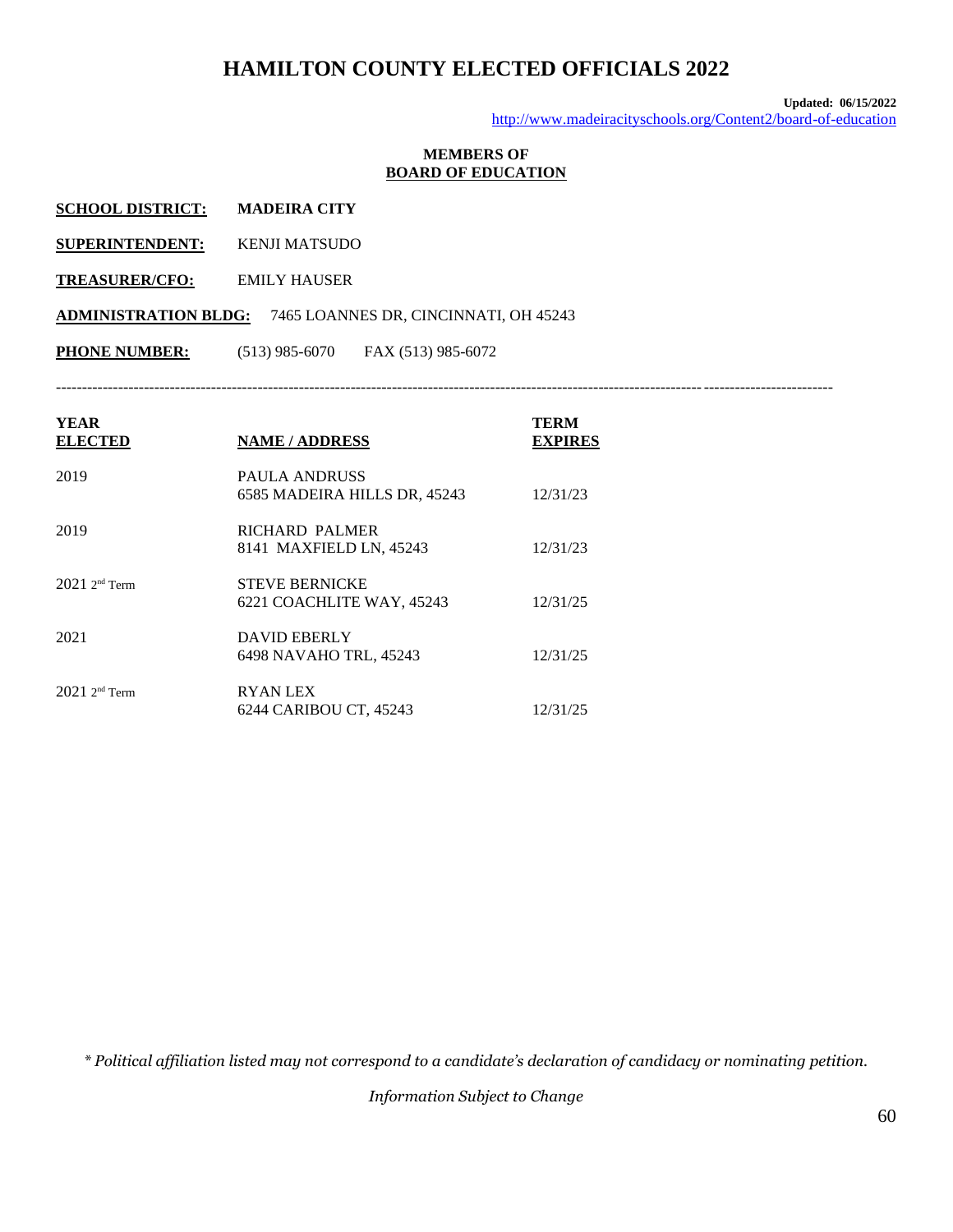# HAMILTON COUNTY ELECTED OFFICIALS 2022

**Updated: 06/15/2022**
http://www.madeiracityschools.org/Content2/board-of-education

## MEMBERS OF BOARD OF EDUCATION

**SCHOOL DISTRICT:** **MADEIRA CITY**

**SUPERINTENDENT:** KENJI MATSUDO

**TREASURER/CFO:** EMILY HAUSER

**ADMINISTRATION BLDG:** 7465 LOANNES DR, CINCINNATI, OH 45243

**PHONE NUMBER:** (513) 985-6070 FAX (513) 985-6072

---

| YEAR ELECTED | NAME / ADDRESS | TERM EXPIRES |
|---|---|---|
| 2019 | PAULA ANDRUSS<br>6585 MADEIRA HILLS DR, 45243 | 12/31/23 |
| 2019 | RICHARD PALMER<br>8141 MAXFIELD LN, 45243 | 12/31/23 |
| 2021 2nd Term | STEVE BERNICKE<br>6221 COACHLITE WAY, 45243 | 12/31/25 |
| 2021 | DAVID EBERLY<br>6498 NAVAHO TRL, 45243 | 12/31/25 |
| 2021 2nd Term | RYAN LEX<br>6244 CARIBOU CT, 45243 | 12/31/25 |

*\* Political affiliation listed may not correspond to a candidate's declaration of candidacy or nominating petition.*

*Information Subject to Change*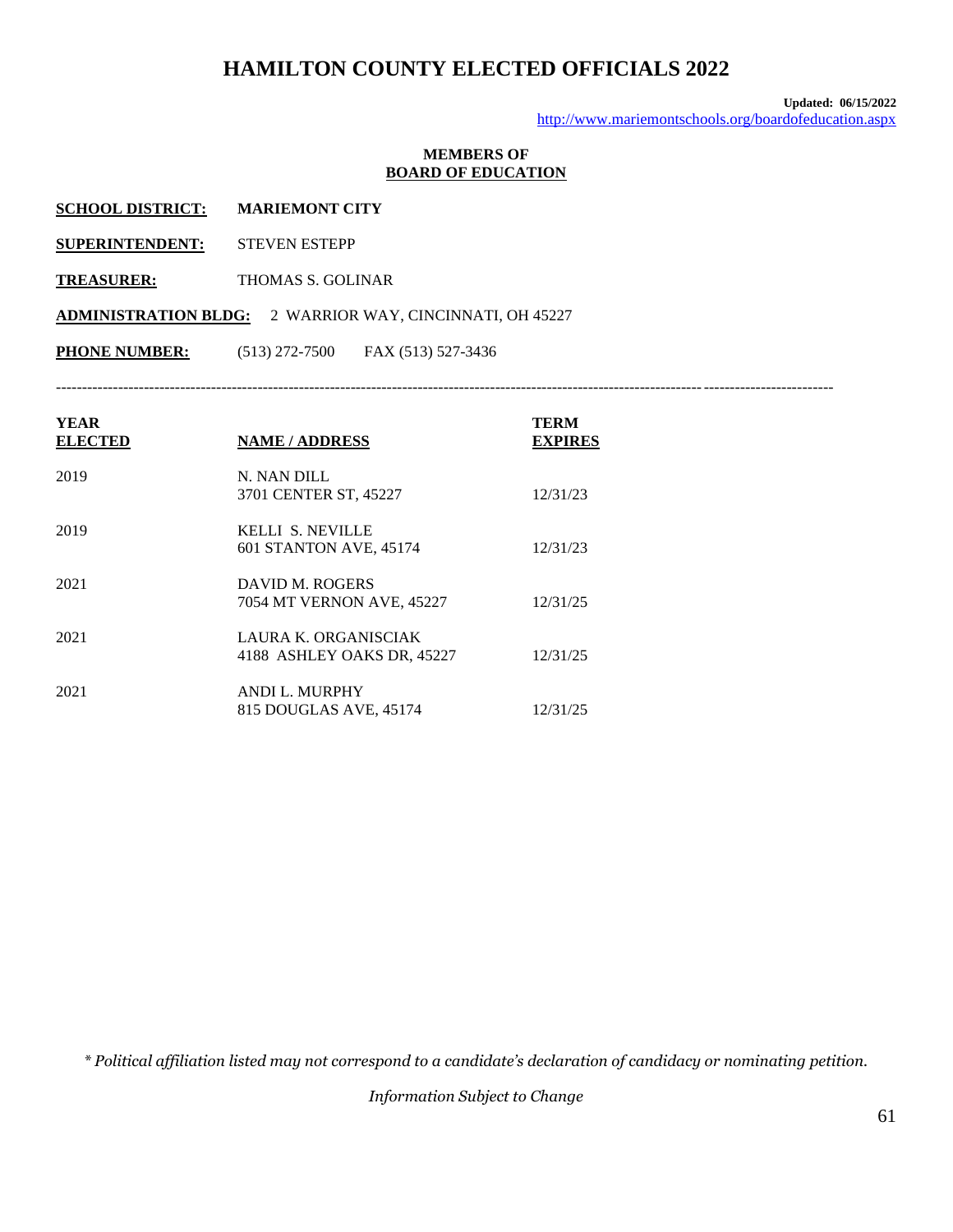# HAMILTON COUNTY ELECTED OFFICIALS 2022

**Updated: 06/15/2022**
http://www.mariemontschools.org/boardofeducation.aspx

**MEMBERS OF**
**BOARD OF EDUCATION**

**SCHOOL DISTRICT:** **MARIEMONT CITY**

**SUPERINTENDENT:** STEVEN ESTEPP

**TREASURER:** THOMAS S. GOLINAR

**ADMINISTRATION BLDG:** 2 WARRIOR WAY, CINCINNATI, OH 45227

**PHONE NUMBER:** (513) 272-7500 FAX (513) 527-3436

---

| YEAR ELECTED | NAME / ADDRESS | TERM EXPIRES |
|---|---|---|
| 2019 | N. NAN DILL<br>3701 CENTER ST, 45227 | 12/31/23 |
| 2019 | KELLI S. NEVILLE<br>601 STANTON AVE, 45174 | 12/31/23 |
| 2021 | DAVID M. ROGERS<br>7054 MT VERNON AVE, 45227 | 12/31/25 |
| 2021 | LAURA K. ORGANISCIAK<br>4188 ASHLEY OAKS DR, 45227 | 12/31/25 |
| 2021 | ANDI L. MURPHY<br>815 DOUGLAS AVE, 45174 | 12/31/25 |

*\* Political affiliation listed may not correspond to a candidate's declaration of candidacy or nominating petition.*

*Information Subject to Change*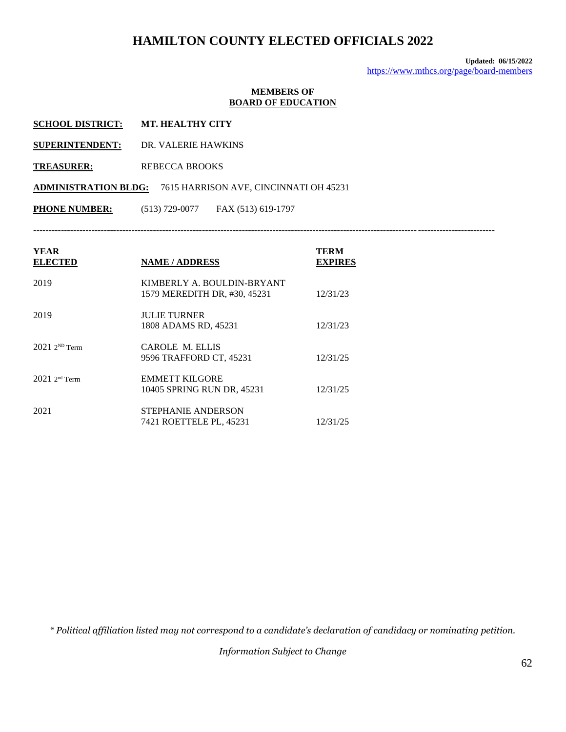# HAMILTON COUNTY ELECTED OFFICIALS 2022

**Updated: 06/15/2022**
https://www.mthcs.org/page/board-members

## MEMBERS OF BOARD OF EDUCATION

**SCHOOL DISTRICT:** **MT. HEALTHY CITY**

**SUPERINTENDENT:** DR. VALERIE HAWKINS

**TREASURER:** REBECCA BROOKS

**ADMINISTRATION BLDG:** 7615 HARRISON AVE, CINCINNATI OH 45231

**PHONE NUMBER:** (513) 729-0077 FAX (513) 619-1797

---

| YEAR ELECTED | NAME / ADDRESS | TERM EXPIRES |
|---|---|---|
| 2019 | KIMBERLY A. BOULDIN-BRYANT<br>1579 MEREDITH DR, #30, 45231 | 12/31/23 |
| 2019 | JULIE TURNER<br>1808 ADAMS RD, 45231 | 12/31/23 |
| 2021 2ND Term | CAROLE M. ELLIS<br>9596 TRAFFORD CT, 45231 | 12/31/25 |
| 2021 2nd Term | EMMETT KILGORE<br>10405 SPRING RUN DR, 45231 | 12/31/25 |
| 2021 | STEPHANIE ANDERSON<br>7421 ROETTELE PL, 45231 | 12/31/25 |

*\* Political affiliation listed may not correspond to a candidate's declaration of candidacy or nominating petition.*

*Information Subject to Change*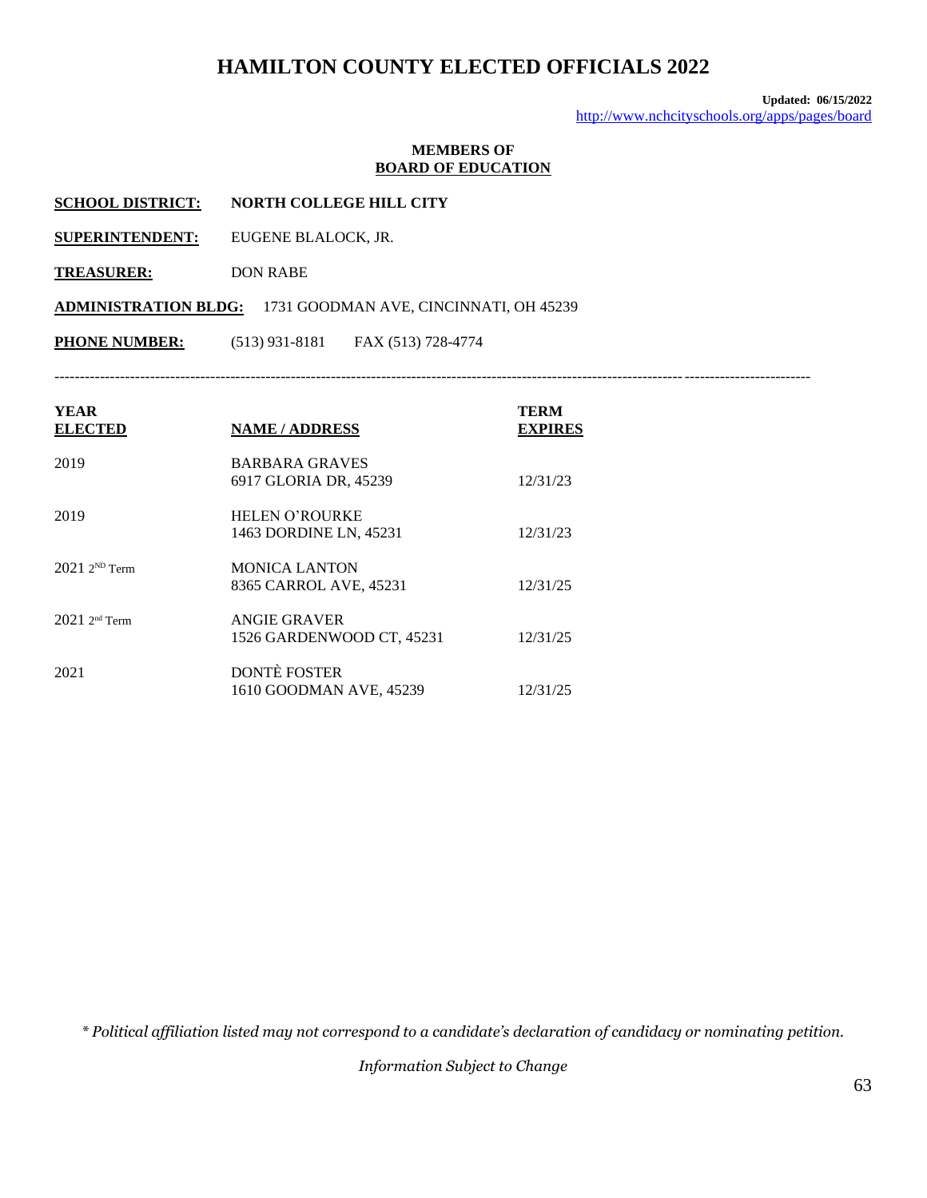# HAMILTON COUNTY ELECTED OFFICIALS 2022

**Updated: 06/15/2022**
http://www.nchcityschools.org/apps/pages/board

**MEMBERS OF**
**BOARD OF EDUCATION**

**SCHOOL DISTRICT:** **NORTH COLLEGE HILL CITY**

**SUPERINTENDENT:** EUGENE BLALOCK, JR.

**TREASURER:** DON RABE

**ADMINISTRATION BLDG:** 1731 GOODMAN AVE, CINCINNATI, OH 45239

**PHONE NUMBER:** (513) 931-8181 FAX (513) 728-4774

---

| YEAR ELECTED | NAME / ADDRESS | TERM EXPIRES |
|---|---|---|
| 2019 | BARBARA GRAVES<br>6917 GLORIA DR, 45239 | 12/31/23 |
| 2019 | HELEN O'ROURKE<br>1463 DORDINE LN, 45231 | 12/31/23 |
| 2021 2ND Term | MONICA LANTON<br>8365 CARROL AVE, 45231 | 12/31/25 |
| 2021 2nd Term | ANGIE GRAVER<br>1526 GARDENWOOD CT, 45231 | 12/31/25 |
| 2021 | DONTÈ FOSTER<br>1610 GOODMAN AVE, 45239 | 12/31/25 |

*\* Political affiliation listed may not correspond to a candidate's declaration of candidacy or nominating petition.*

*Information Subject to Change*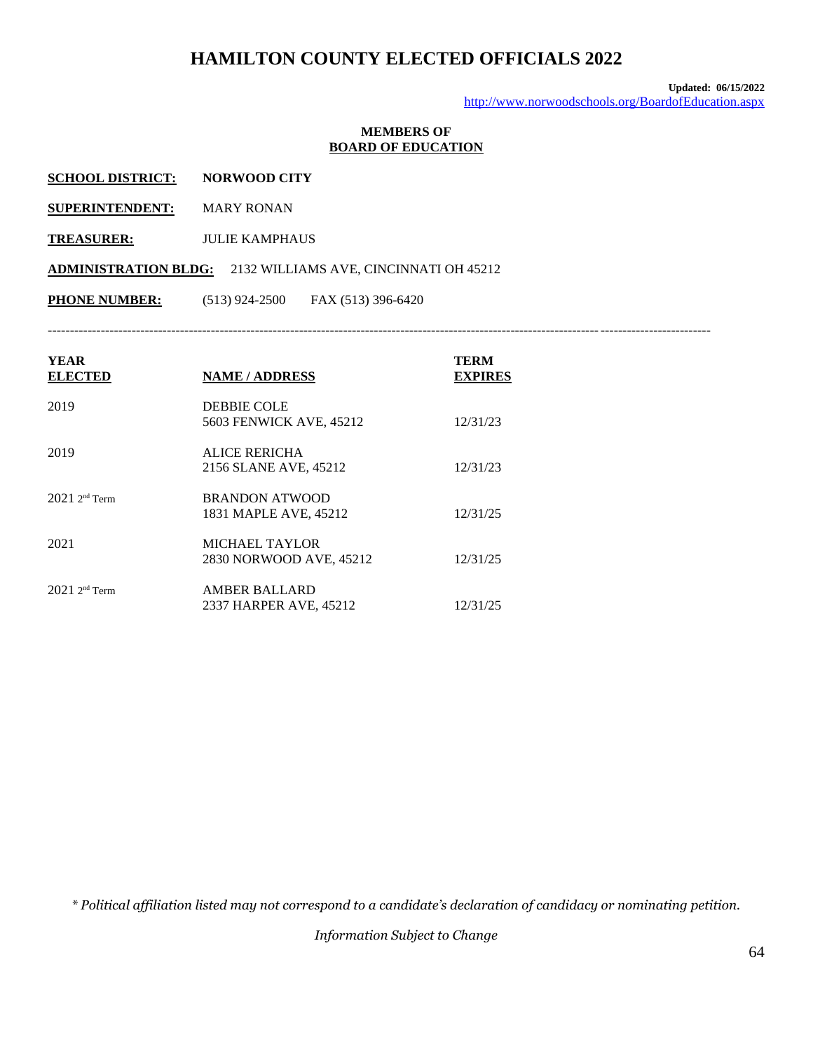# HAMILTON COUNTY ELECTED OFFICIALS 2022

**Updated: 06/15/2022**
http://www.norwoodschools.org/BoardofEducation.aspx

**MEMBERS OF**
**BOARD OF EDUCATION**

**SCHOOL DISTRICT:** **NORWOOD CITY**

**SUPERINTENDENT:** MARY RONAN

**TREASURER:** JULIE KAMPHAUS

**ADMINISTRATION BLDG:** 2132 WILLIAMS AVE, CINCINNATI OH 45212

**PHONE NUMBER:** (513) 924-2500 FAX (513) 396-6420

---

| YEAR ELECTED | NAME / ADDRESS | TERM EXPIRES |
|---|---|---|
| 2019 | DEBBIE COLE<br>5603 FENWICK AVE, 45212 | 12/31/23 |
| 2019 | ALICE RERICHA<br>2156 SLANE AVE, 45212 | 12/31/23 |
| 2021 2nd Term | BRANDON ATWOOD<br>1831 MAPLE AVE, 45212 | 12/31/25 |
| 2021 | MICHAEL TAYLOR<br>2830 NORWOOD AVE, 45212 | 12/31/25 |
| 2021 2nd Term | AMBER BALLARD<br>2337 HARPER AVE, 45212 | 12/31/25 |

*\* Political affiliation listed may not correspond to a candidate's declaration of candidacy or nominating petition.*

*Information Subject to Change*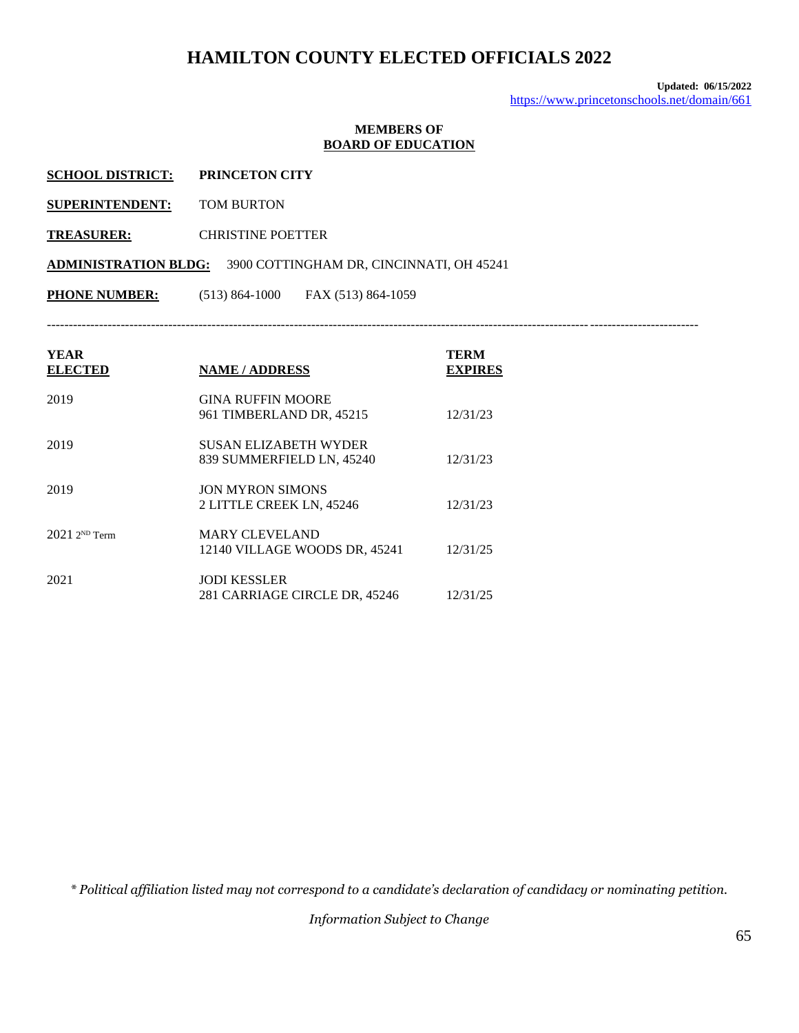# HAMILTON COUNTY ELECTED OFFICIALS 2022

**Updated: 06/15/2022**
https://www.princetonschools.net/domain/661

**MEMBERS OF**
**BOARD OF EDUCATION**

**SCHOOL DISTRICT:** **PRINCETON CITY**

**SUPERINTENDENT:** TOM BURTON

**TREASURER:** CHRISTINE POETTER

**ADMINISTRATION BLDG:** 3900 COTTINGHAM DR, CINCINNATI, OH 45241

**PHONE NUMBER:** (513) 864-1000 FAX (513) 864-1059

---

| YEAR ELECTED | NAME / ADDRESS | TERM EXPIRES |
|---|---|---|
| 2019 | GINA RUFFIN MOORE<br>961 TIMBERLAND DR, 45215 | 12/31/23 |
| 2019 | SUSAN ELIZABETH WYDER<br>839 SUMMERFIELD LN, 45240 | 12/31/23 |
| 2019 | JON MYRON SIMONS<br>2 LITTLE CREEK LN, 45246 | 12/31/23 |
| 2021 2ND Term | MARY CLEVELAND<br>12140 VILLAGE WOODS DR, 45241 | 12/31/25 |
| 2021 | JODI KESSLER<br>281 CARRIAGE CIRCLE DR, 45246 | 12/31/25 |

*\* Political affiliation listed may not correspond to a candidate's declaration of candidacy or nominating petition.*

*Information Subject to Change*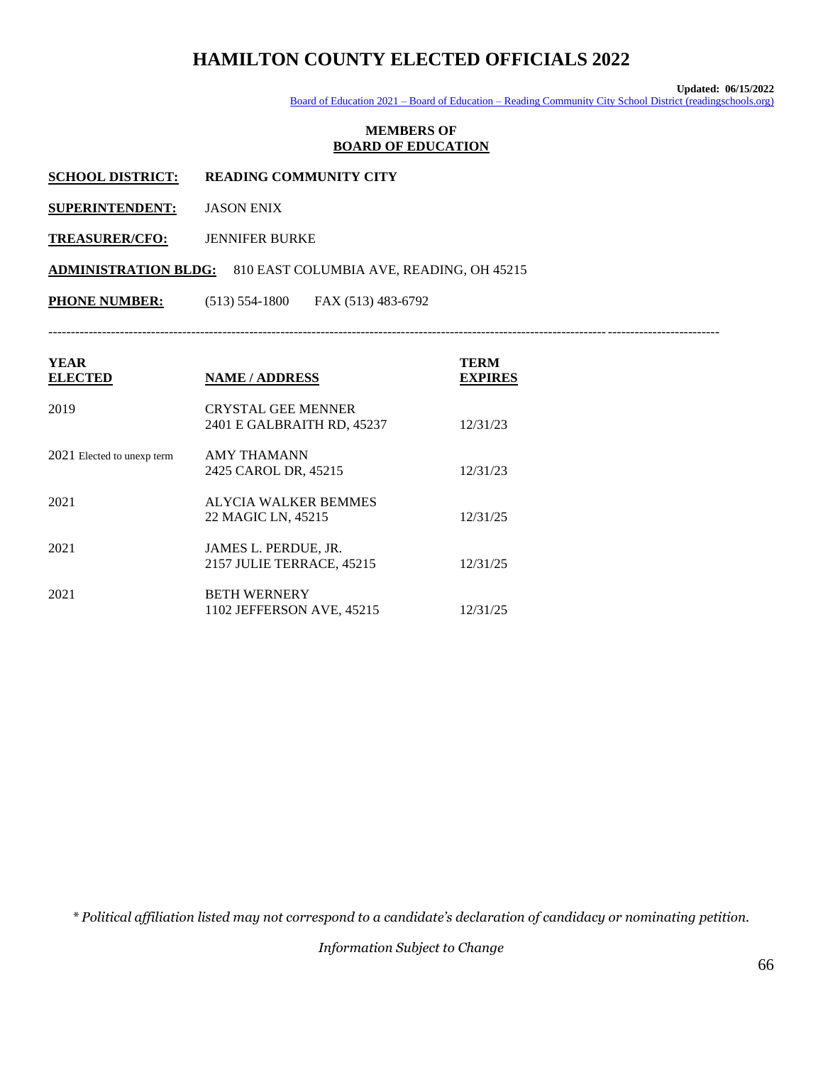# HAMILTON COUNTY ELECTED OFFICIALS 2022

**Updated: 06/15/2022**

Board of Education 2021 – Board of Education – Reading Community City School District (readingschools.org)

### MEMBERS OF BOARD OF EDUCATION

**SCHOOL DISTRICT:** **READING COMMUNITY CITY**

**SUPERINTENDENT:** JASON ENIX

**TREASURER/CFO:** JENNIFER BURKE

**ADMINISTRATION BLDG:** 810 EAST COLUMBIA AVE, READING, OH 45215

**PHONE NUMBER:** (513) 554-1800 FAX (513) 483-6792

---

| YEAR ELECTED | NAME / ADDRESS | TERM EXPIRES |
|---|---|---|
| 2019 | CRYSTAL GEE MENNER<br>2401 E GALBRAITH RD, 45237 | 12/31/23 |
| 2021 Elected to unexp term | AMY THAMANN<br>2425 CAROL DR, 45215 | 12/31/23 |
| 2021 | ALYCIA WALKER BEMMES<br>22 MAGIC LN, 45215 | 12/31/25 |
| 2021 | JAMES L. PERDUE, JR.<br>2157 JULIE TERRACE, 45215 | 12/31/25 |
| 2021 | BETH WERNERY<br>1102 JEFFERSON AVE, 45215 | 12/31/25 |

*\* Political affiliation listed may not correspond to a candidate's declaration of candidacy or nominating petition.*

*Information Subject to Change*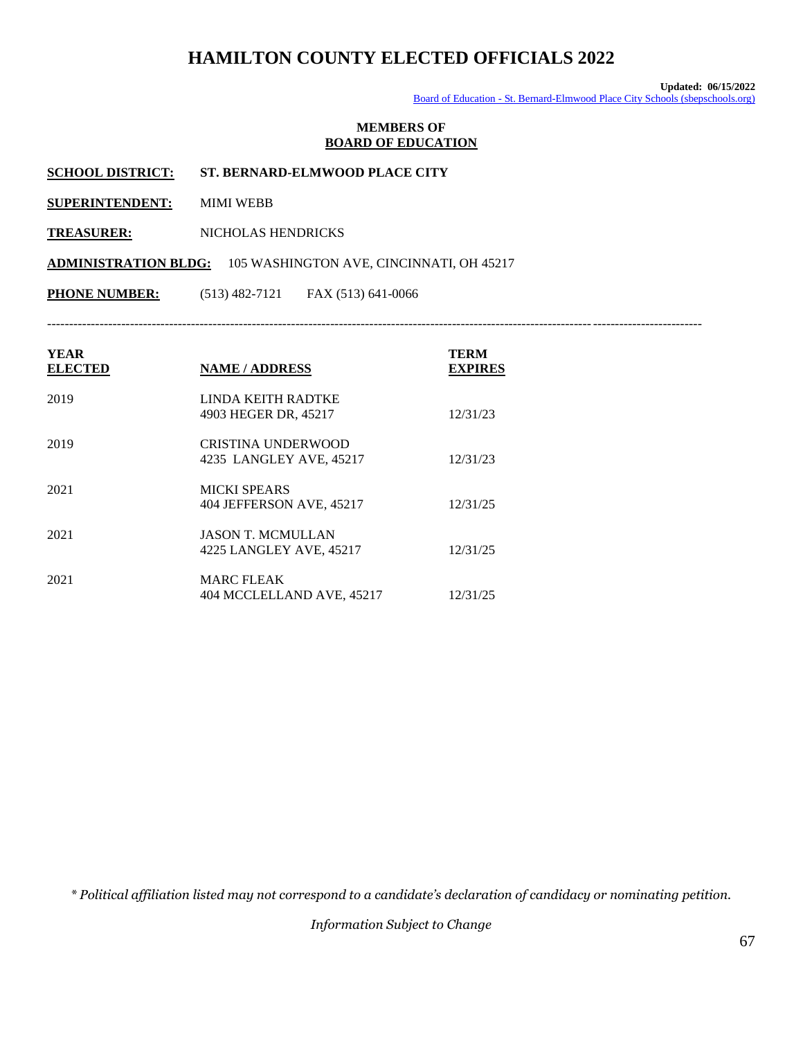# HAMILTON COUNTY ELECTED OFFICIALS 2022

**Updated: 06/15/2022**
Board of Education - St. Bernard-Elmwood Place City Schools (sbepschools.org)

**MEMBERS OF**
**BOARD OF EDUCATION**

**SCHOOL DISTRICT:** **ST. BERNARD-ELMWOOD PLACE CITY**

**SUPERINTENDENT:** MIMI WEBB

**TREASURER:** NICHOLAS HENDRICKS

**ADMINISTRATION BLDG:** 105 WASHINGTON AVE, CINCINNATI, OH 45217

**PHONE NUMBER:** (513) 482-7121 FAX (513) 641-0066

---

| YEAR ELECTED | NAME / ADDRESS | TERM EXPIRES |
|---|---|---|
| 2019 | LINDA KEITH RADTKE<br>4903 HEGER DR, 45217 | 12/31/23 |
| 2019 | CRISTINA UNDERWOOD<br>4235 LANGLEY AVE, 45217 | 12/31/23 |
| 2021 | MICKI SPEARS<br>404 JEFFERSON AVE, 45217 | 12/31/25 |
| 2021 | JASON T. MCMULLAN<br>4225 LANGLEY AVE, 45217 | 12/31/25 |
| 2021 | MARC FLEAK<br>404 MCCLELLAND AVE, 45217 | 12/31/25 |

*\* Political affiliation listed may not correspond to a candidate's declaration of candidacy or nominating petition.*

*Information Subject to Change*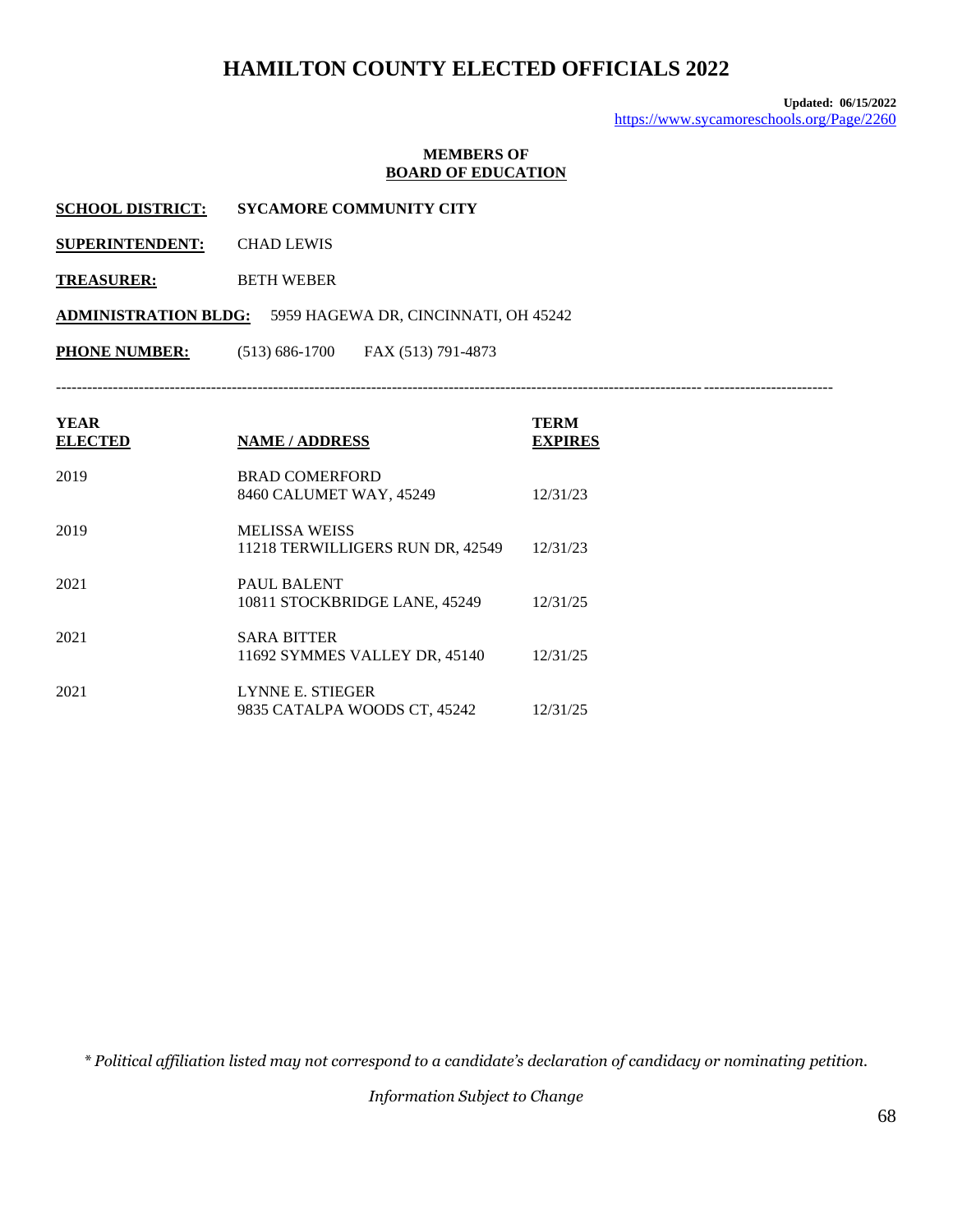# HAMILTON COUNTY ELECTED OFFICIALS 2022

**Updated: 06/15/2022**
https://www.sycamoreschools.org/Page/2260

**MEMBERS OF**
**BOARD OF EDUCATION**

**SCHOOL DISTRICT:** **SYCAMORE COMMUNITY CITY**

**SUPERINTENDENT:** CHAD LEWIS

**TREASURER:** BETH WEBER

**ADMINISTRATION BLDG:** 5959 HAGEWA DR, CINCINNATI, OH 45242

**PHONE NUMBER:** (513) 686-1700 FAX (513) 791-4873

---

| YEAR ELECTED | NAME / ADDRESS | TERM EXPIRES |
|---|---|---|
| 2019 | BRAD COMERFORD<br>8460 CALUMET WAY, 45249 | 12/31/23 |
| 2019 | MELISSA WEISS<br>11218 TERWILLIGERS RUN DR, 42549 | 12/31/23 |
| 2021 | PAUL BALENT<br>10811 STOCKBRIDGE LANE, 45249 | 12/31/25 |
| 2021 | SARA BITTER<br>11692 SYMMES VALLEY DR, 45140 | 12/31/25 |
| 2021 | LYNNE E. STIEGER<br>9835 CATALPA WOODS CT, 45242 | 12/31/25 |

*\* Political affiliation listed may not correspond to a candidate's declaration of candidacy or nominating petition.*

*Information Subject to Change*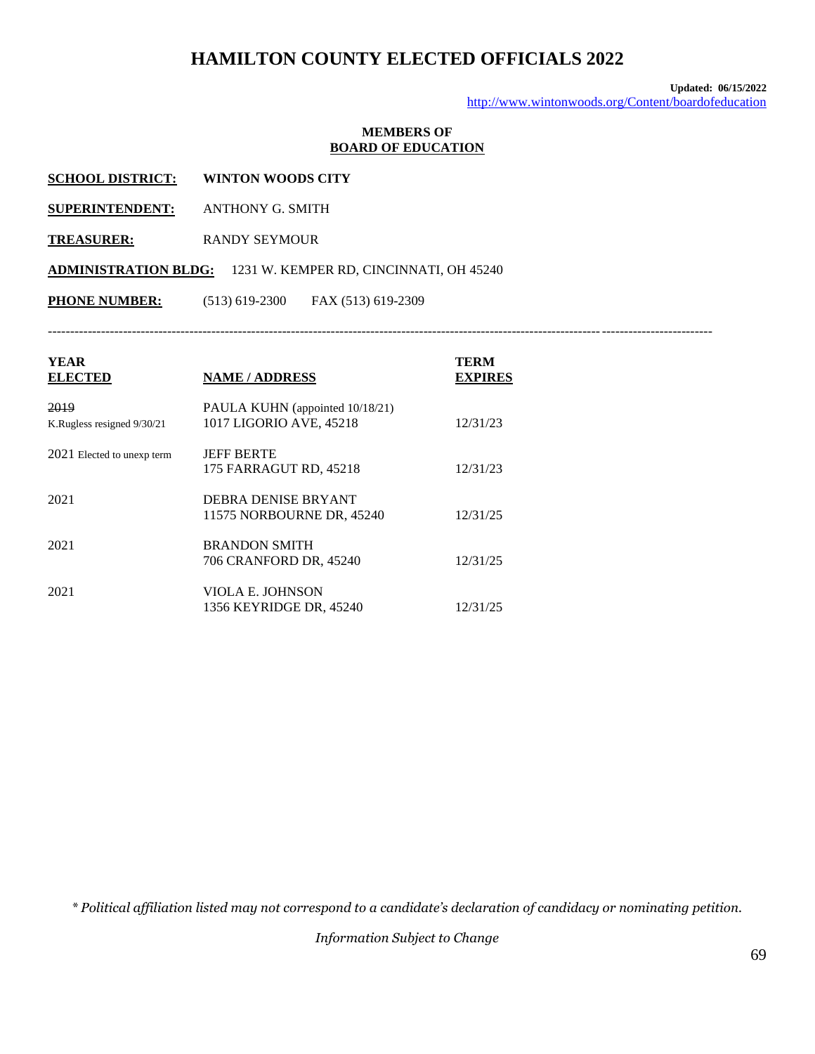# HAMILTON COUNTY ELECTED OFFICIALS 2022

**Updated: 06/15/2022**
http://www.wintonwoods.org/Content/boardofeducation

**MEMBERS OF**
**BOARD OF EDUCATION**

**SCHOOL DISTRICT:** **WINTON WOODS CITY**

**SUPERINTENDENT:** ANTHONY G. SMITH

**TREASURER:** RANDY SEYMOUR

**ADMINISTRATION BLDG:** 1231 W. KEMPER RD, CINCINNATI, OH 45240

**PHONE NUMBER:** (513) 619-2300 FAX (513) 619-2309

---

| YEAR ELECTED | NAME / ADDRESS | TERM EXPIRES |
|---|---|---|
| ~~2019~~ K.Rugless resigned 9/30/21 | PAULA KUHN (appointed 10/18/21) 1017 LIGORIO AVE, 45218 | 12/31/23 |
| 2021 Elected to unexp term | JEFF BERTE 175 FARRAGUT RD, 45218 | 12/31/23 |
| 2021 | DEBRA DENISE BRYANT 11575 NORBOURNE DR, 45240 | 12/31/25 |
| 2021 | BRANDON SMITH 706 CRANFORD DR, 45240 | 12/31/25 |
| 2021 | VIOLA E. JOHNSON 1356 KEYRIDGE DR, 45240 | 12/31/25 |

*\* Political affiliation listed may not correspond to a candidate's declaration of candidacy or nominating petition.*

*Information Subject to Change*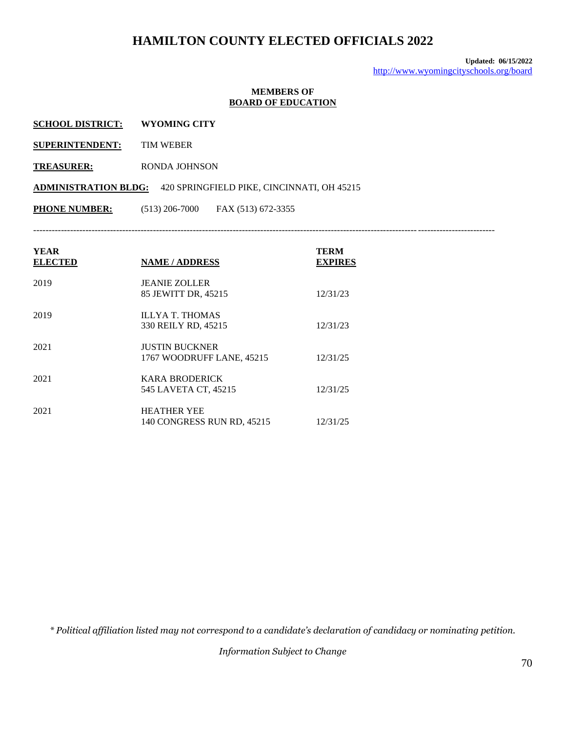# HAMILTON COUNTY ELECTED OFFICIALS 2022

**Updated: 06/15/2022**
http://www.wyomingcityschools.org/board

**MEMBERS OF**
**BOARD OF EDUCATION**

**SCHOOL DISTRICT:** **WYOMING CITY**

**SUPERINTENDENT:** TIM WEBER

**TREASURER:** RONDA JOHNSON

**ADMINISTRATION BLDG:** 420 SPRINGFIELD PIKE, CINCINNATI, OH 45215

**PHONE NUMBER:** (513) 206-7000 FAX (513) 672-3355

---

| YEAR ELECTED | NAME / ADDRESS | TERM EXPIRES |
|---|---|---|
| 2019 | JEANIE ZOLLER<br>85 JEWITT DR, 45215 | 12/31/23 |
| 2019 | ILLYA T. THOMAS<br>330 REILY RD, 45215 | 12/31/23 |
| 2021 | JUSTIN BUCKNER<br>1767 WOODRUFF LANE, 45215 | 12/31/25 |
| 2021 | KARA BRODERICK<br>545 LAVETA CT, 45215 | 12/31/25 |
| 2021 | HEATHER YEE<br>140 CONGRESS RUN RD, 45215 | 12/31/25 |

*\* Political affiliation listed may not correspond to a candidate's declaration of candidacy or nominating petition.*

*Information Subject to Change*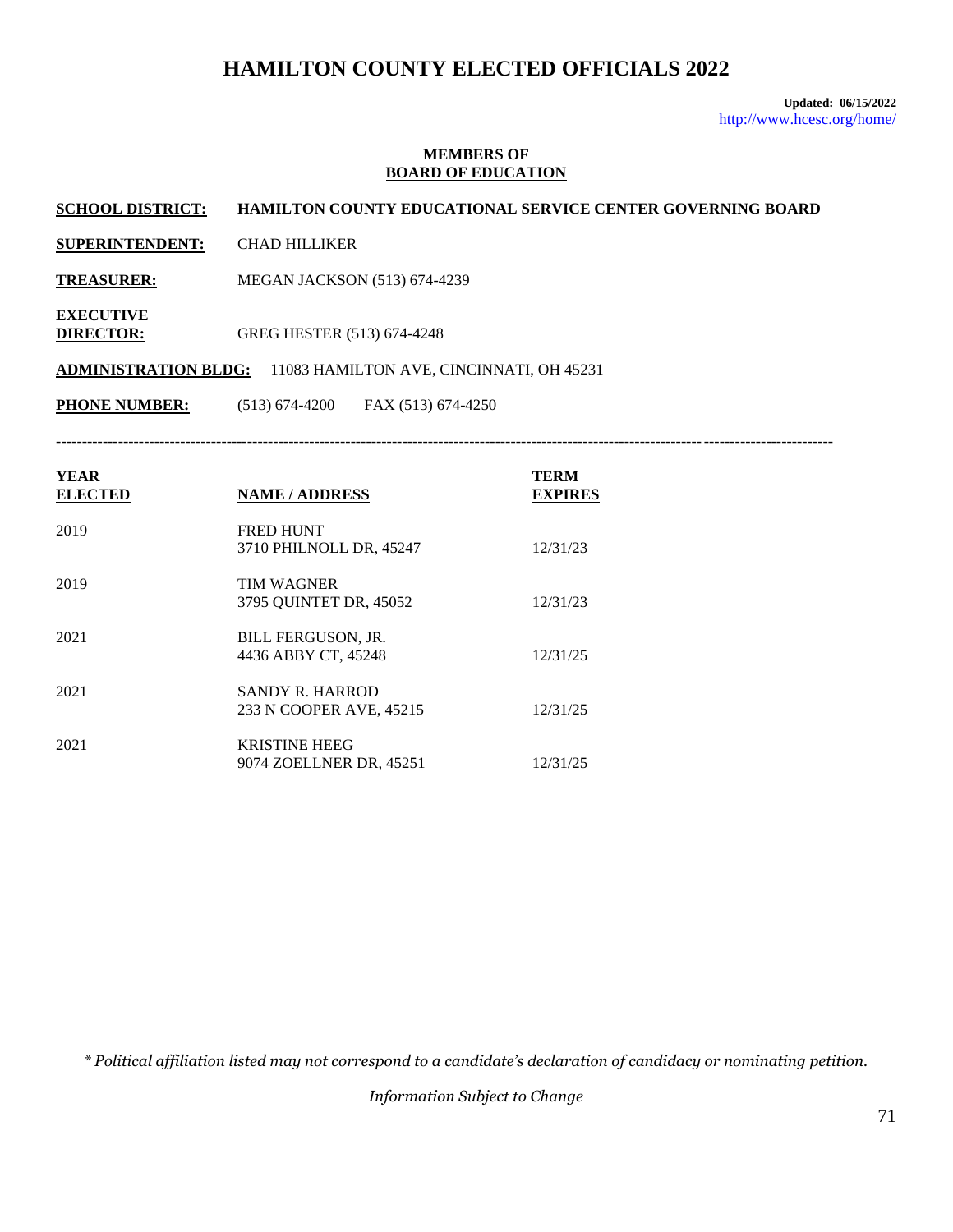# HAMILTON COUNTY ELECTED OFFICIALS 2022

**Updated: 06/15/2022**
http://www.hcesc.org/home/

## MEMBERS OF BOARD OF EDUCATION

**SCHOOL DISTRICT:** **HAMILTON COUNTY EDUCATIONAL SERVICE CENTER GOVERNING BOARD**

**SUPERINTENDENT:** CHAD HILLIKER

**TREASURER:** MEGAN JACKSON (513) 674-4239

**EXECUTIVE DIRECTOR:** GREG HESTER (513) 674-4248

**ADMINISTRATION BLDG:** 11083 HAMILTON AVE, CINCINNATI, OH 45231

**PHONE NUMBER:** (513) 674-4200 FAX (513) 674-4250

---

| YEAR ELECTED | NAME / ADDRESS | TERM EXPIRES |
|---|---|---|
| 2019 | FRED HUNT<br>3710 PHILNOLL DR, 45247 | 12/31/23 |
| 2019 | TIM WAGNER<br>3795 QUINTET DR, 45052 | 12/31/23 |
| 2021 | BILL FERGUSON, JR.<br>4436 ABBY CT, 45248 | 12/31/25 |
| 2021 | SANDY R. HARROD<br>233 N COOPER AVE, 45215 | 12/31/25 |
| 2021 | KRISTINE HEEG<br>9074 ZOELLNER DR, 45251 | 12/31/25 |

*\* Political affiliation listed may not correspond to a candidate's declaration of candidacy or nominating petition.*

*Information Subject to Change*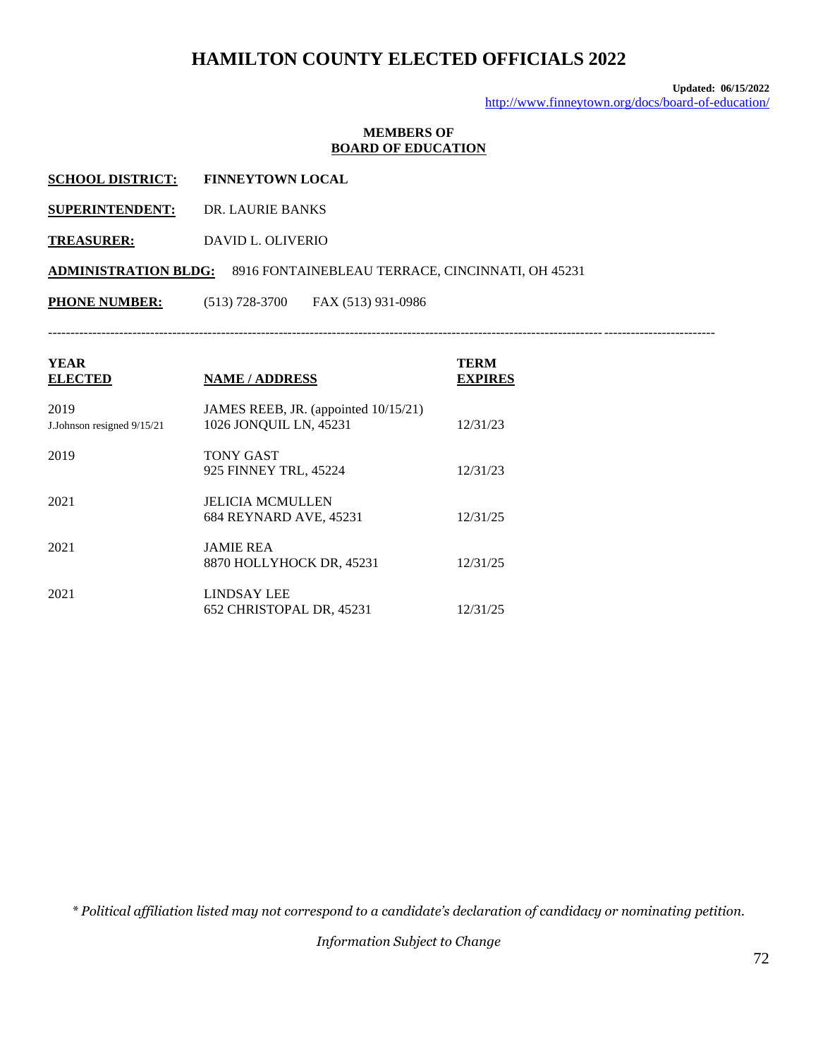# HAMILTON COUNTY ELECTED OFFICIALS 2022

**Updated: 06/15/2022**
http://www.finneytown.org/docs/board-of-education/

## MEMBERS OF BOARD OF EDUCATION

**SCHOOL DISTRICT:** **FINNEYTOWN LOCAL**

**SUPERINTENDENT:** DR. LAURIE BANKS

**TREASURER:** DAVID L. OLIVERIO

**ADMINISTRATION BLDG:** 8916 FONTAINEBLEAU TERRACE, CINCINNATI, OH 45231

**PHONE NUMBER:** (513) 728-3700 FAX (513) 931-0986

---

| YEAR ELECTED | NAME / ADDRESS | TERM EXPIRES |
|---|---|---|
| 2019<br>J.Johnson resigned 9/15/21 | JAMES REEB, JR. (appointed 10/15/21)<br>1026 JONQUIL LN, 45231 | 12/31/23 |
| 2019 | TONY GAST<br>925 FINNEY TRL, 45224 | 12/31/23 |
| 2021 | JELICIA MCMULLEN<br>684 REYNARD AVE, 45231 | 12/31/25 |
| 2021 | JAMIE REA<br>8870 HOLLYHOCK DR, 45231 | 12/31/25 |
| 2021 | LINDSAY LEE<br>652 CHRISTOPAL DR, 45231 | 12/31/25 |

*\* Political affiliation listed may not correspond to a candidate's declaration of candidacy or nominating petition.*

*Information Subject to Change*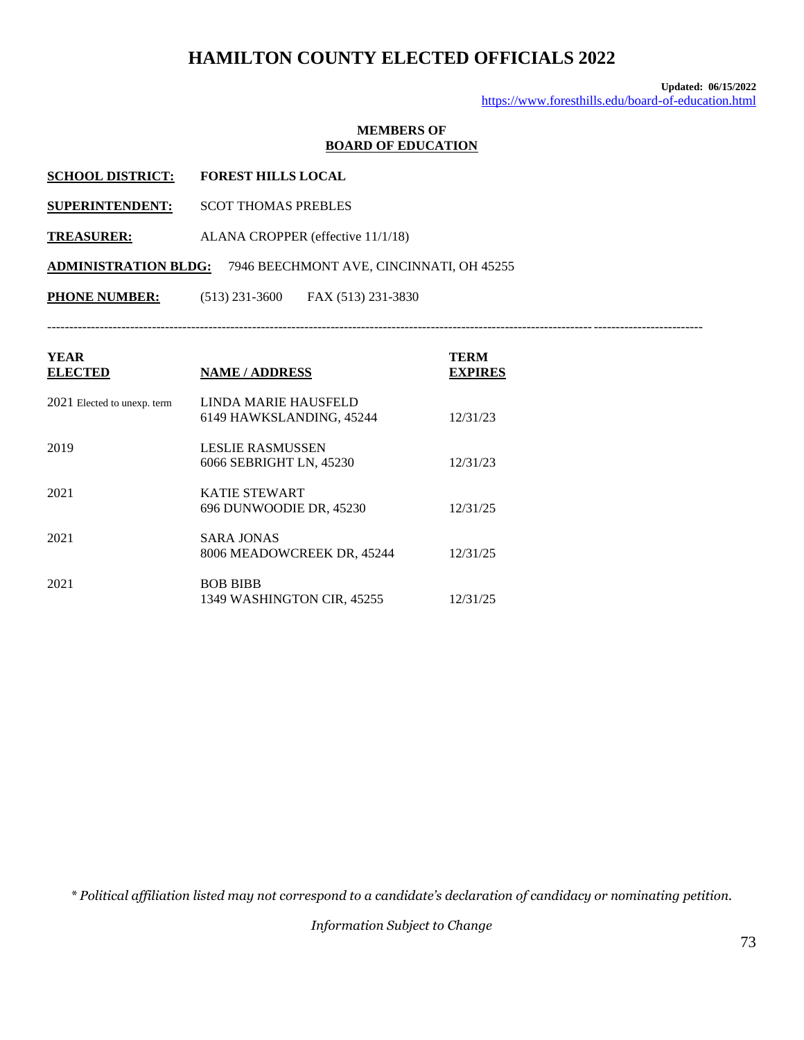# HAMILTON COUNTY ELECTED OFFICIALS 2022

**Updated: 06/15/2022**
https://www.foresthills.edu/board-of-education.html

**MEMBERS OF**
**BOARD OF EDUCATION**

**SCHOOL DISTRICT:** **FOREST HILLS LOCAL**

**SUPERINTENDENT:** SCOT THOMAS PREBLES

**TREASURER:** ALANA CROPPER (effective 11/1/18)

**ADMINISTRATION BLDG:** 7946 BEECHMONT AVE, CINCINNATI, OH 45255

**PHONE NUMBER:** (513) 231-3600 FAX (513) 231-3830

---

| YEAR ELECTED | NAME / ADDRESS | TERM EXPIRES |
|---|---|---|
| 2021 Elected to unexp. term | LINDA MARIE HAUSFELD<br>6149 HAWKSLANDING, 45244 | 12/31/23 |
| 2019 | LESLIE RASMUSSEN<br>6066 SEBRIGHT LN, 45230 | 12/31/23 |
| 2021 | KATIE STEWART<br>696 DUNWOODIE DR, 45230 | 12/31/25 |
| 2021 | SARA JONAS<br>8006 MEADOWCREEK DR, 45244 | 12/31/25 |
| 2021 | BOB BIBB<br>1349 WASHINGTON CIR, 45255 | 12/31/25 |

*\* Political affiliation listed may not correspond to a candidate's declaration of candidacy or nominating petition.*

*Information Subject to Change*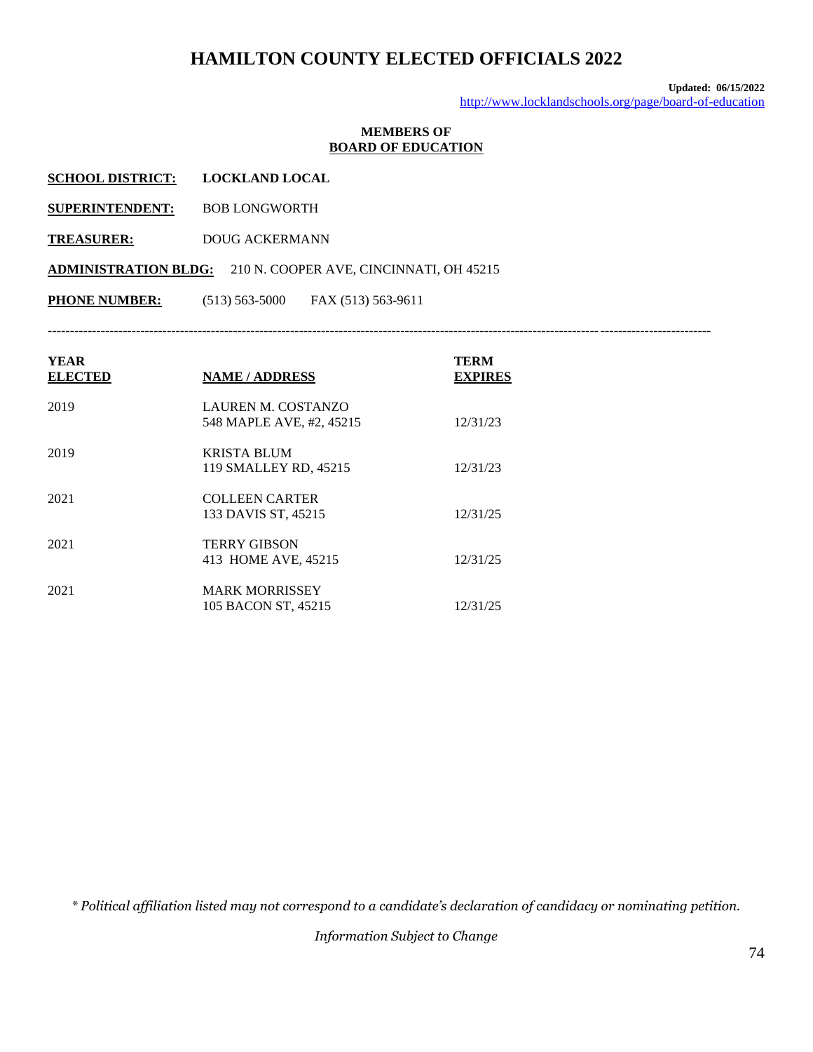# HAMILTON COUNTY ELECTED OFFICIALS 2022

**Updated: 06/15/2022**
http://www.locklandschools.org/page/board-of-education

**MEMBERS OF**
**BOARD OF EDUCATION**

**SCHOOL DISTRICT:** **LOCKLAND LOCAL**

**SUPERINTENDENT:** BOB LONGWORTH

**TREASURER:** DOUG ACKERMANN

**ADMINISTRATION BLDG:** 210 N. COOPER AVE, CINCINNATI, OH 45215

**PHONE NUMBER:** (513) 563-5000 FAX (513) 563-9611

---

| YEAR ELECTED | NAME / ADDRESS | TERM EXPIRES |
|---|---|---|
| 2019 | LAUREN M. COSTANZO<br>548 MAPLE AVE, #2, 45215 | 12/31/23 |
| 2019 | KRISTA BLUM<br>119 SMALLEY RD, 45215 | 12/31/23 |
| 2021 | COLLEEN CARTER<br>133 DAVIS ST, 45215 | 12/31/25 |
| 2021 | TERRY GIBSON<br>413 HOME AVE, 45215 | 12/31/25 |
| 2021 | MARK MORRISSEY<br>105 BACON ST, 45215 | 12/31/25 |

*\* Political affiliation listed may not correspond to a candidate's declaration of candidacy or nominating petition.*

*Information Subject to Change*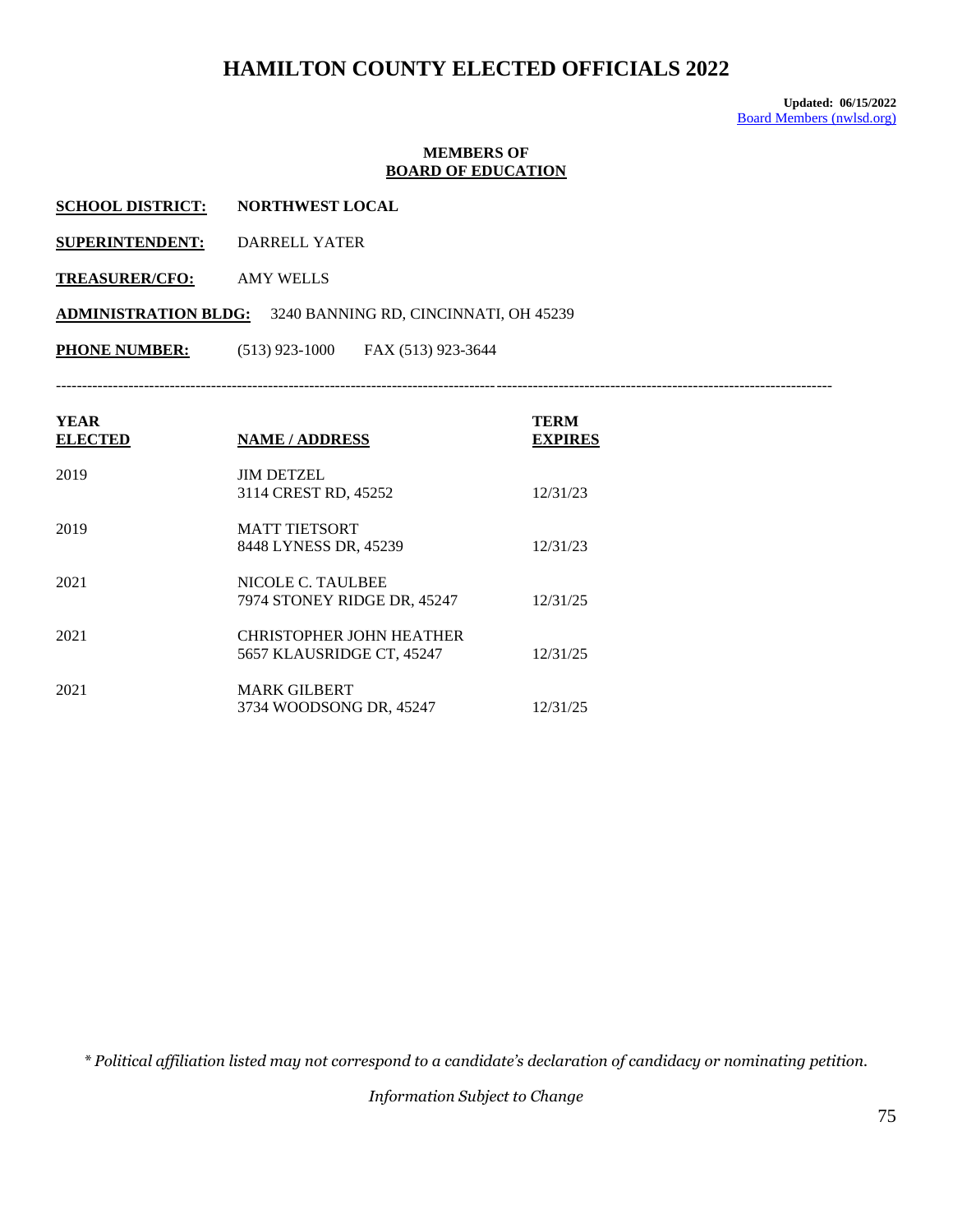# HAMILTON COUNTY ELECTED OFFICIALS 2022

**Updated: 06/15/2022**
Board Members (nwlsd.org)

## MEMBERS OF BOARD OF EDUCATION

**SCHOOL DISTRICT:** **NORTHWEST LOCAL**

**SUPERINTENDENT:** DARRELL YATER

**TREASURER/CFO:** AMY WELLS

**ADMINISTRATION BLDG:** 3240 BANNING RD, CINCINNATI, OH 45239

**PHONE NUMBER:** (513) 923-1000 FAX (513) 923-3644

---

| YEAR ELECTED | NAME / ADDRESS | TERM EXPIRES |
|---|---|---|
| 2019 | JIM DETZEL<br>3114 CREST RD, 45252 | 12/31/23 |
| 2019 | MATT TIETSORT<br>8448 LYNESS DR, 45239 | 12/31/23 |
| 2021 | NICOLE C. TAULBEE<br>7974 STONEY RIDGE DR, 45247 | 12/31/25 |
| 2021 | CHRISTOPHER JOHN HEATHER<br>5657 KLAUSRIDGE CT, 45247 | 12/31/25 |
| 2021 | MARK GILBERT<br>3734 WOODSONG DR, 45247 | 12/31/25 |

*\* Political affiliation listed may not correspond to a candidate's declaration of candidacy or nominating petition.*

*Information Subject to Change*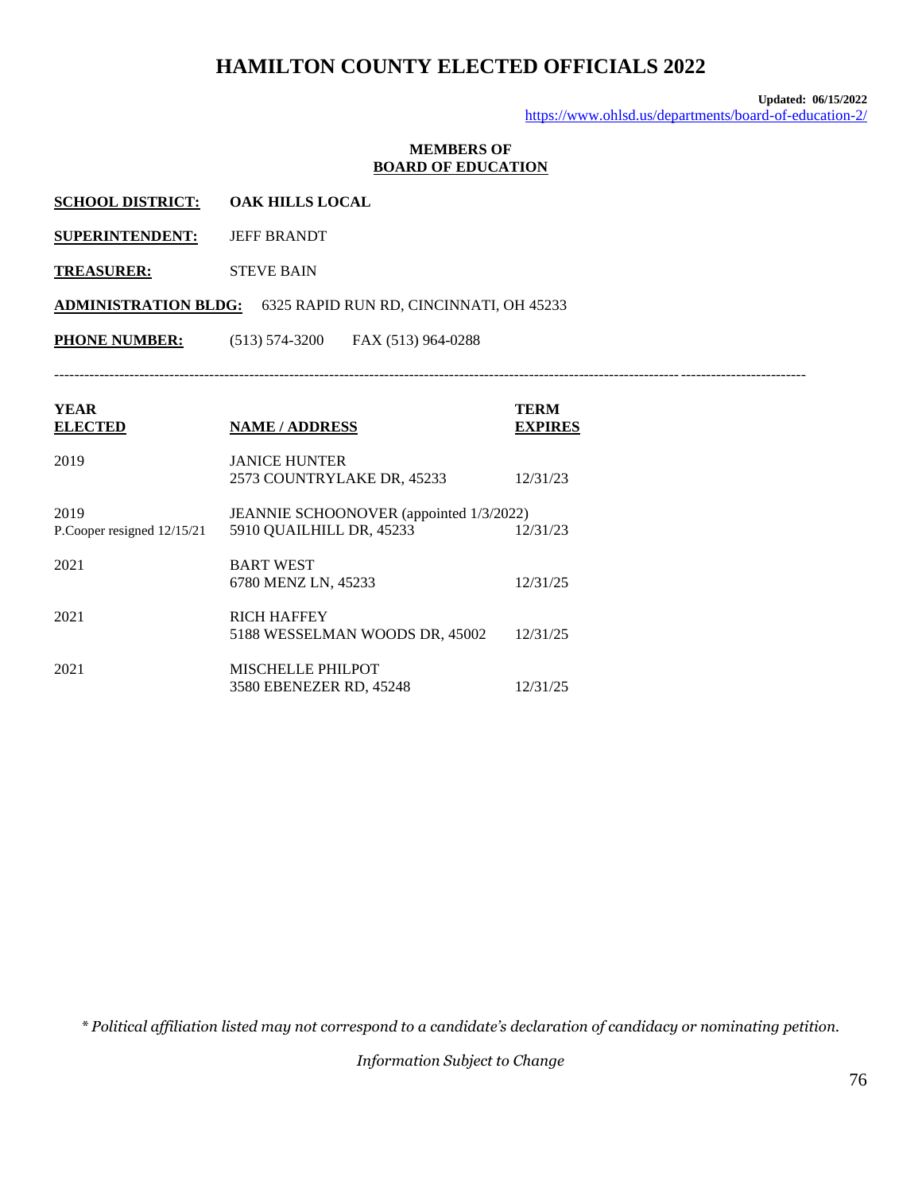# HAMILTON COUNTY ELECTED OFFICIALS 2022

**Updated: 06/15/2022**
https://www.ohlsd.us/departments/board-of-education-2/

**MEMBERS OF**
**BOARD OF EDUCATION**

**SCHOOL DISTRICT:** **OAK HILLS LOCAL**

**SUPERINTENDENT:** JEFF BRANDT

**TREASURER:** STEVE BAIN

**ADMINISTRATION BLDG:** 6325 RAPID RUN RD, CINCINNATI, OH 45233

**PHONE NUMBER:** (513) 574-3200 FAX (513) 964-0288

---

| YEAR ELECTED | NAME / ADDRESS | TERM EXPIRES |
|---|---|---|
| 2019 | JANICE HUNTER<br>2573 COUNTRYLAKE DR, 45233 | 12/31/23 |
| 2019<br>P.Cooper resigned 12/15/21 | JEANNIE SCHOONOVER (appointed 1/3/2022)<br>5910 QUAILHILL DR, 45233 | 12/31/23 |
| 2021 | BART WEST<br>6780 MENZ LN, 45233 | 12/31/25 |
| 2021 | RICH HAFFEY<br>5188 WESSELMAN WOODS DR, 45002 | 12/31/25 |
| 2021 | MISCHELLE PHILPOT<br>3580 EBENEZER RD, 45248 | 12/31/25 |

*\* Political affiliation listed may not correspond to a candidate's declaration of candidacy or nominating petition.*

*Information Subject to Change*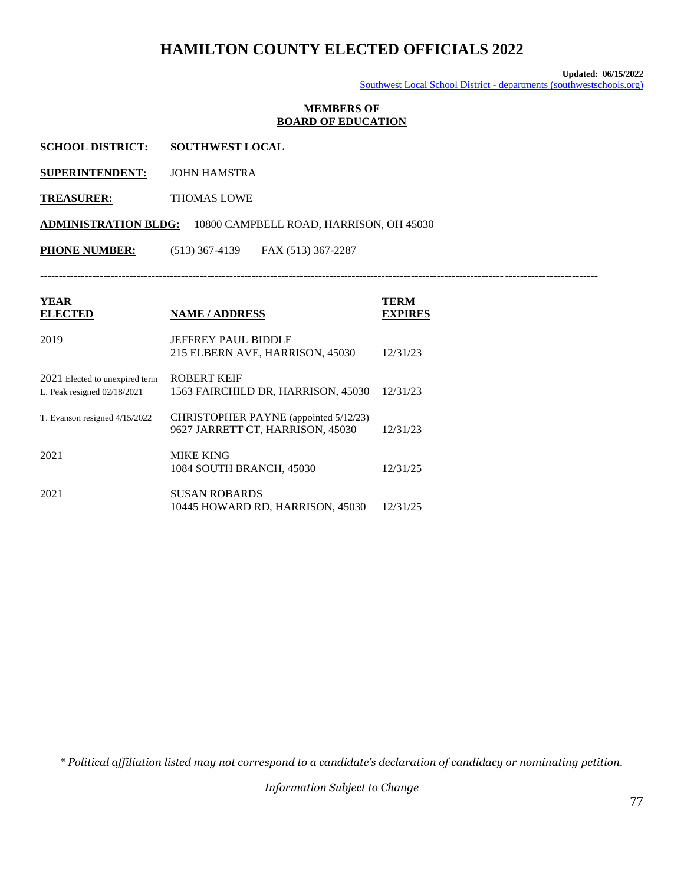# HAMILTON COUNTY ELECTED OFFICIALS 2022

**Updated: 06/15/2022**
Southwest Local School District - departments (southwestschools.org)

**MEMBERS OF**
**BOARD OF EDUCATION**

**SCHOOL DISTRICT:** **SOUTHWEST LOCAL**

**SUPERINTENDENT:** JOHN HAMSTRA

**TREASURER:** THOMAS LOWE

**ADMINISTRATION BLDG:** 10800 CAMPBELL ROAD, HARRISON, OH 45030

**PHONE NUMBER:** (513) 367-4139 FAX (513) 367-2287

---

| YEAR ELECTED | NAME / ADDRESS | TERM EXPIRES |
|---|---|---|
| 2019 | JEFFREY PAUL BIDDLE<br>215 ELBERN AVE, HARRISON, 45030 | 12/31/23 |
| 2021 Elected to unexpired term<br>L. Peak resigned 02/18/2021 | ROBERT KEIF<br>1563 FAIRCHILD DR, HARRISON, 45030 | 12/31/23 |
| T. Evanson resigned 4/15/2022 | CHRISTOPHER PAYNE (appointed 5/12/23)<br>9627 JARRETT CT, HARRISON, 45030 | 12/31/23 |
| 2021 | MIKE KING<br>1084 SOUTH BRANCH, 45030 | 12/31/25 |
| 2021 | SUSAN ROBARDS<br>10445 HOWARD RD, HARRISON, 45030 | 12/31/25 |

*\* Political affiliation listed may not correspond to a candidate's declaration of candidacy or nominating petition.*

*Information Subject to Change*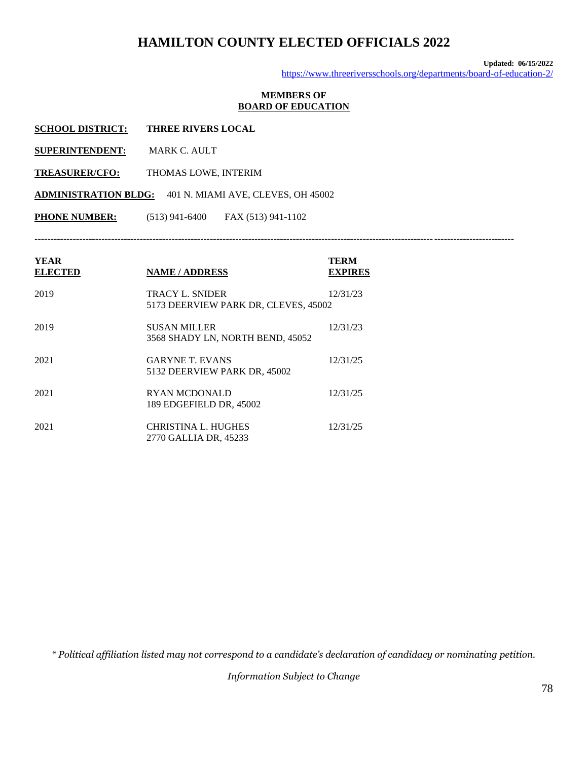# HAMILTON COUNTY ELECTED OFFICIALS 2022

**Updated: 06/15/2022**
https://www.threeriversschools.org/departments/board-of-education-2/

**MEMBERS OF**
**BOARD OF EDUCATION**

**SCHOOL DISTRICT:** **THREE RIVERS LOCAL**

**SUPERINTENDENT:** MARK C. AULT

**TREASURER/CFO:** THOMAS LOWE, INTERIM

**ADMINISTRATION BLDG:** 401 N. MIAMI AVE, CLEVES, OH 45002

**PHONE NUMBER:** (513) 941-6400 FAX (513) 941-1102

---

| YEAR ELECTED | NAME / ADDRESS | TERM EXPIRES |
|---|---|---|
| 2019 | TRACY L. SNIDER<br>5173 DEERVIEW PARK DR, CLEVES, 45002 | 12/31/23 |
| 2019 | SUSAN MILLER<br>3568 SHADY LN, NORTH BEND, 45052 | 12/31/23 |
| 2021 | GARYNE T. EVANS<br>5132 DEERVIEW PARK DR, 45002 | 12/31/25 |
| 2021 | RYAN MCDONALD<br>189 EDGEFIELD DR, 45002 | 12/31/25 |
| 2021 | CHRISTINA L. HUGHES<br>2770 GALLIA DR, 45233 | 12/31/25 |

*\* Political affiliation listed may not correspond to a candidate's declaration of candidacy or nominating petition.*

*Information Subject to Change*